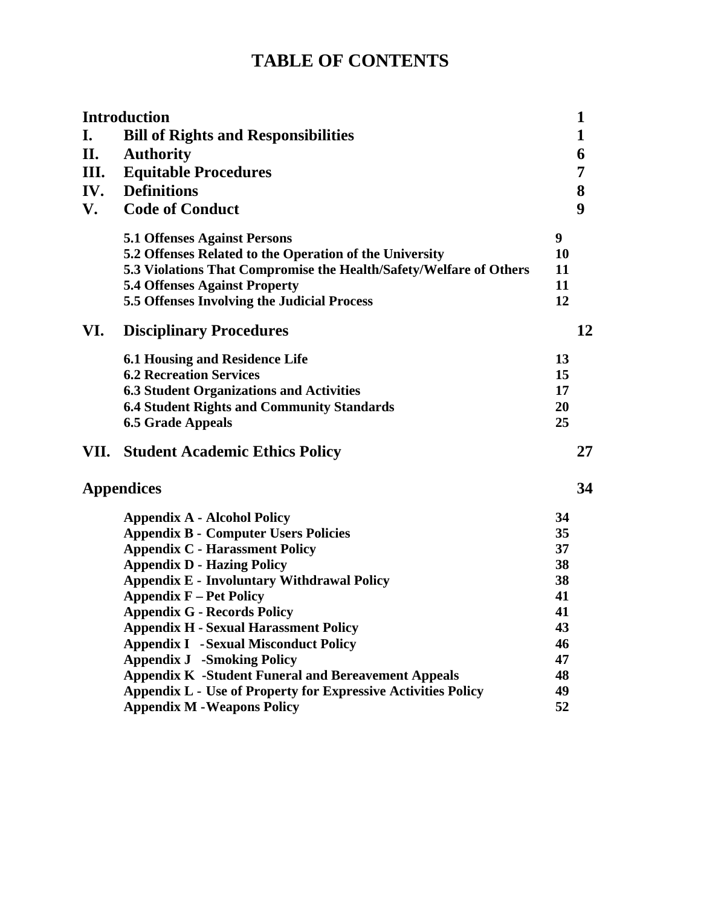# TABLE OF CONTENTS

| | | |
|---|---|---|
| | **Introduction** | **1** |
| **I.** | **Bill of Rights and Responsibilities** | **1** |
| **II.** | **Authority** | **6** |
| **III.** | **Equitable Procedures** | **7** |
| **IV.** | **Definitions** | **8** |
| **V.** | **Code of Conduct** | **9** |
| | **5.1 Offenses Against Persons** | **9** |
| | **5.2 Offenses Related to the Operation of the University** | **10** |
| | **5.3 Violations That Compromise the Health/Safety/Welfare of Others** | **11** |
| | **5.4 Offenses Against Property** | **11** |
| | **5.5 Offenses Involving the Judicial Process** | **12** |
| **VI.** | **Disciplinary Procedures** | **12** |
| | **6.1 Housing and Residence Life** | **13** |
| | **6.2 Recreation Services** | **15** |
| | **6.3 Student Organizations and Activities** | **17** |
| | **6.4 Student Rights and Community Standards** | **20** |
| | **6.5 Grade Appeals** | **25** |
| **VII.** | **Student Academic Ethics Policy** | **27** |
| | **Appendices** | **34** |
| | **Appendix A - Alcohol Policy** | **34** |
| | **Appendix B - Computer Users Policies** | **35** |
| | **Appendix C - Harassment Policy** | **37** |
| | **Appendix D - Hazing Policy** | **38** |
| | **Appendix E - Involuntary Withdrawal Policy** | **38** |
| | **Appendix F – Pet Policy** | **41** |
| | **Appendix G - Records Policy** | **41** |
| | **Appendix H - Sexual Harassment Policy** | **43** |
| | **Appendix I - Sexual Misconduct Policy** | **46** |
| | **Appendix J - Smoking Policy** | **47** |
| | **Appendix K - Student Funeral and Bereavement Appeals** | **48** |
| | **Appendix L - Use of Property for Expressive Activities Policy** | **49** |
| | **Appendix M - Weapons Policy** | **52** |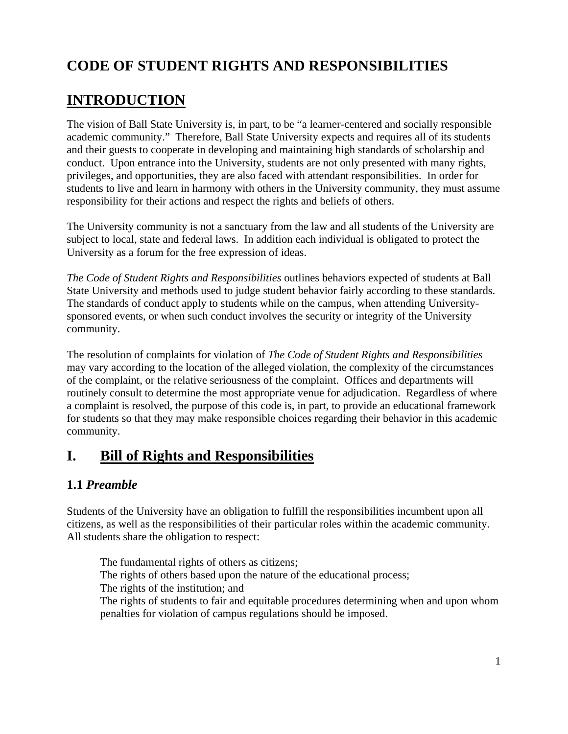# CODE OF STUDENT RIGHTS AND RESPONSIBILITIES

# INTRODUCTION

The vision of Ball State University is, in part, to be "a learner-centered and socially responsible academic community." Therefore, Ball State University expects and requires all of its students and their guests to cooperate in developing and maintaining high standards of scholarship and conduct. Upon entrance into the University, students are not only presented with many rights, privileges, and opportunities, they are also faced with attendant responsibilities. In order for students to live and learn in harmony with others in the University community, they must assume responsibility for their actions and respect the rights and beliefs of others.

The University community is not a sanctuary from the law and all students of the University are subject to local, state and federal laws. In addition each individual is obligated to protect the University as a forum for the free expression of ideas.

*The Code of Student Rights and Responsibilities* outlines behaviors expected of students at Ball State University and methods used to judge student behavior fairly according to these standards. The standards of conduct apply to students while on the campus, when attending University-sponsored events, or when such conduct involves the security or integrity of the University community.

The resolution of complaints for violation of *The Code of Student Rights and Responsibilities* may vary according to the location of the alleged violation, the complexity of the circumstances of the complaint, or the relative seriousness of the complaint. Offices and departments will routinely consult to determine the most appropriate venue for adjudication. Regardless of where a complaint is resolved, the purpose of this code is, in part, to provide an educational framework for students so that they may make responsible choices regarding their behavior in this academic community.

## I. Bill of Rights and Responsibilities

### 1.1 *Preamble*

Students of the University have an obligation to fulfill the responsibilities incumbent upon all citizens, as well as the responsibilities of their particular roles within the academic community. All students share the obligation to respect:

The fundamental rights of others as citizens;
The rights of others based upon the nature of the educational process;
The rights of the institution; and
The rights of students to fair and equitable procedures determining when and upon whom penalties for violation of campus regulations should be imposed.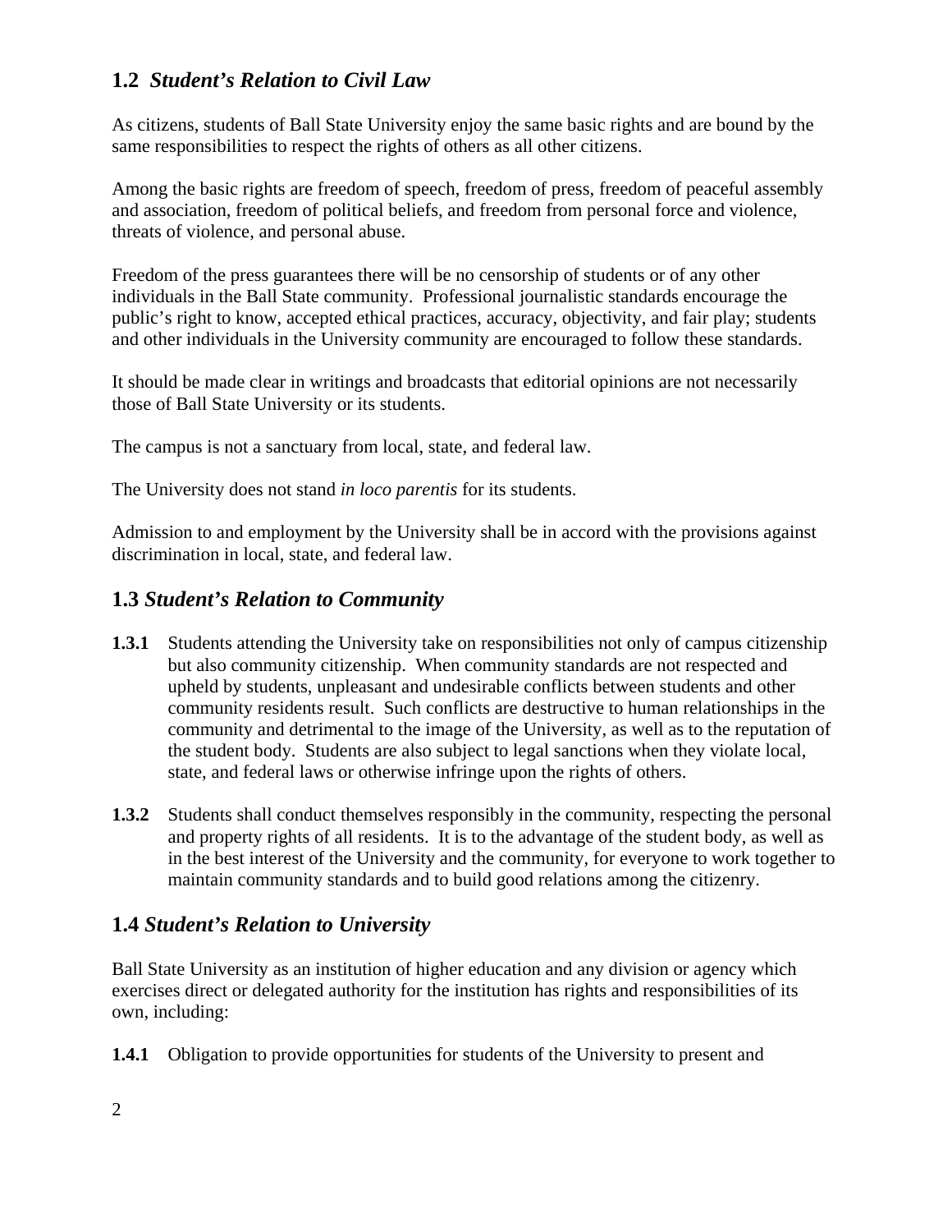## 1.2 *Student's Relation to Civil Law*

As citizens, students of Ball State University enjoy the same basic rights and are bound by the same responsibilities to respect the rights of others as all other citizens.

Among the basic rights are freedom of speech, freedom of press, freedom of peaceful assembly and association, freedom of political beliefs, and freedom from personal force and violence, threats of violence, and personal abuse.

Freedom of the press guarantees there will be no censorship of students or of any other individuals in the Ball State community. Professional journalistic standards encourage the public's right to know, accepted ethical practices, accuracy, objectivity, and fair play; students and other individuals in the University community are encouraged to follow these standards.

It should be made clear in writings and broadcasts that editorial opinions are not necessarily those of Ball State University or its students.

The campus is not a sanctuary from local, state, and federal law.

The University does not stand *in loco parentis* for its students.

Admission to and employment by the University shall be in accord with the provisions against discrimination in local, state, and federal law.

## 1.3 *Student's Relation to Community*

**1.3.1** Students attending the University take on responsibilities not only of campus citizenship but also community citizenship. When community standards are not respected and upheld by students, unpleasant and undesirable conflicts between students and other community residents result. Such conflicts are destructive to human relationships in the community and detrimental to the image of the University, as well as to the reputation of the student body. Students are also subject to legal sanctions when they violate local, state, and federal laws or otherwise infringe upon the rights of others.

**1.3.2** Students shall conduct themselves responsibly in the community, respecting the personal and property rights of all residents. It is to the advantage of the student body, as well as in the best interest of the University and the community, for everyone to work together to maintain community standards and to build good relations among the citizenry.

## 1.4 *Student's Relation to University*

Ball State University as an institution of higher education and any division or agency which exercises direct or delegated authority for the institution has rights and responsibilities of its own, including:

**1.4.1** Obligation to provide opportunities for students of the University to present and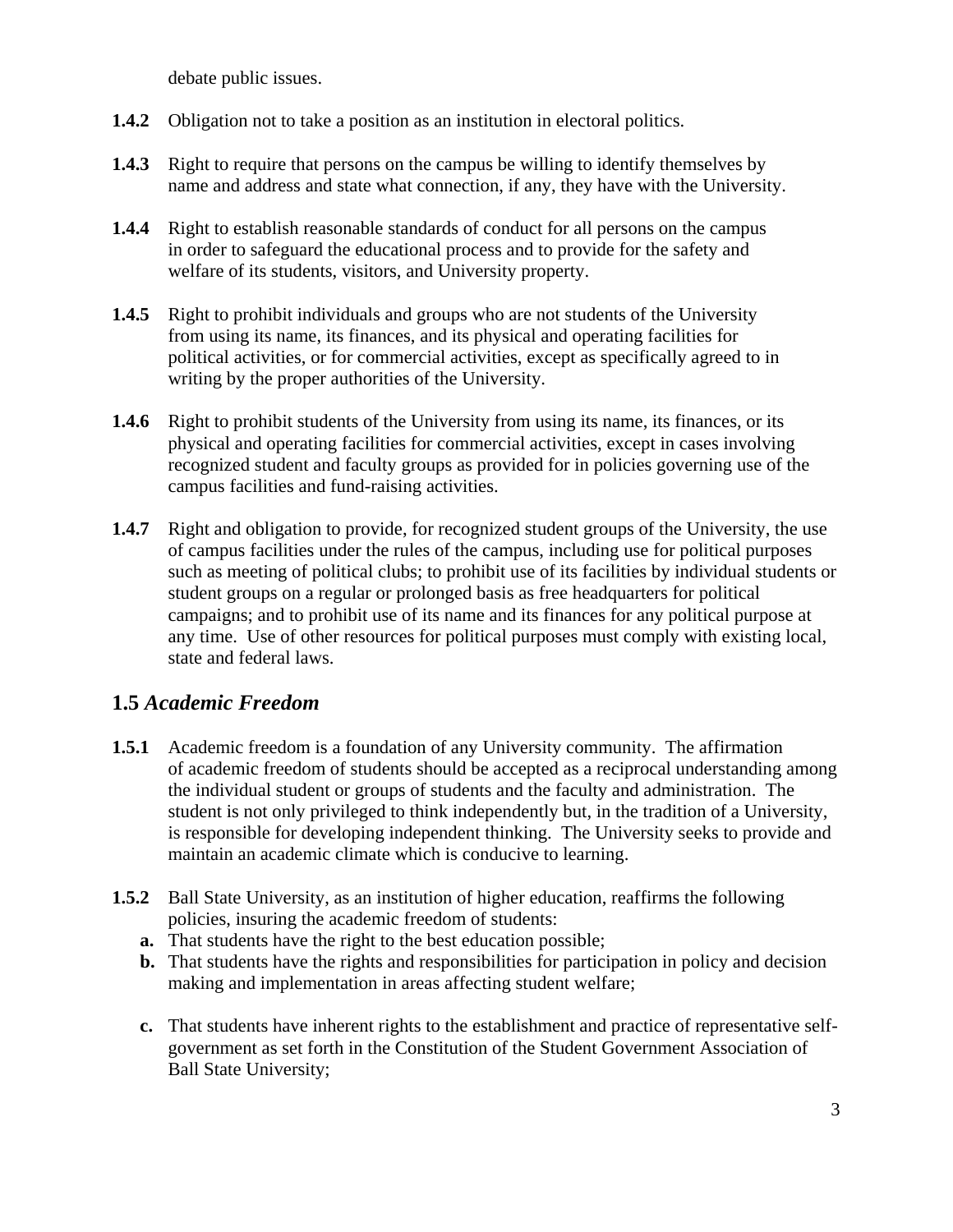debate public issues.

**1.4.2** Obligation not to take a position as an institution in electoral politics.

**1.4.3** Right to require that persons on the campus be willing to identify themselves by name and address and state what connection, if any, they have with the University.

**1.4.4** Right to establish reasonable standards of conduct for all persons on the campus in order to safeguard the educational process and to provide for the safety and welfare of its students, visitors, and University property.

**1.4.5** Right to prohibit individuals and groups who are not students of the University from using its name, its finances, and its physical and operating facilities for political activities, or for commercial activities, except as specifically agreed to in writing by the proper authorities of the University.

**1.4.6** Right to prohibit students of the University from using its name, its finances, or its physical and operating facilities for commercial activities, except in cases involving recognized student and faculty groups as provided for in policies governing use of the campus facilities and fund-raising activities.

**1.4.7** Right and obligation to provide, for recognized student groups of the University, the use of campus facilities under the rules of the campus, including use for political purposes such as meeting of political clubs; to prohibit use of its facilities by individual students or student groups on a regular or prolonged basis as free headquarters for political campaigns; and to prohibit use of its name and its finances for any political purpose at any time. Use of other resources for political purposes must comply with existing local, state and federal laws.

## 1.5 *Academic Freedom*

**1.5.1** Academic freedom is a foundation of any University community. The affirmation of academic freedom of students should be accepted as a reciprocal understanding among the individual student or groups of students and the faculty and administration. The student is not only privileged to think independently but, in the tradition of a University, is responsible for developing independent thinking. The University seeks to provide and maintain an academic climate which is conducive to learning.

**1.5.2** Ball State University, as an institution of higher education, reaffirms the following policies, insuring the academic freedom of students:

- **a.** That students have the right to the best education possible;
- **b.** That students have the rights and responsibilities for participation in policy and decision making and implementation in areas affecting student welfare;
- **c.** That students have inherent rights to the establishment and practice of representative self-government as set forth in the Constitution of the Student Government Association of Ball State University;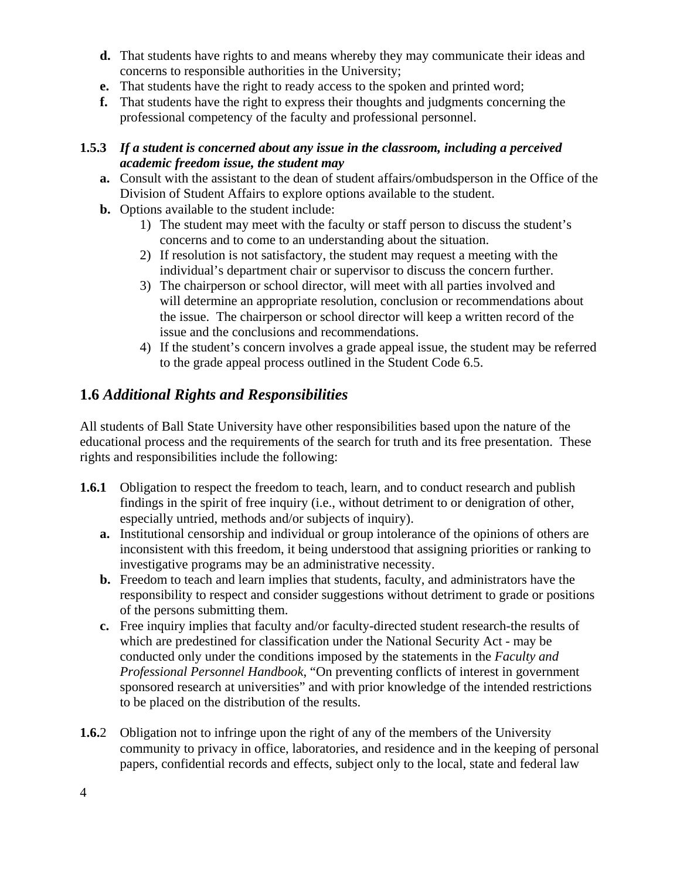**d.** That students have rights to and means whereby they may communicate their ideas and concerns to responsible authorities in the University;

**e.** That students have the right to ready access to the spoken and printed word;

**f.** That students have the right to express their thoughts and judgments concerning the professional competency of the faculty and professional personnel.

**1.5.3** ***If a student is concerned about any issue in the classroom, including a perceived academic freedom issue, the student may***

**a.** Consult with the assistant to the dean of student affairs/ombudsperson in the Office of the Division of Student Affairs to explore options available to the student.

**b.** Options available to the student include:

1) The student may meet with the faculty or staff person to discuss the student's concerns and to come to an understanding about the situation.
2) If resolution is not satisfactory, the student may request a meeting with the individual's department chair or supervisor to discuss the concern further.
3) The chairperson or school director, will meet with all parties involved and will determine an appropriate resolution, conclusion or recommendations about the issue. The chairperson or school director will keep a written record of the issue and the conclusions and recommendations.
4) If the student's concern involves a grade appeal issue, the student may be referred to the grade appeal process outlined in the Student Code 6.5.

## 1.6 *Additional Rights and Responsibilities*

All students of Ball State University have other responsibilities based upon the nature of the educational process and the requirements of the search for truth and its free presentation. These rights and responsibilities include the following:

**1.6.1** Obligation to respect the freedom to teach, learn, and to conduct research and publish findings in the spirit of free inquiry (i.e., without detriment to or denigration of other, especially untried, methods and/or subjects of inquiry).

**a.** Institutional censorship and individual or group intolerance of the opinions of others are inconsistent with this freedom, it being understood that assigning priorities or ranking to investigative programs may be an administrative necessity.

**b.** Freedom to teach and learn implies that students, faculty, and administrators have the responsibility to respect and consider suggestions without detriment to grade or positions of the persons submitting them.

**c.** Free inquiry implies that faculty and/or faculty-directed student research-the results of which are predestined for classification under the National Security Act - may be conducted only under the conditions imposed by the statements in the *Faculty and Professional Personnel Handbook*, "On preventing conflicts of interest in government sponsored research at universities" and with prior knowledge of the intended restrictions to be placed on the distribution of the results.

**1.6.**2 Obligation not to infringe upon the right of any of the members of the University community to privacy in office, laboratories, and residence and in the keeping of personal papers, confidential records and effects, subject only to the local, state and federal law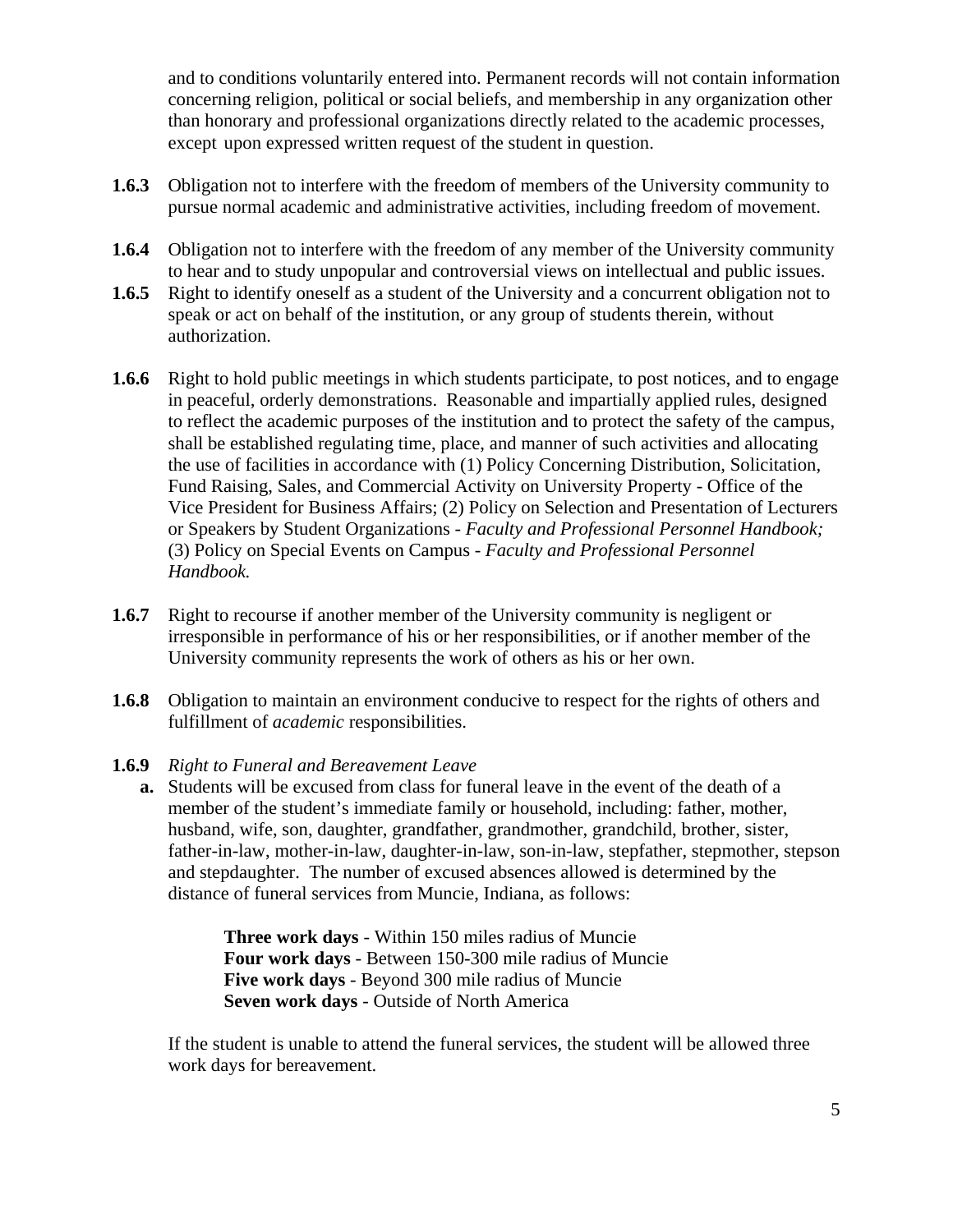and to conditions voluntarily entered into. Permanent records will not contain information concerning religion, political or social beliefs, and membership in any organization other than honorary and professional organizations directly related to the academic processes, except upon expressed written request of the student in question.

**1.6.3** Obligation not to interfere with the freedom of members of the University community to pursue normal academic and administrative activities, including freedom of movement.

**1.6.4** Obligation not to interfere with the freedom of any member of the University community to hear and to study unpopular and controversial views on intellectual and public issues.

**1.6.5** Right to identify oneself as a student of the University and a concurrent obligation not to speak or act on behalf of the institution, or any group of students therein, without authorization.

**1.6.6** Right to hold public meetings in which students participate, to post notices, and to engage in peaceful, orderly demonstrations. Reasonable and impartially applied rules, designed to reflect the academic purposes of the institution and to protect the safety of the campus, shall be established regulating time, place, and manner of such activities and allocating the use of facilities in accordance with (1) Policy Concerning Distribution, Solicitation, Fund Raising, Sales, and Commercial Activity on University Property - Office of the Vice President for Business Affairs; (2) Policy on Selection and Presentation of Lecturers or Speakers by Student Organizations - *Faculty and Professional Personnel Handbook;* (3) Policy on Special Events on Campus - *Faculty and Professional Personnel Handbook.*

**1.6.7** Right to recourse if another member of the University community is negligent or irresponsible in performance of his or her responsibilities, or if another member of the University community represents the work of others as his or her own.

**1.6.8** Obligation to maintain an environment conducive to respect for the rights of others and fulfillment of *academic* responsibilities.

**1.6.9** *Right to Funeral and Bereavement Leave*

**a.** Students will be excused from class for funeral leave in the event of the death of a member of the student's immediate family or household, including: father, mother, husband, wife, son, daughter, grandfather, grandmother, grandchild, brother, sister, father-in-law, mother-in-law, daughter-in-law, son-in-law, stepfather, stepmother, stepson and stepdaughter. The number of excused absences allowed is determined by the distance of funeral services from Muncie, Indiana, as follows:

**Three work days** - Within 150 miles radius of Muncie
**Four work days** - Between 150-300 mile radius of Muncie
**Five work days** - Beyond 300 mile radius of Muncie
**Seven work days** - Outside of North America

If the student is unable to attend the funeral services, the student will be allowed three work days for bereavement.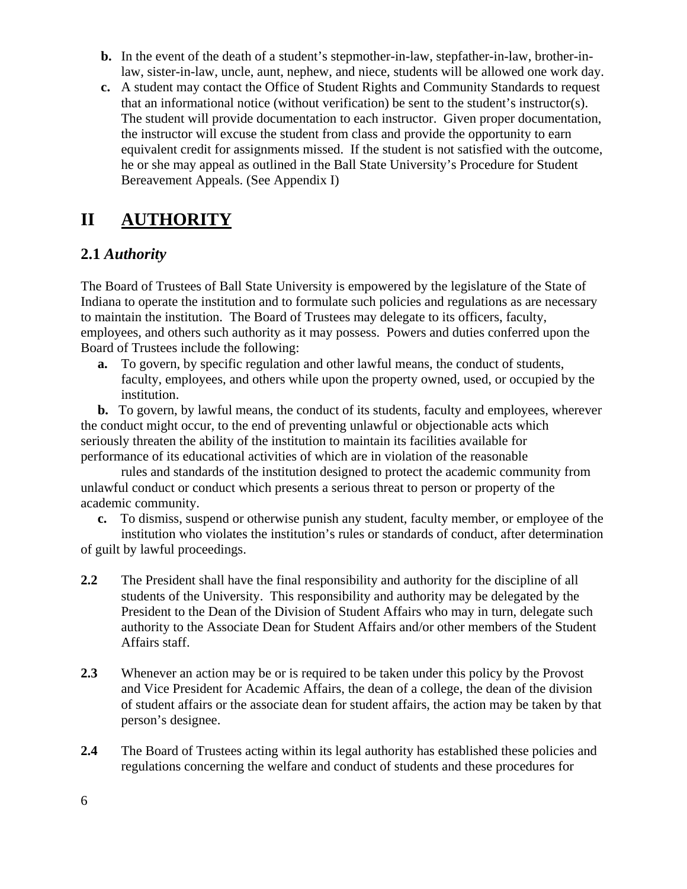b. In the event of the death of a student's stepmother-in-law, stepfather-in-law, brother-in-law, sister-in-law, uncle, aunt, nephew, and niece, students will be allowed one work day.

c. A student may contact the Office of Student Rights and Community Standards to request that an informational notice (without verification) be sent to the student's instructor(s). The student will provide documentation to each instructor. Given proper documentation, the instructor will excuse the student from class and provide the opportunity to earn equivalent credit for assignments missed. If the student is not satisfied with the outcome, he or she may appeal as outlined in the Ball State University's Procedure for Student Bereavement Appeals. (See Appendix I)

# II AUTHORITY

## 2.1 *Authority*

The Board of Trustees of Ball State University is empowered by the legislature of the State of Indiana to operate the institution and to formulate such policies and regulations as are necessary to maintain the institution. The Board of Trustees may delegate to its officers, faculty, employees, and others such authority as it may possess. Powers and duties conferred upon the Board of Trustees include the following:

**a.** To govern, by specific regulation and other lawful means, the conduct of students, faculty, employees, and others while upon the property owned, used, or occupied by the institution.

**b.** To govern, by lawful means, the conduct of its students, faculty and employees, wherever the conduct might occur, to the end of preventing unlawful or objectionable acts which seriously threaten the ability of the institution to maintain its facilities available for performance of its educational activities of which are in violation of the reasonable rules and standards of the institution designed to protect the academic community from unlawful conduct or conduct which presents a serious threat to person or property of the academic community.

**c.** To dismiss, suspend or otherwise punish any student, faculty member, or employee of the institution who violates the institution's rules or standards of conduct, after determination of guilt by lawful proceedings.

**2.2** The President shall have the final responsibility and authority for the discipline of all students of the University. This responsibility and authority may be delegated by the President to the Dean of the Division of Student Affairs who may in turn, delegate such authority to the Associate Dean for Student Affairs and/or other members of the Student Affairs staff.

**2.3** Whenever an action may be or is required to be taken under this policy by the Provost and Vice President for Academic Affairs, the dean of a college, the dean of the division of student affairs or the associate dean for student affairs, the action may be taken by that person's designee.

**2.4** The Board of Trustees acting within its legal authority has established these policies and regulations concerning the welfare and conduct of students and these procedures for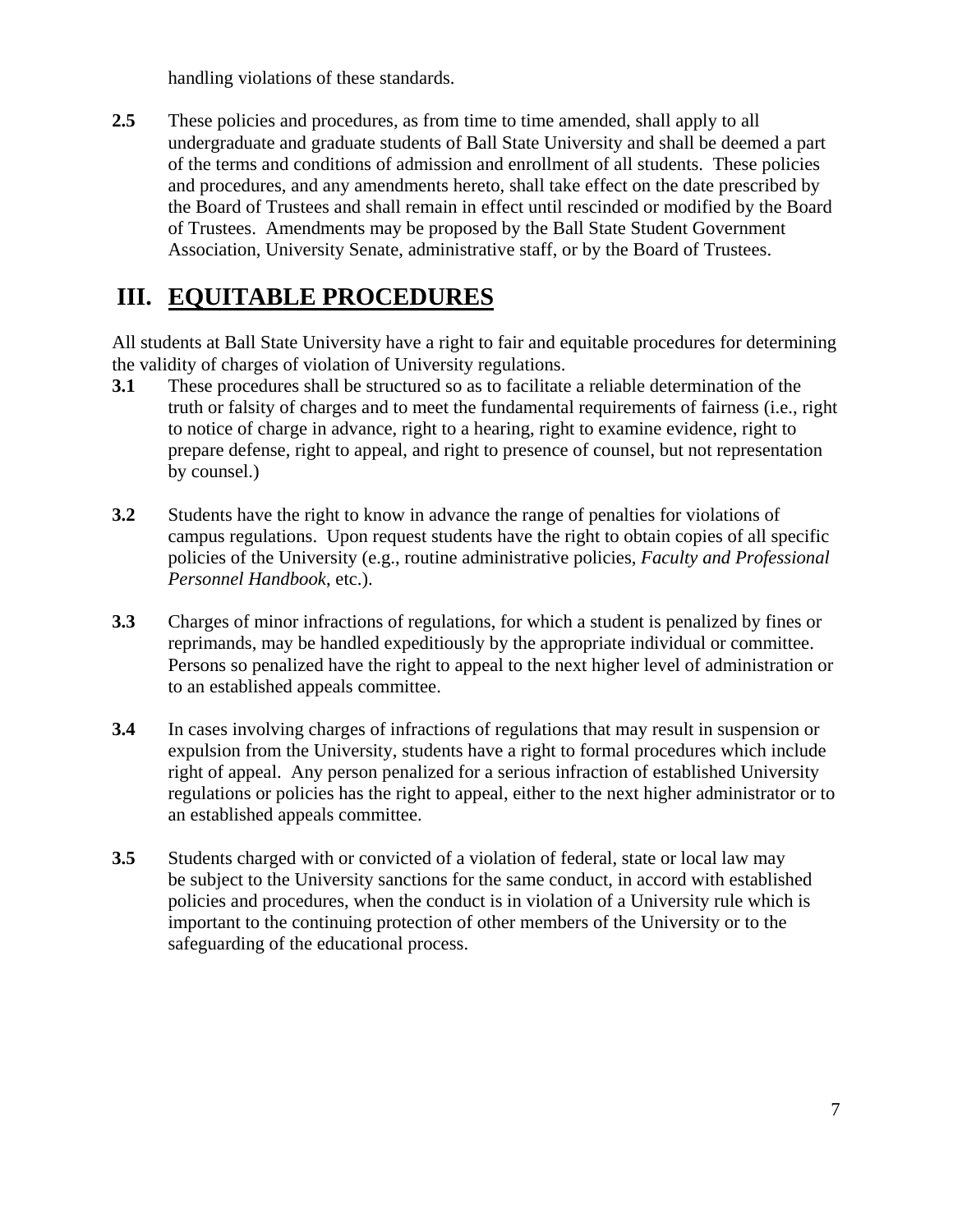handling violations of these standards.

**2.5** These policies and procedures, as from time to time amended, shall apply to all undergraduate and graduate students of Ball State University and shall be deemed a part of the terms and conditions of admission and enrollment of all students. These policies and procedures, and any amendments hereto, shall take effect on the date prescribed by the Board of Trustees and shall remain in effect until rescinded or modified by the Board of Trustees. Amendments may be proposed by the Ball State Student Government Association, University Senate, administrative staff, or by the Board of Trustees.

# III. EQUITABLE PROCEDURES

All students at Ball State University have a right to fair and equitable procedures for determining the validity of charges of violation of University regulations.

**3.1** These procedures shall be structured so as to facilitate a reliable determination of the truth or falsity of charges and to meet the fundamental requirements of fairness (i.e., right to notice of charge in advance, right to a hearing, right to examine evidence, right to prepare defense, right to appeal, and right to presence of counsel, but not representation by counsel.)

**3.2** Students have the right to know in advance the range of penalties for violations of campus regulations. Upon request students have the right to obtain copies of all specific policies of the University (e.g., routine administrative policies, *Faculty and Professional Personnel Handbook*, etc.).

**3.3** Charges of minor infractions of regulations, for which a student is penalized by fines or reprimands, may be handled expeditiously by the appropriate individual or committee. Persons so penalized have the right to appeal to the next higher level of administration or to an established appeals committee.

**3.4** In cases involving charges of infractions of regulations that may result in suspension or expulsion from the University, students have a right to formal procedures which include right of appeal. Any person penalized for a serious infraction of established University regulations or policies has the right to appeal, either to the next higher administrator or to an established appeals committee.

**3.5** Students charged with or convicted of a violation of federal, state or local law may be subject to the University sanctions for the same conduct, in accord with established policies and procedures, when the conduct is in violation of a University rule which is important to the continuing protection of other members of the University or to the safeguarding of the educational process.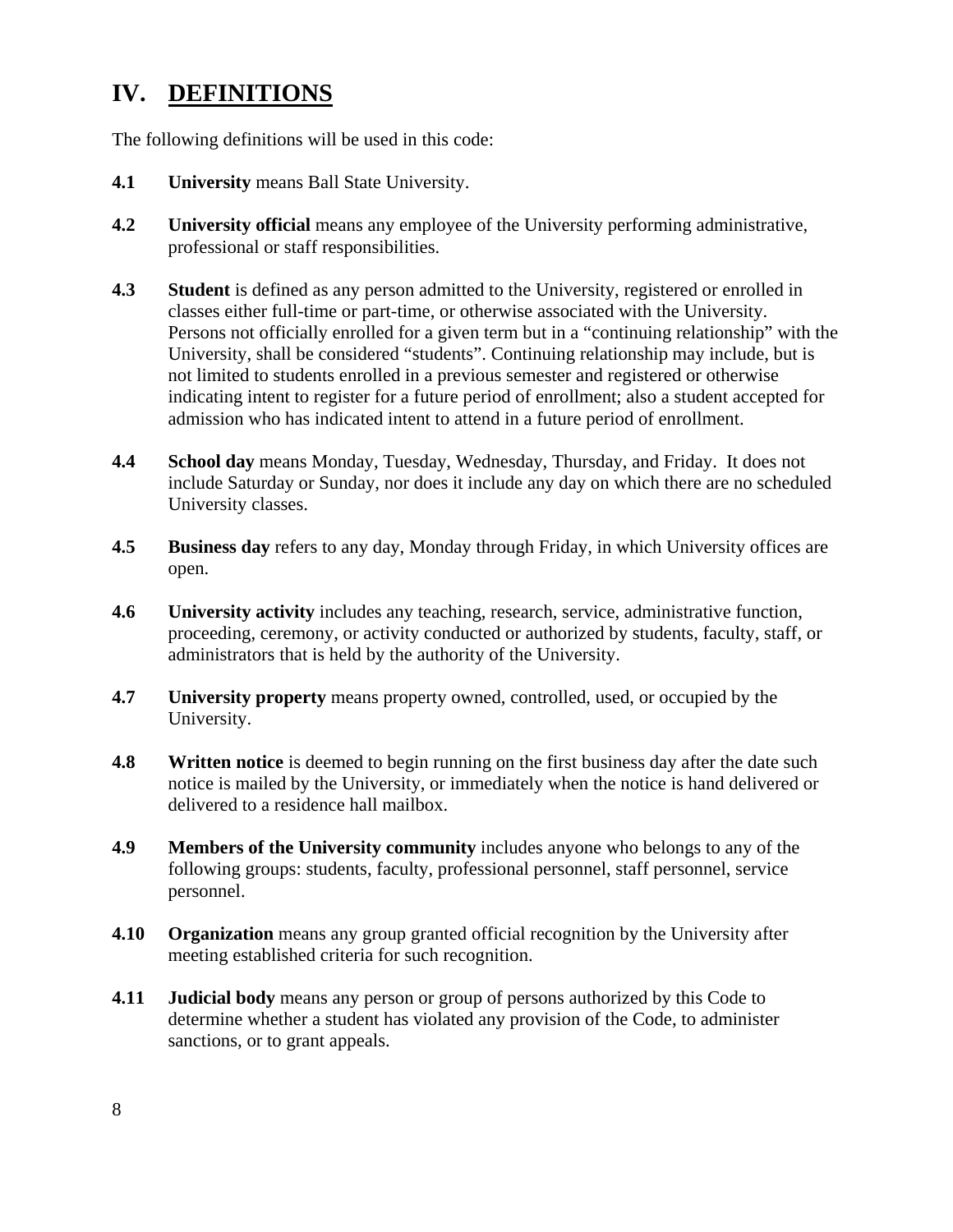# IV. DEFINITIONS

The following definitions will be used in this code:

**4.1** **University** means Ball State University.

**4.2** **University official** means any employee of the University performing administrative, professional or staff responsibilities.

**4.3** **Student** is defined as any person admitted to the University, registered or enrolled in classes either full-time or part-time, or otherwise associated with the University. Persons not officially enrolled for a given term but in a "continuing relationship" with the University, shall be considered "students". Continuing relationship may include, but is not limited to students enrolled in a previous semester and registered or otherwise indicating intent to register for a future period of enrollment; also a student accepted for admission who has indicated intent to attend in a future period of enrollment.

**4.4** **School day** means Monday, Tuesday, Wednesday, Thursday, and Friday. It does not include Saturday or Sunday, nor does it include any day on which there are no scheduled University classes.

**4.5** **Business day** refers to any day, Monday through Friday, in which University offices are open.

**4.6** **University activity** includes any teaching, research, service, administrative function, proceeding, ceremony, or activity conducted or authorized by students, faculty, staff, or administrators that is held by the authority of the University.

**4.7** **University property** means property owned, controlled, used, or occupied by the University.

**4.8** **Written notice** is deemed to begin running on the first business day after the date such notice is mailed by the University, or immediately when the notice is hand delivered or delivered to a residence hall mailbox.

**4.9** **Members of the University community** includes anyone who belongs to any of the following groups: students, faculty, professional personnel, staff personnel, service personnel.

**4.10** **Organization** means any group granted official recognition by the University after meeting established criteria for such recognition.

**4.11** **Judicial body** means any person or group of persons authorized by this Code to determine whether a student has violated any provision of the Code, to administer sanctions, or to grant appeals.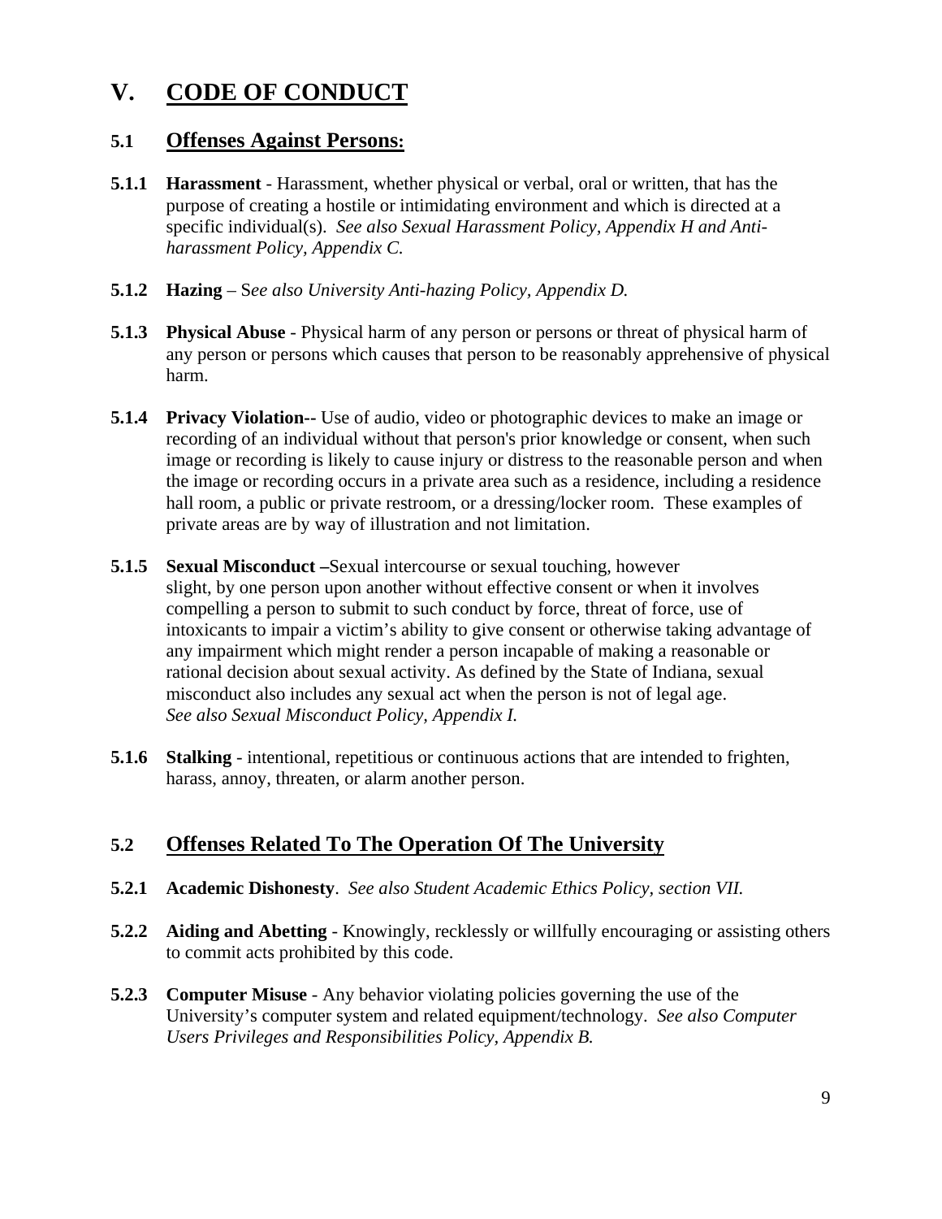# V. CODE OF CONDUCT

## 5.1 Offenses Against Persons:

**5.1.1 Harassment** - Harassment, whether physical or verbal, oral or written, that has the purpose of creating a hostile or intimidating environment and which is directed at a specific individual(s). *See also Sexual Harassment Policy, Appendix H and Anti-harassment Policy, Appendix C.*

**5.1.2 Hazing** – S*ee also University Anti-hazing Policy, Appendix D.*

**5.1.3 Physical Abuse** - Physical harm of any person or persons or threat of physical harm of any person or persons which causes that person to be reasonably apprehensive of physical harm.

**5.1.4 Privacy Violation--** Use of audio, video or photographic devices to make an image or recording of an individual without that person's prior knowledge or consent, when such image or recording is likely to cause injury or distress to the reasonable person and when the image or recording occurs in a private area such as a residence, including a residence hall room, a public or private restroom, or a dressing/locker room. These examples of private areas are by way of illustration and not limitation.

**5.1.5 Sexual Misconduct –**Sexual intercourse or sexual touching, however slight, by one person upon another without effective consent or when it involves compelling a person to submit to such conduct by force, threat of force, use of intoxicants to impair a victim's ability to give consent or otherwise taking advantage of any impairment which might render a person incapable of making a reasonable or rational decision about sexual activity. As defined by the State of Indiana, sexual misconduct also includes any sexual act when the person is not of legal age. *See also Sexual Misconduct Policy, Appendix I.*

**5.1.6 Stalking** - intentional, repetitious or continuous actions that are intended to frighten, harass, annoy, threaten, or alarm another person.

## 5.2 Offenses Related To The Operation Of The University

**5.2.1 Academic Dishonesty**. *See also Student Academic Ethics Policy, section VII.*

**5.2.2 Aiding and Abetting** - Knowingly, recklessly or willfully encouraging or assisting others to commit acts prohibited by this code.

**5.2.3 Computer Misuse** - Any behavior violating policies governing the use of the University's computer system and related equipment/technology. *See also Computer Users Privileges and Responsibilities Policy, Appendix B.*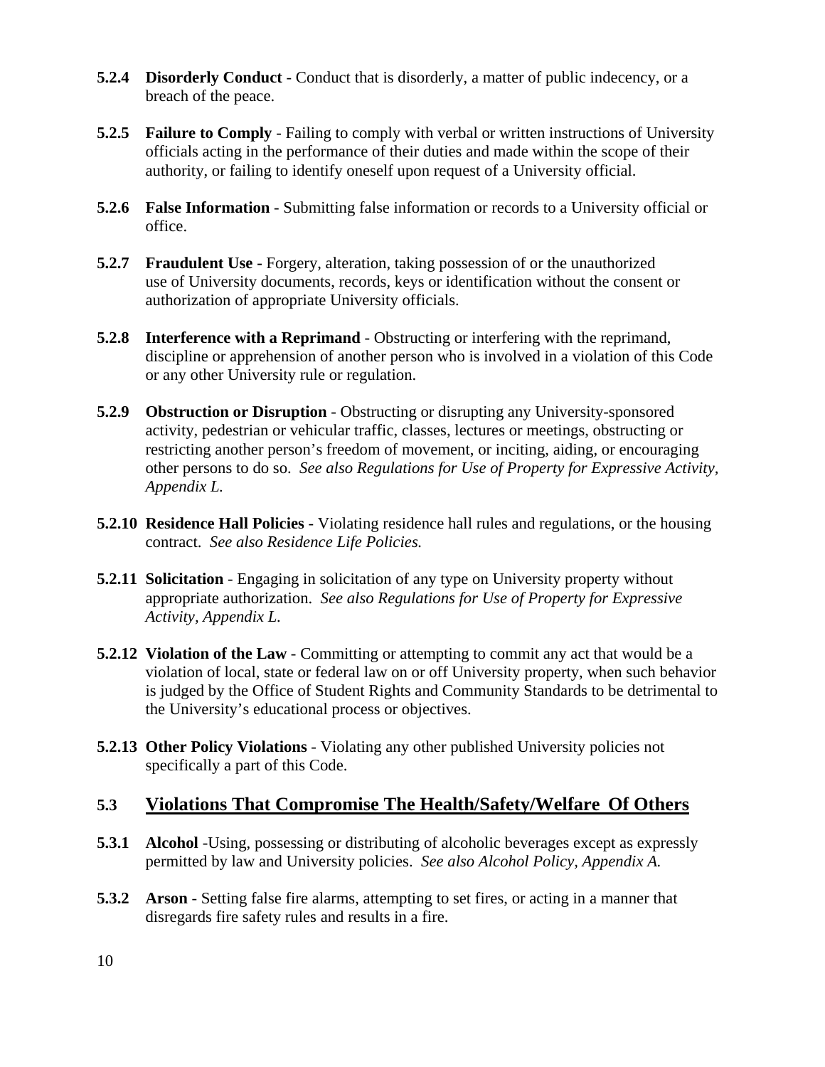**5.2.4 Disorderly Conduct** - Conduct that is disorderly, a matter of public indecency, or a breach of the peace.

**5.2.5 Failure to Comply** - Failing to comply with verbal or written instructions of University officials acting in the performance of their duties and made within the scope of their authority, or failing to identify oneself upon request of a University official.

**5.2.6 False Information** - Submitting false information or records to a University official or office.

**5.2.7 Fraudulent Use -** Forgery, alteration, taking possession of or the unauthorized use of University documents, records, keys or identification without the consent or authorization of appropriate University officials.

**5.2.8 Interference with a Reprimand** - Obstructing or interfering with the reprimand, discipline or apprehension of another person who is involved in a violation of this Code or any other University rule or regulation.

**5.2.9 Obstruction or Disruption** - Obstructing or disrupting any University-sponsored activity, pedestrian or vehicular traffic, classes, lectures or meetings, obstructing or restricting another person's freedom of movement, or inciting, aiding, or encouraging other persons to do so. *See also Regulations for Use of Property for Expressive Activity, Appendix L.*

**5.2.10 Residence Hall Policies** - Violating residence hall rules and regulations, or the housing contract. *See also Residence Life Policies.*

**5.2.11 Solicitation** - Engaging in solicitation of any type on University property without appropriate authorization. *See also Regulations for Use of Property for Expressive Activity, Appendix L.*

**5.2.12 Violation of the Law** - Committing or attempting to commit any act that would be a violation of local, state or federal law on or off University property, when such behavior is judged by the Office of Student Rights and Community Standards to be detrimental to the University's educational process or objectives.

**5.2.13 Other Policy Violations** - Violating any other published University policies not specifically a part of this Code.

## 5.3 Violations That Compromise The Health/Safety/Welfare Of Others

**5.3.1 Alcohol** -Using, possessing or distributing of alcoholic beverages except as expressly permitted by law and University policies. *See also Alcohol Policy, Appendix A.*

**5.3.2 Arson** - Setting false fire alarms, attempting to set fires, or acting in a manner that disregards fire safety rules and results in a fire.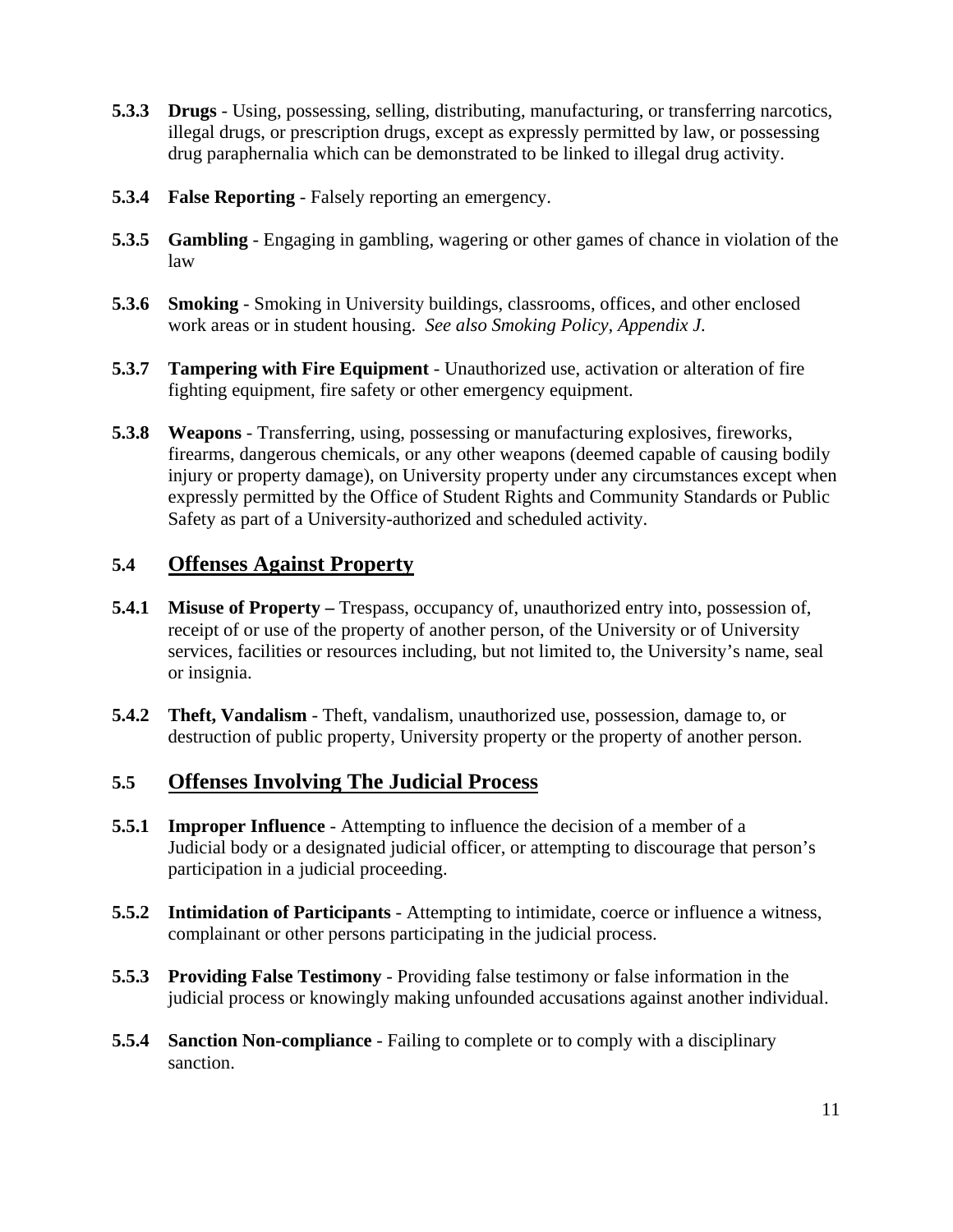**5.3.3 Drugs** - Using, possessing, selling, distributing, manufacturing, or transferring narcotics, illegal drugs, or prescription drugs, except as expressly permitted by law, or possessing drug paraphernalia which can be demonstrated to be linked to illegal drug activity.

**5.3.4 False Reporting** - Falsely reporting an emergency.

**5.3.5 Gambling** - Engaging in gambling, wagering or other games of chance in violation of the law

**5.3.6 Smoking** - Smoking in University buildings, classrooms, offices, and other enclosed work areas or in student housing. *See also Smoking Policy, Appendix J.*

**5.3.7 Tampering with Fire Equipment** - Unauthorized use, activation or alteration of fire fighting equipment, fire safety or other emergency equipment.

**5.3.8 Weapons** - Transferring, using, possessing or manufacturing explosives, fireworks, firearms, dangerous chemicals, or any other weapons (deemed capable of causing bodily injury or property damage), on University property under any circumstances except when expressly permitted by the Office of Student Rights and Community Standards or Public Safety as part of a University-authorized and scheduled activity.

## 5.4 Offenses Against Property

**5.4.1 Misuse of Property –** Trespass, occupancy of, unauthorized entry into, possession of, receipt of or use of the property of another person, of the University or of University services, facilities or resources including, but not limited to, the University's name, seal or insignia.

**5.4.2 Theft, Vandalism** - Theft, vandalism, unauthorized use, possession, damage to, or destruction of public property, University property or the property of another person.

## 5.5 Offenses Involving The Judicial Process

**5.5.1 Improper Influence** - Attempting to influence the decision of a member of a Judicial body or a designated judicial officer, or attempting to discourage that person's participation in a judicial proceeding.

**5.5.2 Intimidation of Participants** - Attempting to intimidate, coerce or influence a witness, complainant or other persons participating in the judicial process.

**5.5.3 Providing False Testimony** - Providing false testimony or false information in the judicial process or knowingly making unfounded accusations against another individual.

**5.5.4 Sanction Non-compliance** - Failing to complete or to comply with a disciplinary sanction.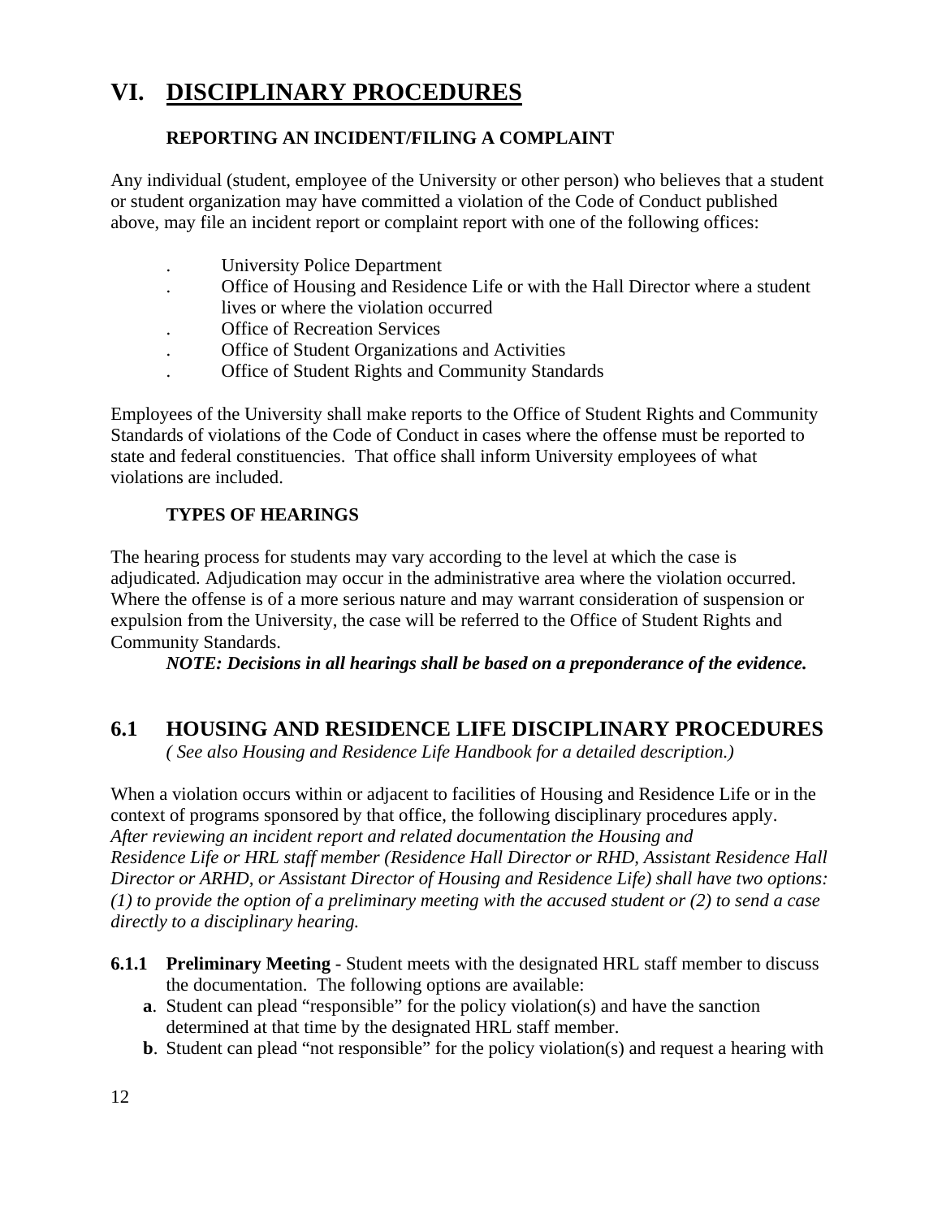# VI. DISCIPLINARY PROCEDURES

### REPORTING AN INCIDENT/FILING A COMPLAINT

Any individual (student, employee of the University or other person) who believes that a student or student organization may have committed a violation of the Code of Conduct published above, may file an incident report or complaint report with one of the following offices:

- University Police Department
- Office of Housing and Residence Life or with the Hall Director where a student lives or where the violation occurred
- Office of Recreation Services
- Office of Student Organizations and Activities
- Office of Student Rights and Community Standards

Employees of the University shall make reports to the Office of Student Rights and Community Standards of violations of the Code of Conduct in cases where the offense must be reported to state and federal constituencies. That office shall inform University employees of what violations are included.

### TYPES OF HEARINGS

The hearing process for students may vary according to the level at which the case is adjudicated. Adjudication may occur in the administrative area where the violation occurred. Where the offense is of a more serious nature and may warrant consideration of suspension or expulsion from the University, the case will be referred to the Office of Student Rights and Community Standards.

***NOTE: Decisions in all hearings shall be based on a preponderance of the evidence.***

## 6.1 HOUSING AND RESIDENCE LIFE DISCIPLINARY PROCEDURES

*( See also Housing and Residence Life Handbook for a detailed description.)*

When a violation occurs within or adjacent to facilities of Housing and Residence Life or in the context of programs sponsored by that office, the following disciplinary procedures apply. *After reviewing an incident report and related documentation the Housing and Residence Life or HRL staff member (Residence Hall Director or RHD, Assistant Residence Hall Director or ARHD, or Assistant Director of Housing and Residence Life) shall have two options: (1) to provide the option of a preliminary meeting with the accused student or (2) to send a case directly to a disciplinary hearing.*

**6.1.1 Preliminary Meeting** - Student meets with the designated HRL staff member to discuss the documentation. The following options are available:

**a**. Student can plead "responsible" for the policy violation(s) and have the sanction determined at that time by the designated HRL staff member.

**b**. Student can plead "not responsible" for the policy violation(s) and request a hearing with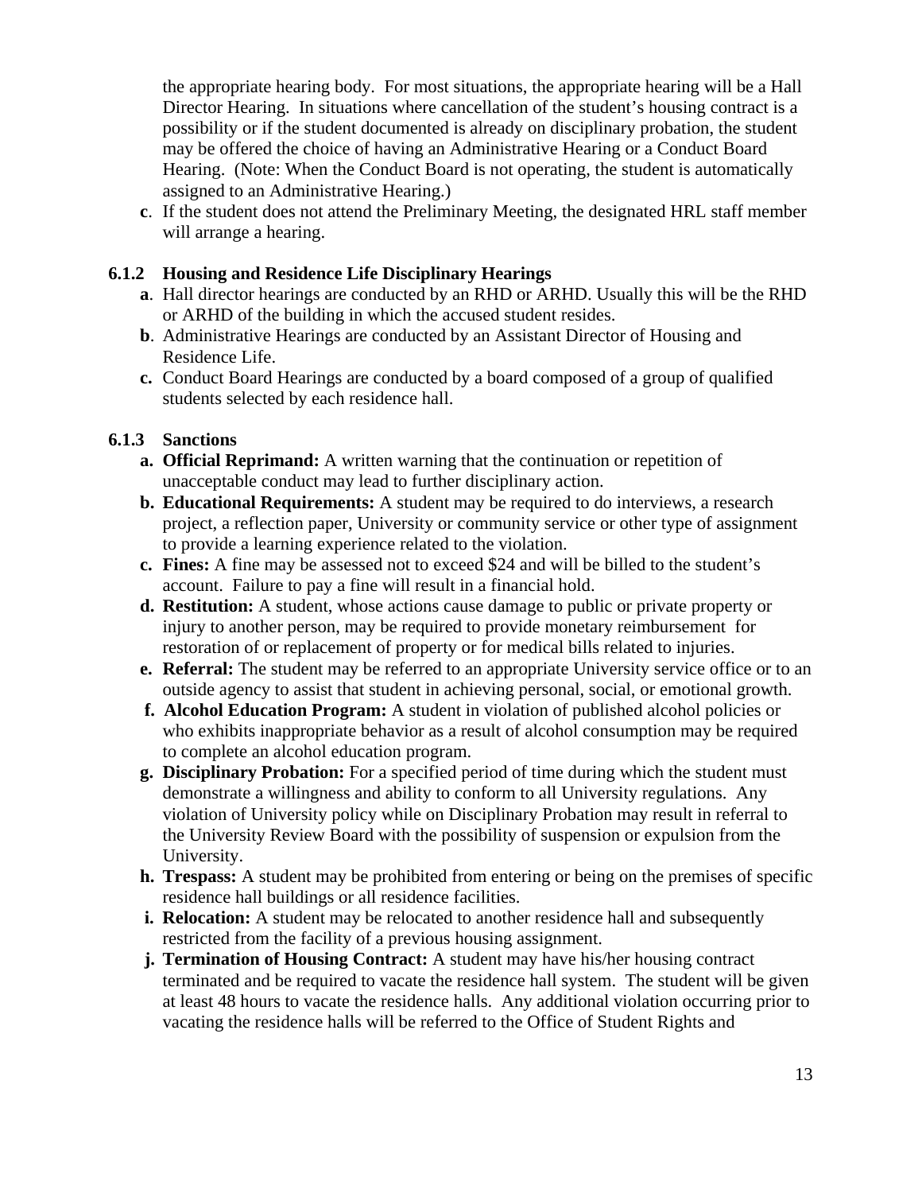the appropriate hearing body. For most situations, the appropriate hearing will be a Hall Director Hearing. In situations where cancellation of the student's housing contract is a possibility or if the student documented is already on disciplinary probation, the student may be offered the choice of having an Administrative Hearing or a Conduct Board Hearing. (Note: When the Conduct Board is not operating, the student is automatically assigned to an Administrative Hearing.)

**c**. If the student does not attend the Preliminary Meeting, the designated HRL staff member will arrange a hearing.

### 6.1.2 Housing and Residence Life Disciplinary Hearings

**a**. Hall director hearings are conducted by an RHD or ARHD. Usually this will be the RHD or ARHD of the building in which the accused student resides.

**b**. Administrative Hearings are conducted by an Assistant Director of Housing and Residence Life.

**c.** Conduct Board Hearings are conducted by a board composed of a group of qualified students selected by each residence hall.

### 6.1.3 Sanctions

**a. Official Reprimand:** A written warning that the continuation or repetition of unacceptable conduct may lead to further disciplinary action.

**b. Educational Requirements:** A student may be required to do interviews, a research project, a reflection paper, University or community service or other type of assignment to provide a learning experience related to the violation.

**c. Fines:** A fine may be assessed not to exceed $24 and will be billed to the student's account. Failure to pay a fine will result in a financial hold.

**d. Restitution:** A student, whose actions cause damage to public or private property or injury to another person, may be required to provide monetary reimbursement for restoration of or replacement of property or for medical bills related to injuries.

**e. Referral:** The student may be referred to an appropriate University service office or to an outside agency to assist that student in achieving personal, social, or emotional growth.

**f. Alcohol Education Program:** A student in violation of published alcohol policies or who exhibits inappropriate behavior as a result of alcohol consumption may be required to complete an alcohol education program.

**g. Disciplinary Probation:** For a specified period of time during which the student must demonstrate a willingness and ability to conform to all University regulations. Any violation of University policy while on Disciplinary Probation may result in referral to the University Review Board with the possibility of suspension or expulsion from the University.

**h. Trespass:** A student may be prohibited from entering or being on the premises of specific residence hall buildings or all residence facilities.

**i. Relocation:** A student may be relocated to another residence hall and subsequently restricted from the facility of a previous housing assignment.

**j. Termination of Housing Contract:** A student may have his/her housing contract terminated and be required to vacate the residence hall system. The student will be given at least 48 hours to vacate the residence halls. Any additional violation occurring prior to vacating the residence halls will be referred to the Office of Student Rights and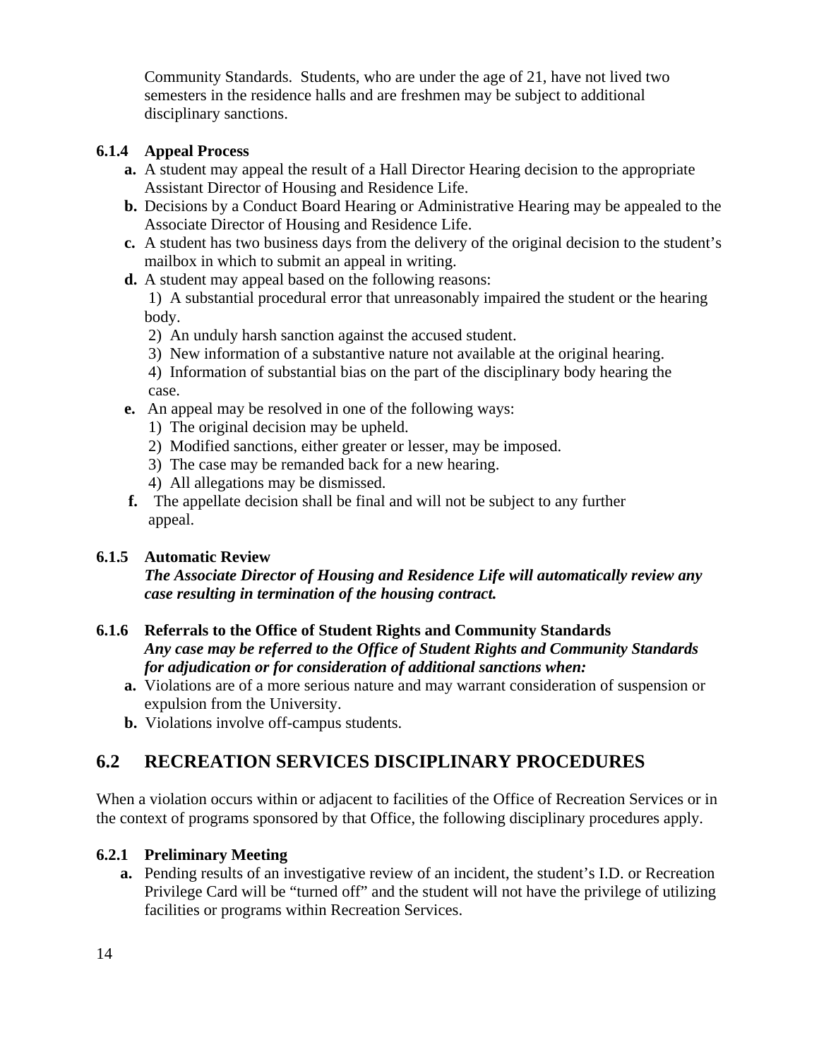Community Standards. Students, who are under the age of 21, have not lived two semesters in the residence halls and are freshmen may be subject to additional disciplinary sanctions.

### 6.1.4 Appeal Process

- **a.** A student may appeal the result of a Hall Director Hearing decision to the appropriate Assistant Director of Housing and Residence Life.
- **b.** Decisions by a Conduct Board Hearing or Administrative Hearing may be appealed to the Associate Director of Housing and Residence Life.
- **c.** A student has two business days from the delivery of the original decision to the student's mailbox in which to submit an appeal in writing.
- **d.** A student may appeal based on the following reasons:
  1) A substantial procedural error that unreasonably impaired the student or the hearing body.
  2) An unduly harsh sanction against the accused student.
  3) New information of a substantive nature not available at the original hearing.
  4) Information of substantial bias on the part of the disciplinary body hearing the case.
- **e.** An appeal may be resolved in one of the following ways:
  1) The original decision may be upheld.
  2) Modified sanctions, either greater or lesser, may be imposed.
  3) The case may be remanded back for a new hearing.
  4) All allegations may be dismissed.
- **f.** The appellate decision shall be final and will not be subject to any further appeal.

### 6.1.5 Automatic Review

***The Associate Director of Housing and Residence Life will automatically review any case resulting in termination of the housing contract.***

### 6.1.6 Referrals to the Office of Student Rights and Community Standards

***Any case may be referred to the Office of Student Rights and Community Standards for adjudication or for consideration of additional sanctions when:***

- **a.** Violations are of a more serious nature and may warrant consideration of suspension or expulsion from the University.
- **b.** Violations involve off-campus students.

## 6.2 RECREATION SERVICES DISCIPLINARY PROCEDURES

When a violation occurs within or adjacent to facilities of the Office of Recreation Services or in the context of programs sponsored by that Office, the following disciplinary procedures apply.

### 6.2.1 Preliminary Meeting

- **a.** Pending results of an investigative review of an incident, the student's I.D. or Recreation Privilege Card will be "turned off" and the student will not have the privilege of utilizing facilities or programs within Recreation Services.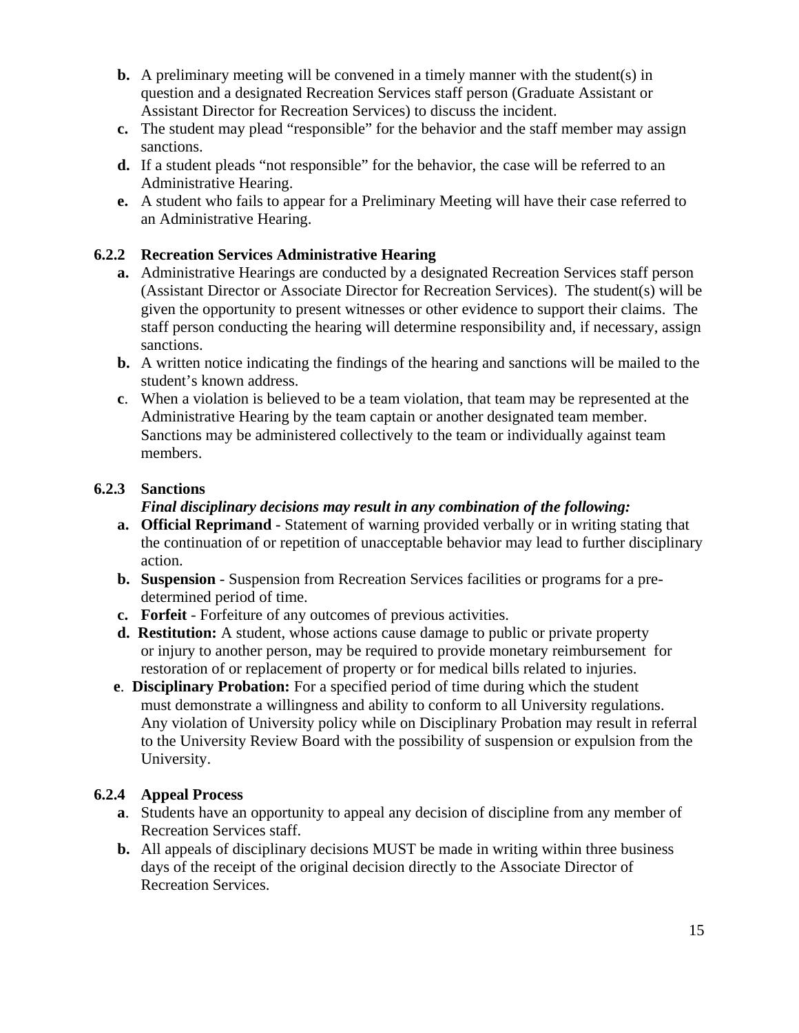b. A preliminary meeting will be convened in a timely manner with the student(s) in question and a designated Recreation Services staff person (Graduate Assistant or Assistant Director for Recreation Services) to discuss the incident.
c. The student may plead "responsible" for the behavior and the staff member may assign sanctions.
d. If a student pleads "not responsible" for the behavior, the case will be referred to an Administrative Hearing.
e. A student who fails to appear for a Preliminary Meeting will have their case referred to an Administrative Hearing.

### 6.2.2 Recreation Services Administrative Hearing

a. Administrative Hearings are conducted by a designated Recreation Services staff person (Assistant Director or Associate Director for Recreation Services). The student(s) will be given the opportunity to present witnesses or other evidence to support their claims. The staff person conducting the hearing will determine responsibility and, if necessary, assign sanctions.
b. A written notice indicating the findings of the hearing and sanctions will be mailed to the student's known address.
c. When a violation is believed to be a team violation, that team may be represented at the Administrative Hearing by the team captain or another designated team member. Sanctions may be administered collectively to the team or individually against team members.

### 6.2.3 Sanctions

***Final disciplinary decisions may result in any combination of the following:***

a. **Official Reprimand** - Statement of warning provided verbally or in writing stating that the continuation of or repetition of unacceptable behavior may lead to further disciplinary action.
b. **Suspension** - Suspension from Recreation Services facilities or programs for a pre-determined period of time.
c. **Forfeit** - Forfeiture of any outcomes of previous activities.
d. **Restitution:** A student, whose actions cause damage to public or private property or injury to another person, may be required to provide monetary reimbursement for restoration of or replacement of property or for medical bills related to injuries.
e. **Disciplinary Probation:** For a specified period of time during which the student must demonstrate a willingness and ability to conform to all University regulations. Any violation of University policy while on Disciplinary Probation may result in referral to the University Review Board with the possibility of suspension or expulsion from the University.

### 6.2.4 Appeal Process

a. Students have an opportunity to appeal any decision of discipline from any member of Recreation Services staff.
b. All appeals of disciplinary decisions MUST be made in writing within three business days of the receipt of the original decision directly to the Associate Director of Recreation Services.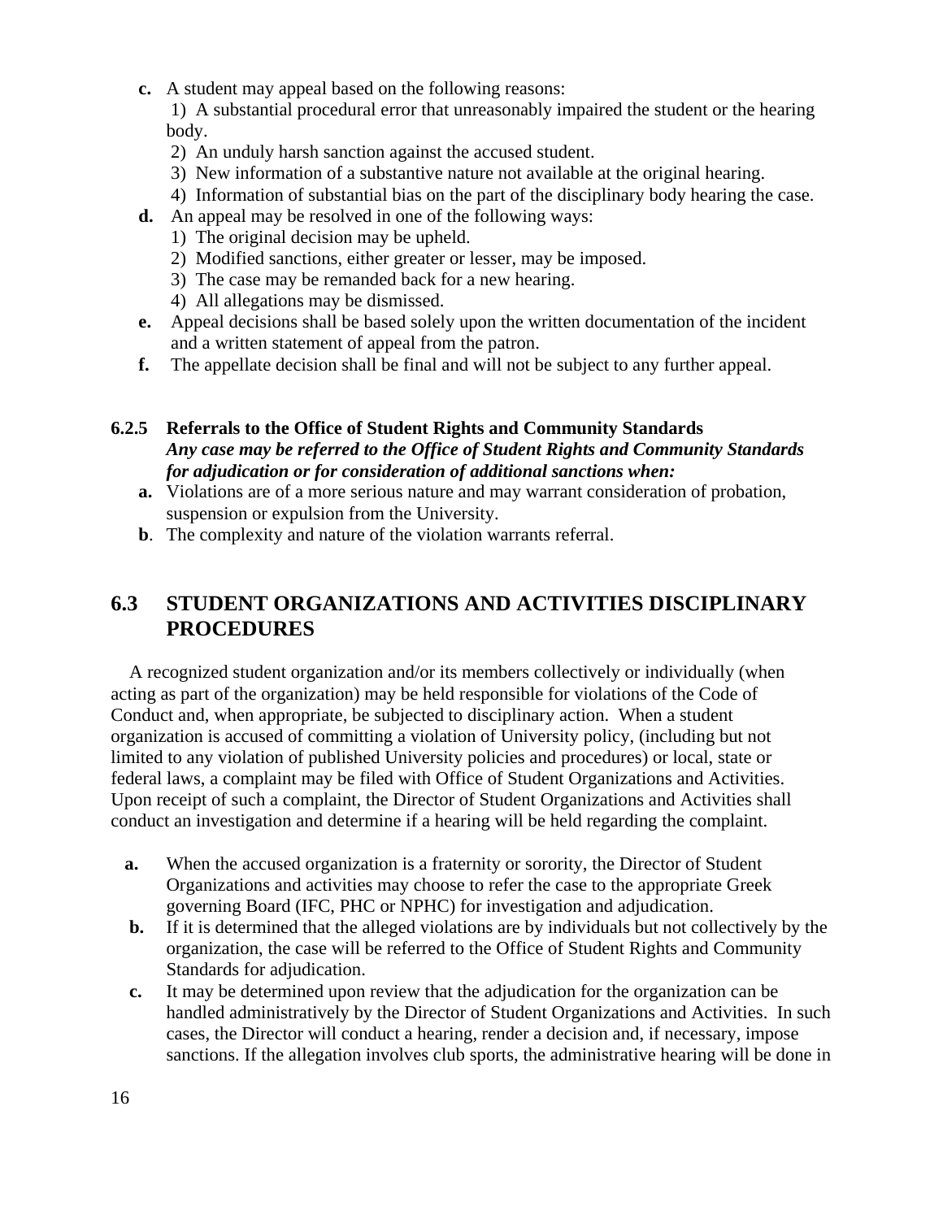**c.** A student may appeal based on the following reasons:

1) A substantial procedural error that unreasonably impaired the student or the hearing body.
2) An unduly harsh sanction against the accused student.
3) New information of a substantive nature not available at the original hearing.
4) Information of substantial bias on the part of the disciplinary body hearing the case.

**d.** An appeal may be resolved in one of the following ways:

1) The original decision may be upheld.
2) Modified sanctions, either greater or lesser, may be imposed.
3) The case may be remanded back for a new hearing.
4) All allegations may be dismissed.

**e.** Appeal decisions shall be based solely upon the written documentation of the incident and a written statement of appeal from the patron.

**f.** The appellate decision shall be final and will not be subject to any further appeal.

### 6.2.5 Referrals to the Office of Student Rights and Community Standards

***Any case may be referred to the Office of Student Rights and Community Standards for adjudication or for consideration of additional sanctions when:***

**a.** Violations are of a more serious nature and may warrant consideration of probation, suspension or expulsion from the University.

**b**. The complexity and nature of the violation warrants referral.

## 6.3 STUDENT ORGANIZATIONS AND ACTIVITIES DISCIPLINARY PROCEDURES

A recognized student organization and/or its members collectively or individually (when acting as part of the organization) may be held responsible for violations of the Code of Conduct and, when appropriate, be subjected to disciplinary action. When a student organization is accused of committing a violation of University policy, (including but not limited to any violation of published University policies and procedures) or local, state or federal laws, a complaint may be filed with Office of Student Organizations and Activities. Upon receipt of such a complaint, the Director of Student Organizations and Activities shall conduct an investigation and determine if a hearing will be held regarding the complaint.

**a.** When the accused organization is a fraternity or sorority, the Director of Student Organizations and activities may choose to refer the case to the appropriate Greek governing Board (IFC, PHC or NPHC) for investigation and adjudication.

**b.** If it is determined that the alleged violations are by individuals but not collectively by the organization, the case will be referred to the Office of Student Rights and Community Standards for adjudication.

**c.** It may be determined upon review that the adjudication for the organization can be handled administratively by the Director of Student Organizations and Activities. In such cases, the Director will conduct a hearing, render a decision and, if necessary, impose sanctions. If the allegation involves club sports, the administrative hearing will be done in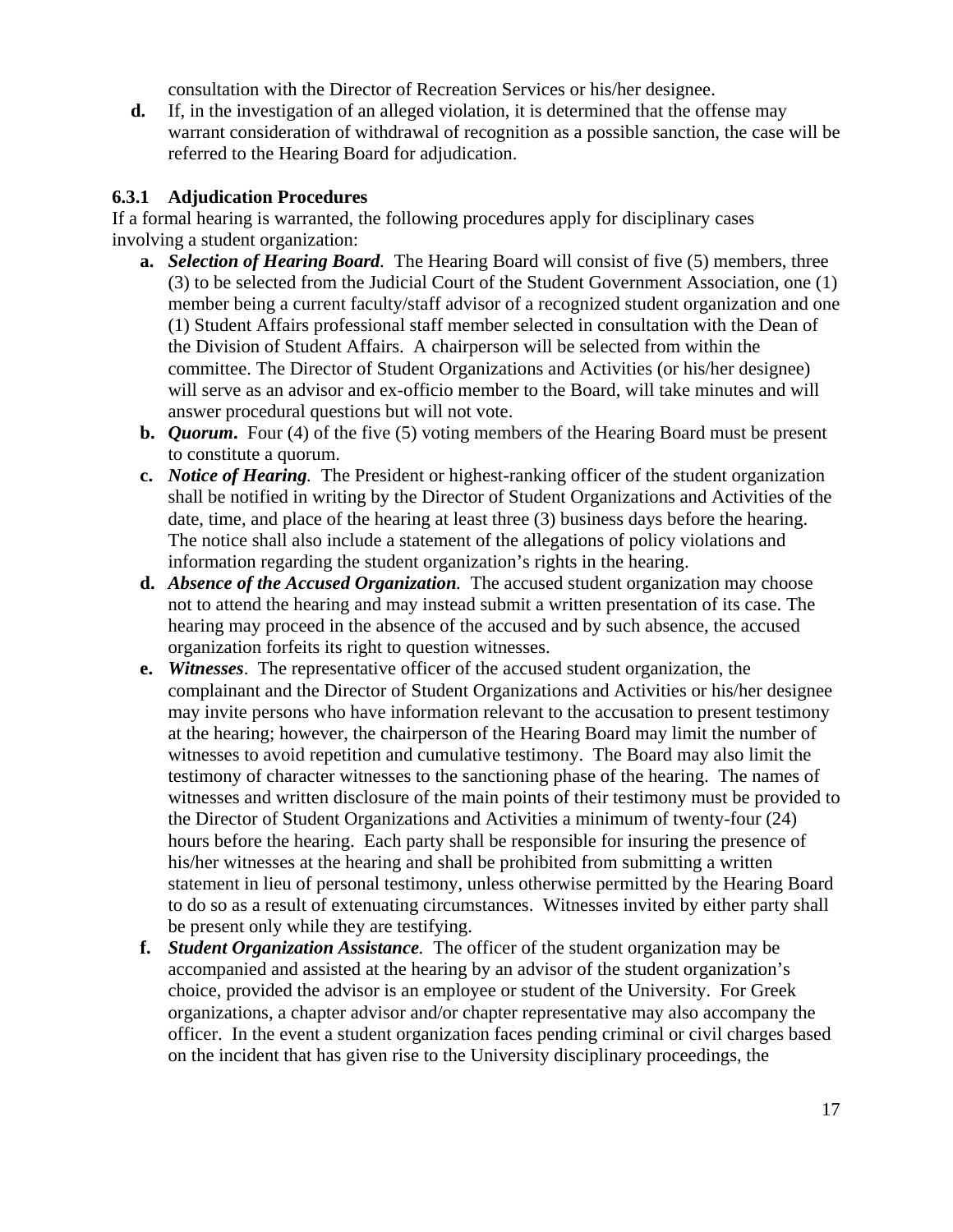consultation with the Director of Recreation Services or his/her designee.

**d.** If, in the investigation of an alleged violation, it is determined that the offense may warrant consideration of withdrawal of recognition as a possible sanction, the case will be referred to the Hearing Board for adjudication.

### 6.3.1 Adjudication Procedures

If a formal hearing is warranted, the following procedures apply for disciplinary cases involving a student organization:

**a.** ***Selection of Hearing Board****.* The Hearing Board will consist of five (5) members, three (3) to be selected from the Judicial Court of the Student Government Association, one (1) member being a current faculty/staff advisor of a recognized student organization and one (1) Student Affairs professional staff member selected in consultation with the Dean of the Division of Student Affairs. A chairperson will be selected from within the committee. The Director of Student Organizations and Activities (or his/her designee) will serve as an advisor and ex-officio member to the Board, will take minutes and will answer procedural questions but will not vote.

**b.** ***Quorum*****.** Four (4) of the five (5) voting members of the Hearing Board must be present to constitute a quorum.

**c.** ***Notice of Hearing****.* The President or highest-ranking officer of the student organization shall be notified in writing by the Director of Student Organizations and Activities of the date, time, and place of the hearing at least three (3) business days before the hearing. The notice shall also include a statement of the allegations of policy violations and information regarding the student organization's rights in the hearing.

**d.** ***Absence of the Accused Organization****.* The accused student organization may choose not to attend the hearing and may instead submit a written presentation of its case. The hearing may proceed in the absence of the accused and by such absence, the accused organization forfeits its right to question witnesses.

**e.** ***Witnesses***. The representative officer of the accused student organization, the complainant and the Director of Student Organizations and Activities or his/her designee may invite persons who have information relevant to the accusation to present testimony at the hearing; however, the chairperson of the Hearing Board may limit the number of witnesses to avoid repetition and cumulative testimony. The Board may also limit the testimony of character witnesses to the sanctioning phase of the hearing. The names of witnesses and written disclosure of the main points of their testimony must be provided to the Director of Student Organizations and Activities a minimum of twenty-four (24) hours before the hearing. Each party shall be responsible for insuring the presence of his/her witnesses at the hearing and shall be prohibited from submitting a written statement in lieu of personal testimony, unless otherwise permitted by the Hearing Board to do so as a result of extenuating circumstances. Witnesses invited by either party shall be present only while they are testifying.

**f.** ***Student Organization Assistance****.* The officer of the student organization may be accompanied and assisted at the hearing by an advisor of the student organization's choice, provided the advisor is an employee or student of the University. For Greek organizations, a chapter advisor and/or chapter representative may also accompany the officer. In the event a student organization faces pending criminal or civil charges based on the incident that has given rise to the University disciplinary proceedings, the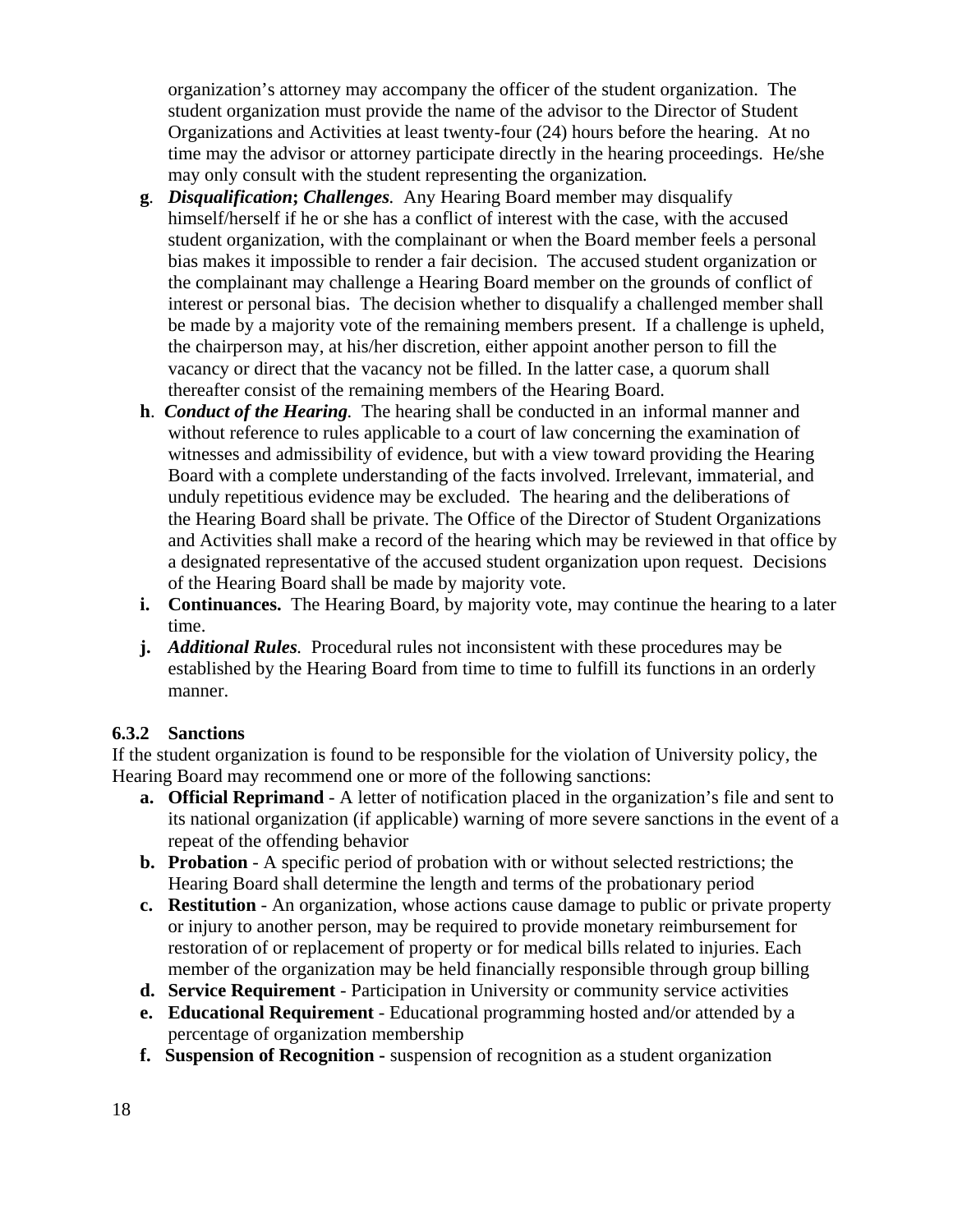organization's attorney may accompany the officer of the student organization. The student organization must provide the name of the advisor to the Director of Student Organizations and Activities at least twenty-four (24) hours before the hearing. At no time may the advisor or attorney participate directly in the hearing proceedings. He/she may only consult with the student representing the organization.

**g**. ***Disqualification*; *Challenges***. Any Hearing Board member may disqualify himself/herself if he or she has a conflict of interest with the case, with the accused student organization, with the complainant or when the Board member feels a personal bias makes it impossible to render a fair decision. The accused student organization or the complainant may challenge a Hearing Board member on the grounds of conflict of interest or personal bias. The decision whether to disqualify a challenged member shall be made by a majority vote of the remaining members present. If a challenge is upheld, the chairperson may, at his/her discretion, either appoint another person to fill the vacancy or direct that the vacancy not be filled. In the latter case, a quorum shall thereafter consist of the remaining members of the Hearing Board.

**h**. ***Conduct of the Hearing***. The hearing shall be conducted in an informal manner and without reference to rules applicable to a court of law concerning the examination of witnesses and admissibility of evidence, but with a view toward providing the Hearing Board with a complete understanding of the facts involved. Irrelevant, immaterial, and unduly repetitious evidence may be excluded. The hearing and the deliberations of the Hearing Board shall be private. The Office of the Director of Student Organizations and Activities shall make a record of the hearing which may be reviewed in that office by a designated representative of the accused student organization upon request. Decisions of the Hearing Board shall be made by majority vote.

**i. Continuances.** The Hearing Board, by majority vote, may continue the hearing to a later time.

**j.** ***Additional Rules***. Procedural rules not inconsistent with these procedures may be established by the Hearing Board from time to time to fulfill its functions in an orderly manner.

### 6.3.2 Sanctions

If the student organization is found to be responsible for the violation of University policy, the Hearing Board may recommend one or more of the following sanctions:

a. **Official Reprimand** - A letter of notification placed in the organization's file and sent to its national organization (if applicable) warning of more severe sanctions in the event of a repeat of the offending behavior
b. **Probation** - A specific period of probation with or without selected restrictions; the Hearing Board shall determine the length and terms of the probationary period
c. **Restitution** - An organization, whose actions cause damage to public or private property or injury to another person, may be required to provide monetary reimbursement for restoration of or replacement of property or for medical bills related to injuries. Each member of the organization may be held financially responsible through group billing
d. **Service Requirement** - Participation in University or community service activities
e. **Educational Requirement** - Educational programming hosted and/or attended by a percentage of organization membership
f. **Suspension of Recognition -** suspension of recognition as a student organization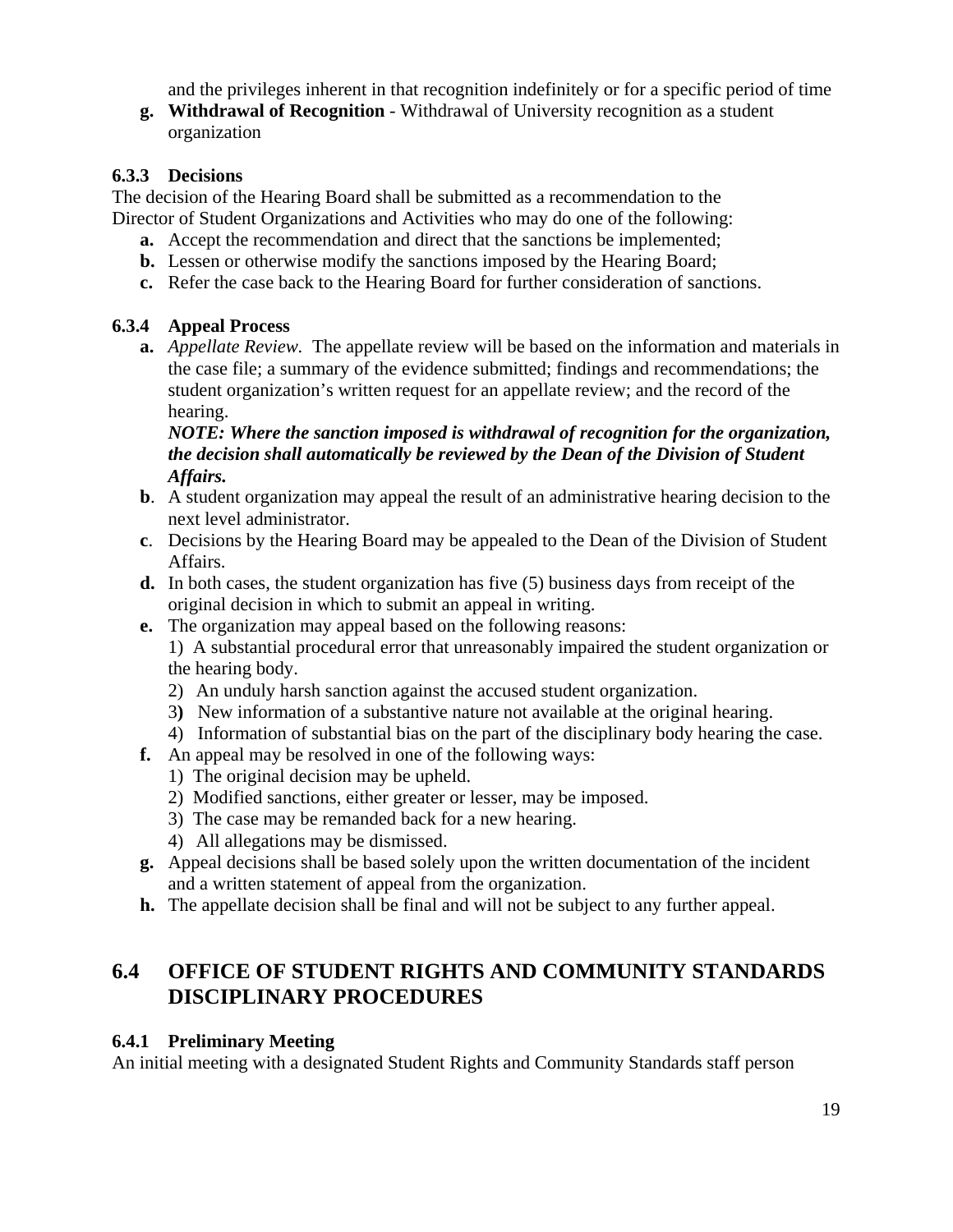and the privileges inherent in that recognition indefinitely or for a specific period of time

g. **Withdrawal of Recognition** - Withdrawal of University recognition as a student organization

### 6.3.3 Decisions

The decision of the Hearing Board shall be submitted as a recommendation to the Director of Student Organizations and Activities who may do one of the following:

a. Accept the recommendation and direct that the sanctions be implemented;
b. Lessen or otherwise modify the sanctions imposed by the Hearing Board;
c. Refer the case back to the Hearing Board for further consideration of sanctions.

### 6.3.4 Appeal Process

a. *Appellate Review.* The appellate review will be based on the information and materials in the case file; a summary of the evidence submitted; findings and recommendations; the student organization's written request for an appellate review; and the record of the hearing.
***NOTE: Where the sanction imposed is withdrawal of recognition for the organization, the decision shall automatically be reviewed by the Dean of the Division of Student Affairs.***
b. A student organization may appeal the result of an administrative hearing decision to the next level administrator.
c. Decisions by the Hearing Board may be appealed to the Dean of the Division of Student Affairs.
d. In both cases, the student organization has five (5) business days from receipt of the original decision in which to submit an appeal in writing.
e. The organization may appeal based on the following reasons:
   1) A substantial procedural error that unreasonably impaired the student organization or the hearing body.
   2) An unduly harsh sanction against the accused student organization.
   3) New information of a substantive nature not available at the original hearing.
   4) Information of substantial bias on the part of the disciplinary body hearing the case.
f. An appeal may be resolved in one of the following ways:
   1) The original decision may be upheld.
   2) Modified sanctions, either greater or lesser, may be imposed.
   3) The case may be remanded back for a new hearing.
   4) All allegations may be dismissed.
g. Appeal decisions shall be based solely upon the written documentation of the incident and a written statement of appeal from the organization.
h. The appellate decision shall be final and will not be subject to any further appeal.

## 6.4 OFFICE OF STUDENT RIGHTS AND COMMUNITY STANDARDS DISCIPLINARY PROCEDURES

### 6.4.1 Preliminary Meeting

An initial meeting with a designated Student Rights and Community Standards staff person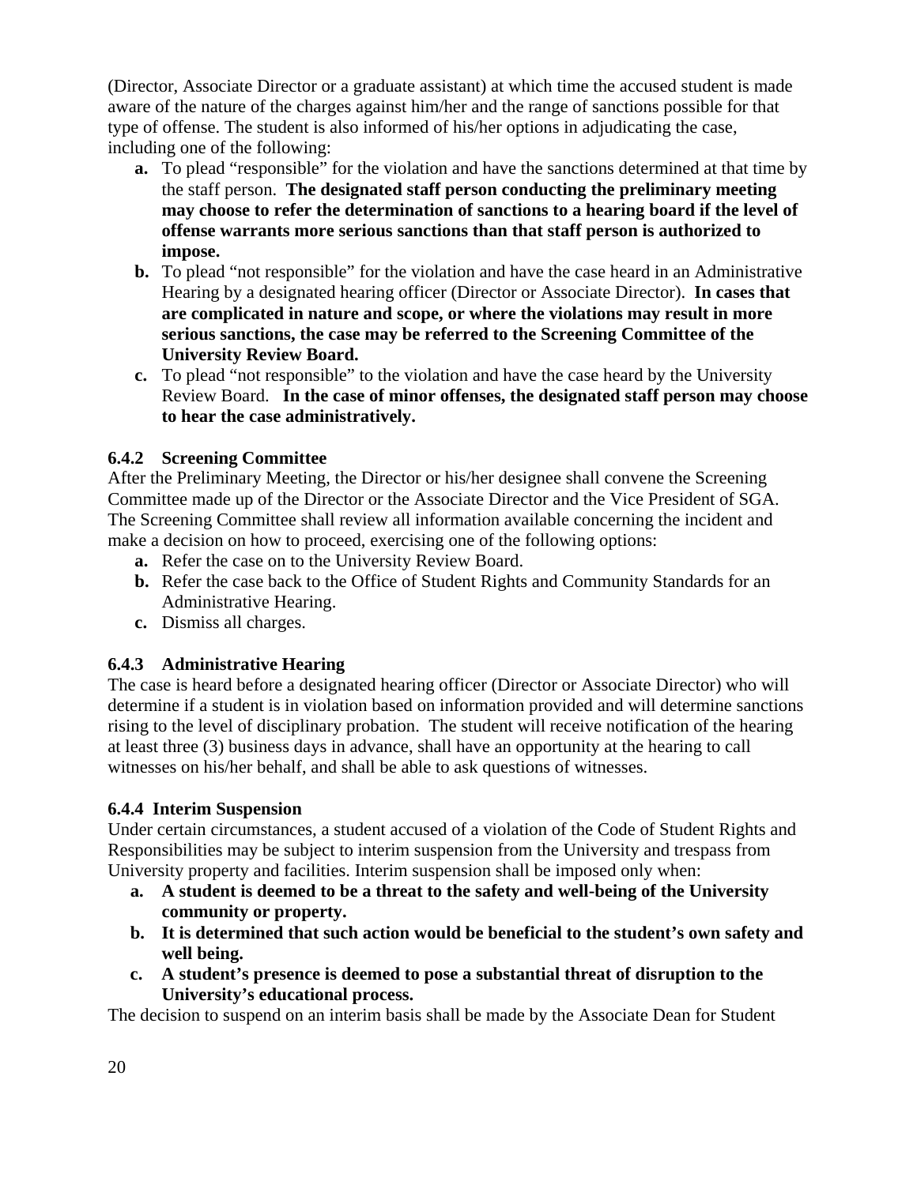(Director, Associate Director or a graduate assistant) at which time the accused student is made aware of the nature of the charges against him/her and the range of sanctions possible for that type of offense. The student is also informed of his/her options in adjudicating the case, including one of the following:

- **a.** To plead "responsible" for the violation and have the sanctions determined at that time by the staff person. **The designated staff person conducting the preliminary meeting may choose to refer the determination of sanctions to a hearing board if the level of offense warrants more serious sanctions than that staff person is authorized to impose.**
- **b.** To plead "not responsible" for the violation and have the case heard in an Administrative Hearing by a designated hearing officer (Director or Associate Director). **In cases that are complicated in nature and scope, or where the violations may result in more serious sanctions, the case may be referred to the Screening Committee of the University Review Board.**
- **c.** To plead "not responsible" to the violation and have the case heard by the University Review Board. **In the case of minor offenses, the designated staff person may choose to hear the case administratively.**

### 6.4.2 Screening Committee

After the Preliminary Meeting, the Director or his/her designee shall convene the Screening Committee made up of the Director or the Associate Director and the Vice President of SGA. The Screening Committee shall review all information available concerning the incident and make a decision on how to proceed, exercising one of the following options:

- **a.** Refer the case on to the University Review Board.
- **b.** Refer the case back to the Office of Student Rights and Community Standards for an Administrative Hearing.
- **c.** Dismiss all charges.

### 6.4.3 Administrative Hearing

The case is heard before a designated hearing officer (Director or Associate Director) who will determine if a student is in violation based on information provided and will determine sanctions rising to the level of disciplinary probation. The student will receive notification of the hearing at least three (3) business days in advance, shall have an opportunity at the hearing to call witnesses on his/her behalf, and shall be able to ask questions of witnesses.

### 6.4.4 Interim Suspension

Under certain circumstances, a student accused of a violation of the Code of Student Rights and Responsibilities may be subject to interim suspension from the University and trespass from University property and facilities. Interim suspension shall be imposed only when:

- **a. A student is deemed to be a threat to the safety and well-being of the University community or property.**
- **b. It is determined that such action would be beneficial to the student's own safety and well being.**
- **c. A student's presence is deemed to pose a substantial threat of disruption to the University's educational process.**

The decision to suspend on an interim basis shall be made by the Associate Dean for Student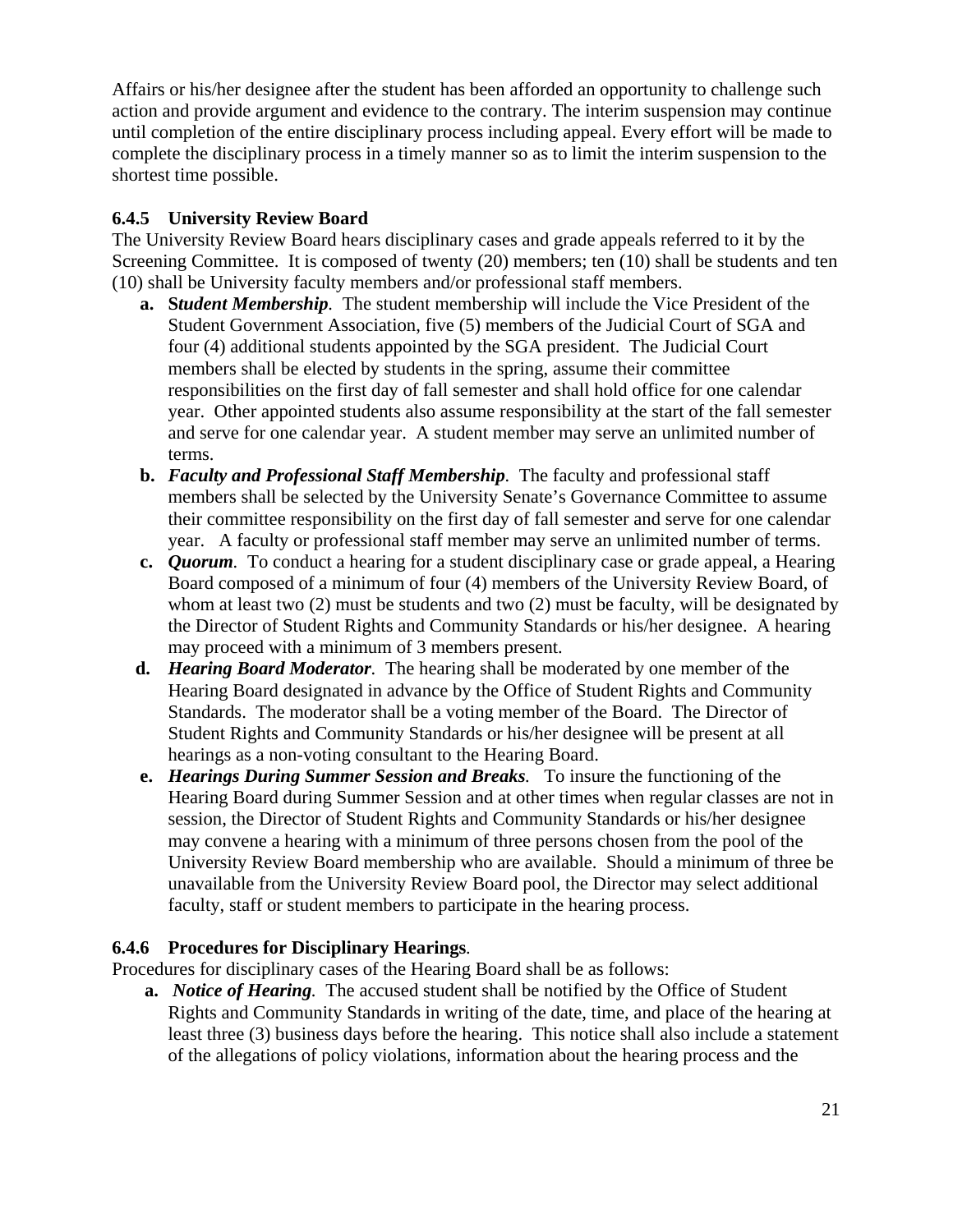Affairs or his/her designee after the student has been afforded an opportunity to challenge such action and provide argument and evidence to the contrary. The interim suspension may continue until completion of the entire disciplinary process including appeal. Every effort will be made to complete the disciplinary process in a timely manner so as to limit the interim suspension to the shortest time possible.

### 6.4.5 University Review Board

The University Review Board hears disciplinary cases and grade appeals referred to it by the Screening Committee. It is composed of twenty (20) members; ten (10) shall be students and ten (10) shall be University faculty members and/or professional staff members.

- **a.** ***Student Membership***. The student membership will include the Vice President of the Student Government Association, five (5) members of the Judicial Court of SGA and four (4) additional students appointed by the SGA president. The Judicial Court members shall be elected by students in the spring, assume their committee responsibilities on the first day of fall semester and shall hold office for one calendar year. Other appointed students also assume responsibility at the start of the fall semester and serve for one calendar year. A student member may serve an unlimited number of terms.
- **b.** ***Faculty and Professional Staff Membership***. The faculty and professional staff members shall be selected by the University Senate's Governance Committee to assume their committee responsibility on the first day of fall semester and serve for one calendar year. A faculty or professional staff member may serve an unlimited number of terms.
- **c.** ***Quorum***. To conduct a hearing for a student disciplinary case or grade appeal, a Hearing Board composed of a minimum of four (4) members of the University Review Board, of whom at least two (2) must be students and two (2) must be faculty, will be designated by the Director of Student Rights and Community Standards or his/her designee. A hearing may proceed with a minimum of 3 members present.
- **d.** ***Hearing Board Moderator***. The hearing shall be moderated by one member of the Hearing Board designated in advance by the Office of Student Rights and Community Standards. The moderator shall be a voting member of the Board. The Director of Student Rights and Community Standards or his/her designee will be present at all hearings as a non-voting consultant to the Hearing Board.
- **e.** ***Hearings During Summer Session and Breaks***. To insure the functioning of the Hearing Board during Summer Session and at other times when regular classes are not in session, the Director of Student Rights and Community Standards or his/her designee may convene a hearing with a minimum of three persons chosen from the pool of the University Review Board membership who are available. Should a minimum of three be unavailable from the University Review Board pool, the Director may select additional faculty, staff or student members to participate in the hearing process.

### 6.4.6 Procedures for Disciplinary Hearings.

Procedures for disciplinary cases of the Hearing Board shall be as follows:

- **a.** ***Notice of Hearing***. The accused student shall be notified by the Office of Student Rights and Community Standards in writing of the date, time, and place of the hearing at least three (3) business days before the hearing. This notice shall also include a statement of the allegations of policy violations, information about the hearing process and the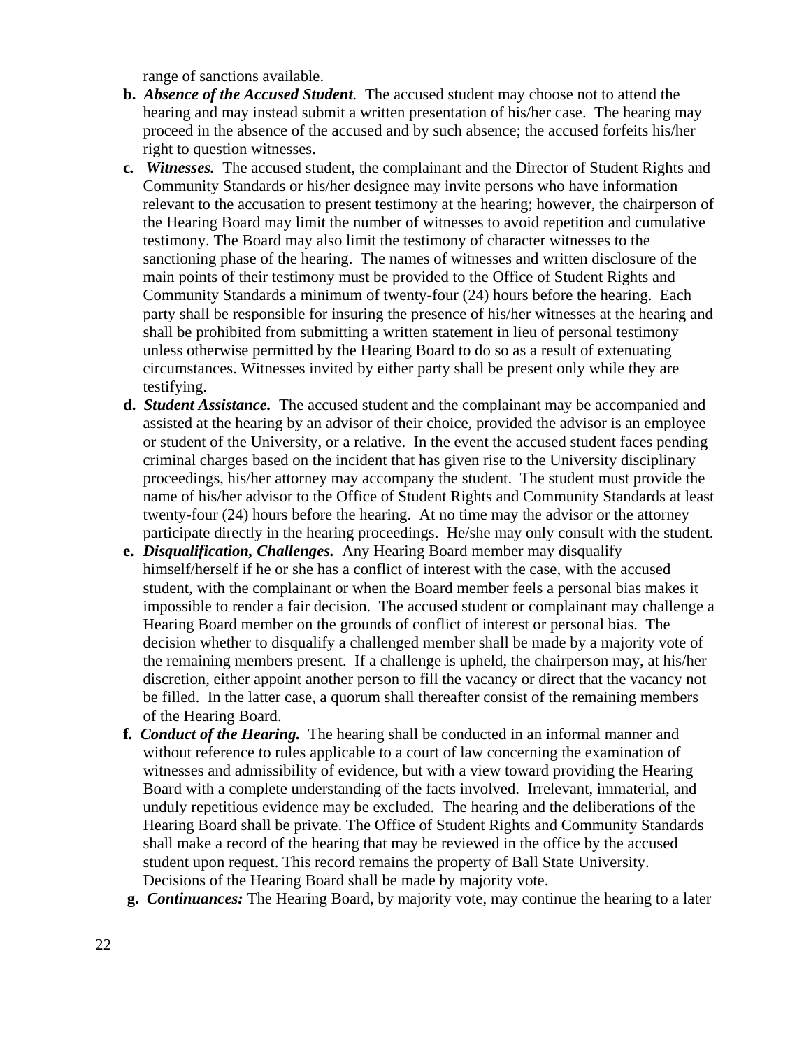range of sanctions available.

- **b.** ***Absence of the Accused Student**.* The accused student may choose not to attend the hearing and may instead submit a written presentation of his/her case. The hearing may proceed in the absence of the accused and by such absence; the accused forfeits his/her right to question witnesses.
- **c.** ***Witnesses.*** The accused student, the complainant and the Director of Student Rights and Community Standards or his/her designee may invite persons who have information relevant to the accusation to present testimony at the hearing; however, the chairperson of the Hearing Board may limit the number of witnesses to avoid repetition and cumulative testimony. The Board may also limit the testimony of character witnesses to the sanctioning phase of the hearing. The names of witnesses and written disclosure of the main points of their testimony must be provided to the Office of Student Rights and Community Standards a minimum of twenty-four (24) hours before the hearing. Each party shall be responsible for insuring the presence of his/her witnesses at the hearing and shall be prohibited from submitting a written statement in lieu of personal testimony unless otherwise permitted by the Hearing Board to do so as a result of extenuating circumstances. Witnesses invited by either party shall be present only while they are testifying.
- **d.** ***Student Assistance.*** The accused student and the complainant may be accompanied and assisted at the hearing by an advisor of their choice, provided the advisor is an employee or student of the University, or a relative. In the event the accused student faces pending criminal charges based on the incident that has given rise to the University disciplinary proceedings, his/her attorney may accompany the student. The student must provide the name of his/her advisor to the Office of Student Rights and Community Standards at least twenty-four (24) hours before the hearing. At no time may the advisor or the attorney participate directly in the hearing proceedings. He/she may only consult with the student.
- **e.** ***Disqualification, Challenges.*** Any Hearing Board member may disqualify himself/herself if he or she has a conflict of interest with the case, with the accused student, with the complainant or when the Board member feels a personal bias makes it impossible to render a fair decision. The accused student or complainant may challenge a Hearing Board member on the grounds of conflict of interest or personal bias. The decision whether to disqualify a challenged member shall be made by a majority vote of the remaining members present. If a challenge is upheld, the chairperson may, at his/her discretion, either appoint another person to fill the vacancy or direct that the vacancy not be filled. In the latter case, a quorum shall thereafter consist of the remaining members of the Hearing Board.
- **f.** ***Conduct of the Hearing.*** The hearing shall be conducted in an informal manner and without reference to rules applicable to a court of law concerning the examination of witnesses and admissibility of evidence, but with a view toward providing the Hearing Board with a complete understanding of the facts involved. Irrelevant, immaterial, and unduly repetitious evidence may be excluded. The hearing and the deliberations of the Hearing Board shall be private. The Office of Student Rights and Community Standards shall make a record of the hearing that may be reviewed in the office by the accused student upon request. This record remains the property of Ball State University. Decisions of the Hearing Board shall be made by majority vote.
- **g.** ***Continuances:*** The Hearing Board, by majority vote, may continue the hearing to a later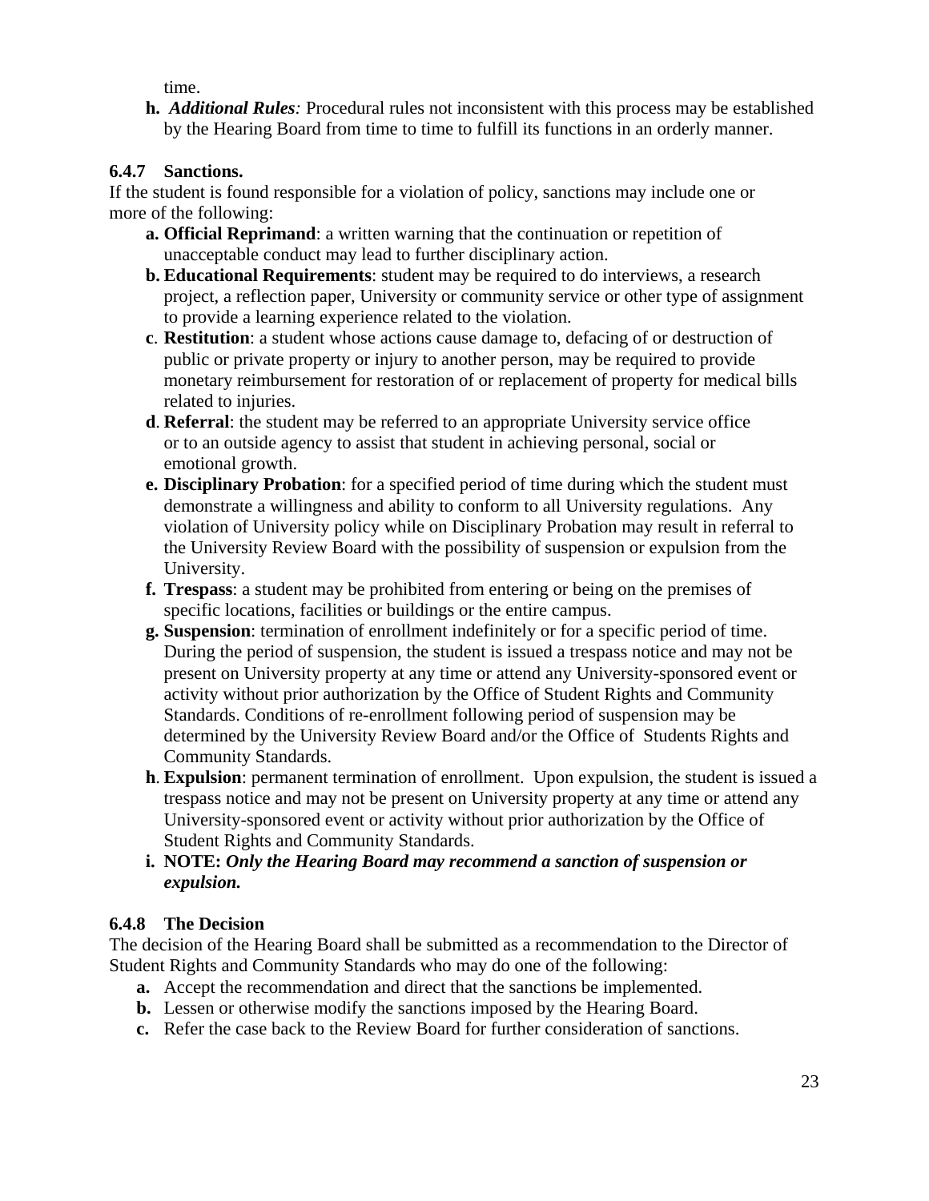time.

**h.** ***Additional Rules****:* Procedural rules not inconsistent with this process may be established by the Hearing Board from time to time to fulfill its functions in an orderly manner.

### 6.4.7 Sanctions.

If the student is found responsible for a violation of policy, sanctions may include one or more of the following:

**a. Official Reprimand**: a written warning that the continuation or repetition of unacceptable conduct may lead to further disciplinary action.

**b. Educational Requirements**: student may be required to do interviews, a research project, a reflection paper, University or community service or other type of assignment to provide a learning experience related to the violation.

**c**. **Restitution**: a student whose actions cause damage to, defacing of or destruction of public or private property or injury to another person, may be required to provide monetary reimbursement for restoration of or replacement of property for medical bills related to injuries.

**d**. **Referral**: the student may be referred to an appropriate University service office or to an outside agency to assist that student in achieving personal, social or emotional growth.

**e. Disciplinary Probation**: for a specified period of time during which the student must demonstrate a willingness and ability to conform to all University regulations. Any violation of University policy while on Disciplinary Probation may result in referral to the University Review Board with the possibility of suspension or expulsion from the University.

**f. Trespass**: a student may be prohibited from entering or being on the premises of specific locations, facilities or buildings or the entire campus.

**g. Suspension**: termination of enrollment indefinitely or for a specific period of time. During the period of suspension, the student is issued a trespass notice and may not be present on University property at any time or attend any University-sponsored event or activity without prior authorization by the Office of Student Rights and Community Standards. Conditions of re-enrollment following period of suspension may be determined by the University Review Board and/or the Office of Students Rights and Community Standards.

**h**. **Expulsion**: permanent termination of enrollment. Upon expulsion, the student is issued a trespass notice and may not be present on University property at any time or attend any University-sponsored event or activity without prior authorization by the Office of Student Rights and Community Standards.

**i. NOTE:** ***Only the Hearing Board may recommend a sanction of suspension or expulsion.***

### 6.4.8 The Decision

The decision of the Hearing Board shall be submitted as a recommendation to the Director of Student Rights and Community Standards who may do one of the following:

**a.** Accept the recommendation and direct that the sanctions be implemented.

**b.** Lessen or otherwise modify the sanctions imposed by the Hearing Board.

**c.** Refer the case back to the Review Board for further consideration of sanctions.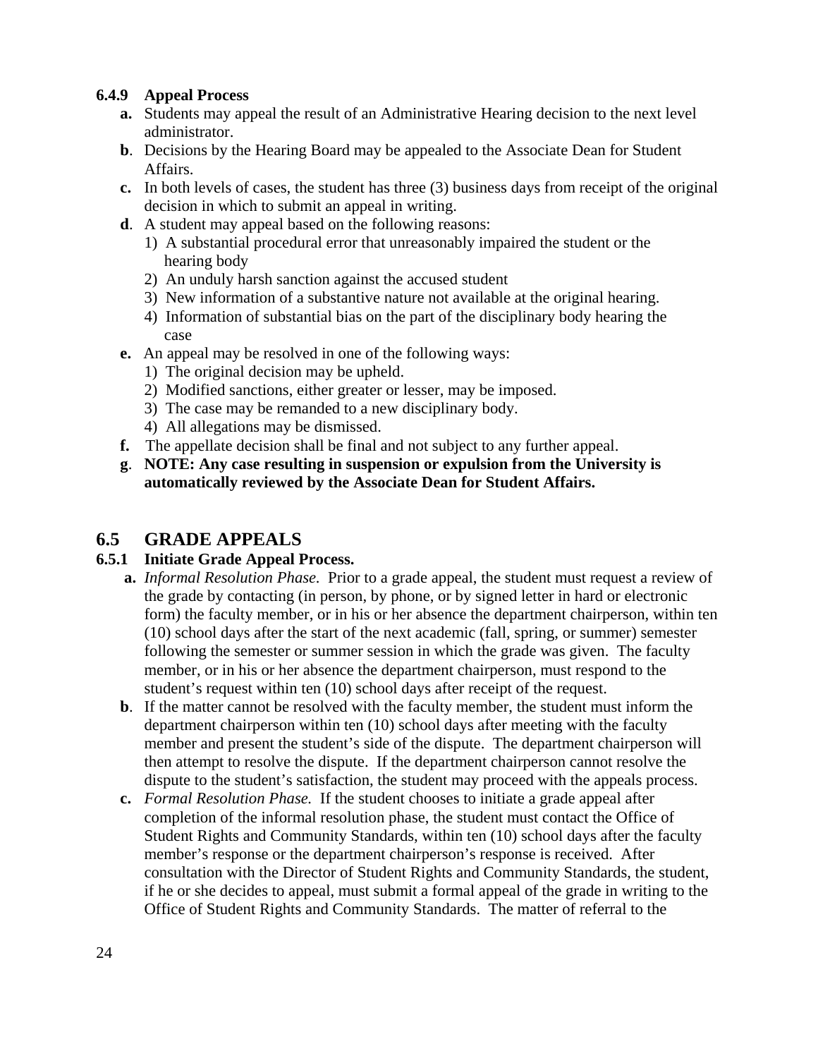### 6.4.9 Appeal Process

- **a.** Students may appeal the result of an Administrative Hearing decision to the next level administrator.
- **b**. Decisions by the Hearing Board may be appealed to the Associate Dean for Student Affairs.
- **c.** In both levels of cases, the student has three (3) business days from receipt of the original decision in which to submit an appeal in writing.
- **d**. A student may appeal based on the following reasons:
  1) A substantial procedural error that unreasonably impaired the student or the hearing body
  2) An unduly harsh sanction against the accused student
  3) New information of a substantive nature not available at the original hearing.
  4) Information of substantial bias on the part of the disciplinary body hearing the case
- **e.** An appeal may be resolved in one of the following ways:
  1) The original decision may be upheld.
  2) Modified sanctions, either greater or lesser, may be imposed.
  3) The case may be remanded to a new disciplinary body.
  4) All allegations may be dismissed.
- **f.** The appellate decision shall be final and not subject to any further appeal.
- **g**. **NOTE: Any case resulting in suspension or expulsion from the University is automatically reviewed by the Associate Dean for Student Affairs.**

## 6.5 GRADE APPEALS

### 6.5.1 Initiate Grade Appeal Process.

- **a.** *Informal Resolution Phase.* Prior to a grade appeal, the student must request a review of the grade by contacting (in person, by phone, or by signed letter in hard or electronic form) the faculty member, or in his or her absence the department chairperson, within ten (10) school days after the start of the next academic (fall, spring, or summer) semester following the semester or summer session in which the grade was given. The faculty member, or in his or her absence the department chairperson, must respond to the student's request within ten (10) school days after receipt of the request.
- **b**. If the matter cannot be resolved with the faculty member, the student must inform the department chairperson within ten (10) school days after meeting with the faculty member and present the student's side of the dispute. The department chairperson will then attempt to resolve the dispute. If the department chairperson cannot resolve the dispute to the student's satisfaction, the student may proceed with the appeals process.
- **c.** *Formal Resolution Phase.* If the student chooses to initiate a grade appeal after completion of the informal resolution phase, the student must contact the Office of Student Rights and Community Standards, within ten (10) school days after the faculty member's response or the department chairperson's response is received. After consultation with the Director of Student Rights and Community Standards, the student, if he or she decides to appeal, must submit a formal appeal of the grade in writing to the Office of Student Rights and Community Standards. The matter of referral to the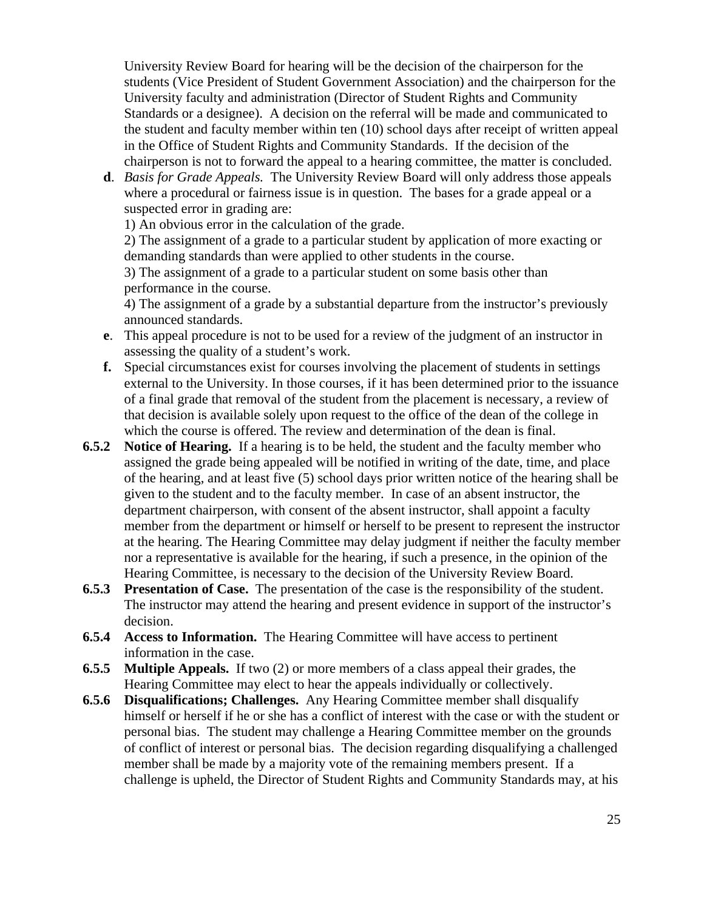University Review Board for hearing will be the decision of the chairperson for the students (Vice President of Student Government Association) and the chairperson for the University faculty and administration (Director of Student Rights and Community Standards or a designee). A decision on the referral will be made and communicated to the student and faculty member within ten (10) school days after receipt of written appeal in the Office of Student Rights and Community Standards. If the decision of the chairperson is not to forward the appeal to a hearing committee, the matter is concluded.

**d**. *Basis for Grade Appeals.* The University Review Board will only address those appeals where a procedural or fairness issue is in question. The bases for a grade appeal or a suspected error in grading are:

1) An obvious error in the calculation of the grade.

2) The assignment of a grade to a particular student by application of more exacting or demanding standards than were applied to other students in the course.

3) The assignment of a grade to a particular student on some basis other than performance in the course.

4) The assignment of a grade by a substantial departure from the instructor's previously announced standards.

**e**. This appeal procedure is not to be used for a review of the judgment of an instructor in assessing the quality of a student's work.

**f.** Special circumstances exist for courses involving the placement of students in settings external to the University. In those courses, if it has been determined prior to the issuance of a final grade that removal of the student from the placement is necessary, a review of that decision is available solely upon request to the office of the dean of the college in which the course is offered. The review and determination of the dean is final.

**6.5.2 Notice of Hearing.** If a hearing is to be held, the student and the faculty member who assigned the grade being appealed will be notified in writing of the date, time, and place of the hearing, and at least five (5) school days prior written notice of the hearing shall be given to the student and to the faculty member. In case of an absent instructor, the department chairperson, with consent of the absent instructor, shall appoint a faculty member from the department or himself or herself to be present to represent the instructor at the hearing. The Hearing Committee may delay judgment if neither the faculty member nor a representative is available for the hearing, if such a presence, in the opinion of the Hearing Committee, is necessary to the decision of the University Review Board.

**6.5.3 Presentation of Case.** The presentation of the case is the responsibility of the student. The instructor may attend the hearing and present evidence in support of the instructor's decision.

**6.5.4 Access to Information.** The Hearing Committee will have access to pertinent information in the case.

**6.5.5 Multiple Appeals.** If two (2) or more members of a class appeal their grades, the Hearing Committee may elect to hear the appeals individually or collectively.

**6.5.6 Disqualifications; Challenges.** Any Hearing Committee member shall disqualify himself or herself if he or she has a conflict of interest with the case or with the student or personal bias. The student may challenge a Hearing Committee member on the grounds of conflict of interest or personal bias. The decision regarding disqualifying a challenged member shall be made by a majority vote of the remaining members present. If a challenge is upheld, the Director of Student Rights and Community Standards may, at his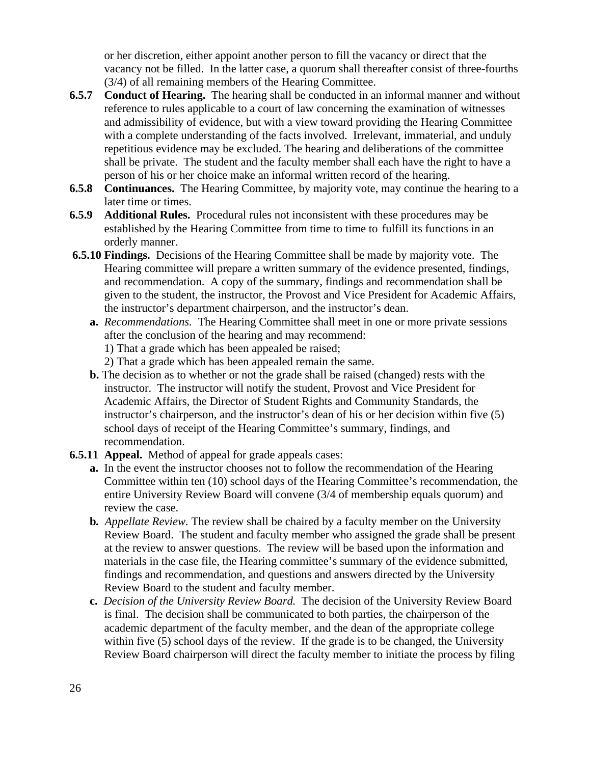or her discretion, either appoint another person to fill the vacancy or direct that the vacancy not be filled. In the latter case, a quorum shall thereafter consist of three-fourths (3/4) of all remaining members of the Hearing Committee.

**6.5.7 Conduct of Hearing.** The hearing shall be conducted in an informal manner and without reference to rules applicable to a court of law concerning the examination of witnesses and admissibility of evidence, but with a view toward providing the Hearing Committee with a complete understanding of the facts involved. Irrelevant, immaterial, and unduly repetitious evidence may be excluded. The hearing and deliberations of the committee shall be private. The student and the faculty member shall each have the right to have a person of his or her choice make an informal written record of the hearing.

**6.5.8 Continuances.** The Hearing Committee, by majority vote, may continue the hearing to a later time or times.

**6.5.9 Additional Rules.** Procedural rules not inconsistent with these procedures may be established by the Hearing Committee from time to time to fulfill its functions in an orderly manner.

**6.5.10 Findings.** Decisions of the Hearing Committee shall be made by majority vote. The Hearing committee will prepare a written summary of the evidence presented, findings, and recommendation. A copy of the summary, findings and recommendation shall be given to the student, the instructor, the Provost and Vice President for Academic Affairs, the instructor's department chairperson, and the instructor's dean.

- **a.** *Recommendations.* The Hearing Committee shall meet in one or more private sessions after the conclusion of the hearing and may recommend:
  1) That a grade which has been appealed be raised;
  2) That a grade which has been appealed remain the same.
- **b.** The decision as to whether or not the grade shall be raised (changed) rests with the instructor. The instructor will notify the student, Provost and Vice President for Academic Affairs, the Director of Student Rights and Community Standards, the instructor's chairperson, and the instructor's dean of his or her decision within five (5) school days of receipt of the Hearing Committee's summary, findings, and recommendation.

**6.5.11 Appeal.** Method of appeal for grade appeals cases:

- **a.** In the event the instructor chooses not to follow the recommendation of the Hearing Committee within ten (10) school days of the Hearing Committee's recommendation, the entire University Review Board will convene (3/4 of membership equals quorum) and review the case.
- **b.** *Appellate Review.* The review shall be chaired by a faculty member on the University Review Board. The student and faculty member who assigned the grade shall be present at the review to answer questions. The review will be based upon the information and materials in the case file, the Hearing committee's summary of the evidence submitted, findings and recommendation, and questions and answers directed by the University Review Board to the student and faculty member.
- **c.** *Decision of the University Review Board.* The decision of the University Review Board is final. The decision shall be communicated to both parties, the chairperson of the academic department of the faculty member, and the dean of the appropriate college within five (5) school days of the review. If the grade is to be changed, the University Review Board chairperson will direct the faculty member to initiate the process by filing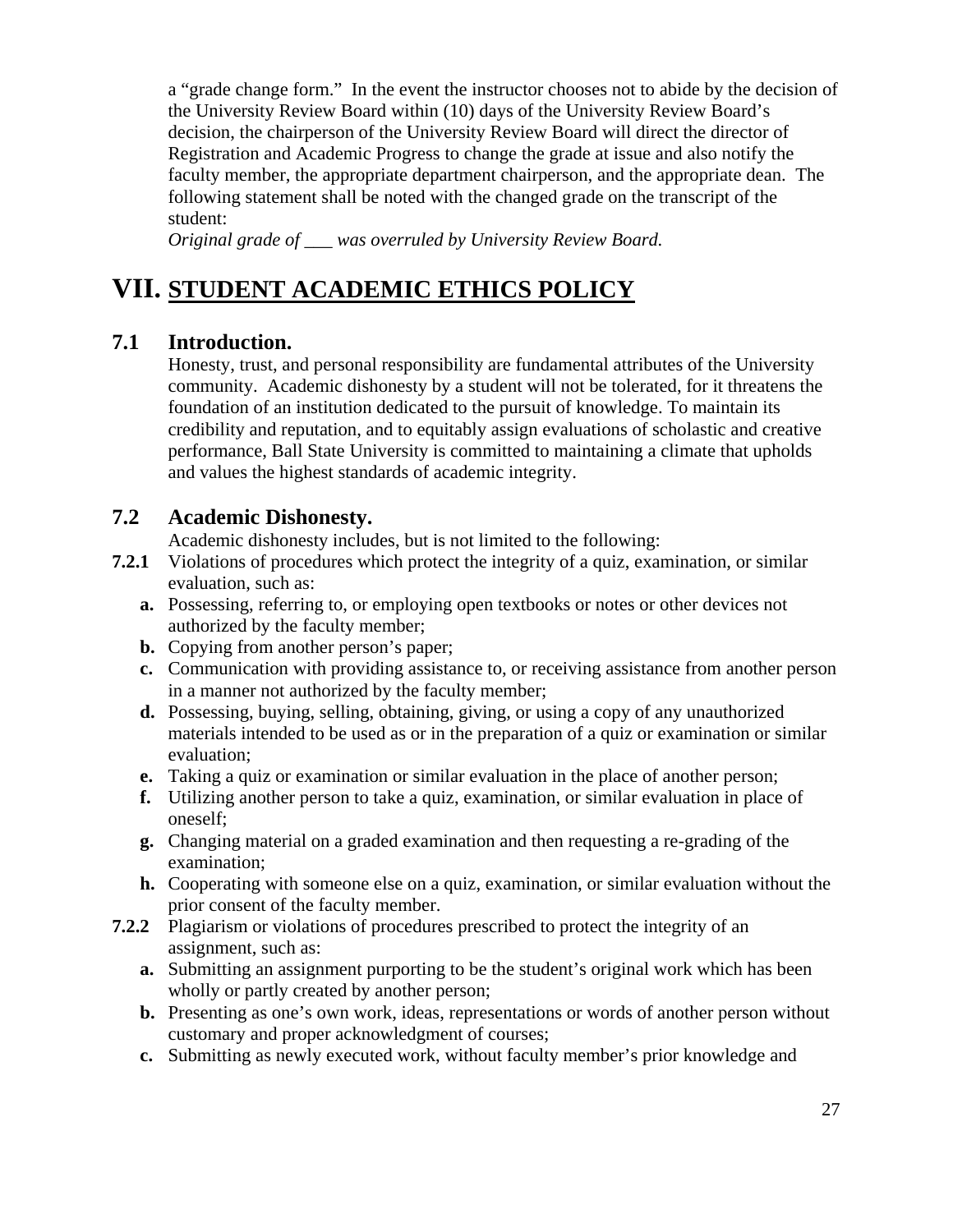a “grade change form.” In the event the instructor chooses not to abide by the decision of the University Review Board within (10) days of the University Review Board’s decision, the chairperson of the University Review Board will direct the director of Registration and Academic Progress to change the grade at issue and also notify the faculty member, the appropriate department chairperson, and the appropriate dean. The following statement shall be noted with the changed grade on the transcript of the student:

*Original grade of ___ was overruled by University Review Board.*

# VII. STUDENT ACADEMIC ETHICS POLICY

## 7.1 Introduction.

Honesty, trust, and personal responsibility are fundamental attributes of the University community. Academic dishonesty by a student will not be tolerated, for it threatens the foundation of an institution dedicated to the pursuit of knowledge. To maintain its credibility and reputation, and to equitably assign evaluations of scholastic and creative performance, Ball State University is committed to maintaining a climate that upholds and values the highest standards of academic integrity.

## 7.2 Academic Dishonesty.

Academic dishonesty includes, but is not limited to the following:

**7.2.1** Violations of procedures which protect the integrity of a quiz, examination, or similar evaluation, such as:

- **a.** Possessing, referring to, or employing open textbooks or notes or other devices not authorized by the faculty member;
- **b.** Copying from another person’s paper;
- **c.** Communication with providing assistance to, or receiving assistance from another person in a manner not authorized by the faculty member;
- **d.** Possessing, buying, selling, obtaining, giving, or using a copy of any unauthorized materials intended to be used as or in the preparation of a quiz or examination or similar evaluation;
- **e.** Taking a quiz or examination or similar evaluation in the place of another person;
- **f.** Utilizing another person to take a quiz, examination, or similar evaluation in place of oneself;
- **g.** Changing material on a graded examination and then requesting a re-grading of the examination;
- **h.** Cooperating with someone else on a quiz, examination, or similar evaluation without the prior consent of the faculty member.

**7.2.2** Plagiarism or violations of procedures prescribed to protect the integrity of an assignment, such as:

- **a.** Submitting an assignment purporting to be the student’s original work which has been wholly or partly created by another person;
- **b.** Presenting as one’s own work, ideas, representations or words of another person without customary and proper acknowledgment of courses;
- **c.** Submitting as newly executed work, without faculty member’s prior knowledge and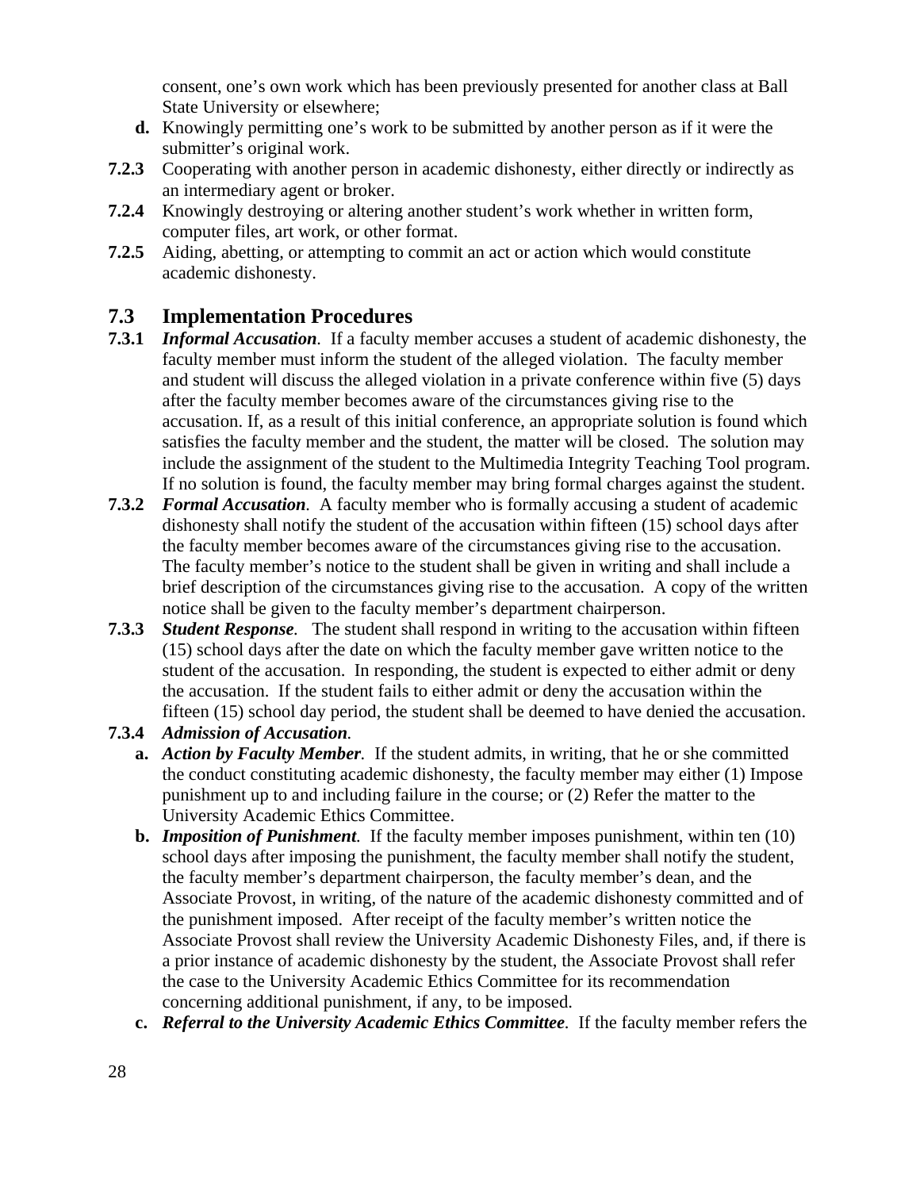consent, one's own work which has been previously presented for another class at Ball State University or elsewhere;

**d.** Knowingly permitting one's work to be submitted by another person as if it were the submitter's original work.

**7.2.3** Cooperating with another person in academic dishonesty, either directly or indirectly as an intermediary agent or broker.

**7.2.4** Knowingly destroying or altering another student's work whether in written form, computer files, art work, or other format.

**7.2.5** Aiding, abetting, or attempting to commit an act or action which would constitute academic dishonesty.

## 7.3 Implementation Procedures

**7.3.1** ***Informal Accusation***. If a faculty member accuses a student of academic dishonesty, the faculty member must inform the student of the alleged violation. The faculty member and student will discuss the alleged violation in a private conference within five (5) days after the faculty member becomes aware of the circumstances giving rise to the accusation. If, as a result of this initial conference, an appropriate solution is found which satisfies the faculty member and the student, the matter will be closed. The solution may include the assignment of the student to the Multimedia Integrity Teaching Tool program. If no solution is found, the faculty member may bring formal charges against the student.

**7.3.2** ***Formal Accusation***. A faculty member who is formally accusing a student of academic dishonesty shall notify the student of the accusation within fifteen (15) school days after the faculty member becomes aware of the circumstances giving rise to the accusation. The faculty member's notice to the student shall be given in writing and shall include a brief description of the circumstances giving rise to the accusation. A copy of the written notice shall be given to the faculty member's department chairperson.

**7.3.3** ***Student Response***. The student shall respond in writing to the accusation within fifteen (15) school days after the date on which the faculty member gave written notice to the student of the accusation. In responding, the student is expected to either admit or deny the accusation. If the student fails to either admit or deny the accusation within the fifteen (15) school day period, the student shall be deemed to have denied the accusation.

**7.3.4** ***Admission of Accusation.***

**a.** ***Action by Faculty Member***. If the student admits, in writing, that he or she committed the conduct constituting academic dishonesty, the faculty member may either (1) Impose punishment up to and including failure in the course; or (2) Refer the matter to the University Academic Ethics Committee.

**b.** ***Imposition of Punishment***. If the faculty member imposes punishment, within ten (10) school days after imposing the punishment, the faculty member shall notify the student, the faculty member's department chairperson, the faculty member's dean, and the Associate Provost, in writing, of the nature of the academic dishonesty committed and of the punishment imposed. After receipt of the faculty member's written notice the Associate Provost shall review the University Academic Dishonesty Files, and, if there is a prior instance of academic dishonesty by the student, the Associate Provost shall refer the case to the University Academic Ethics Committee for its recommendation concerning additional punishment, if any, to be imposed.

**c.** ***Referral to the University Academic Ethics Committee***. If the faculty member refers the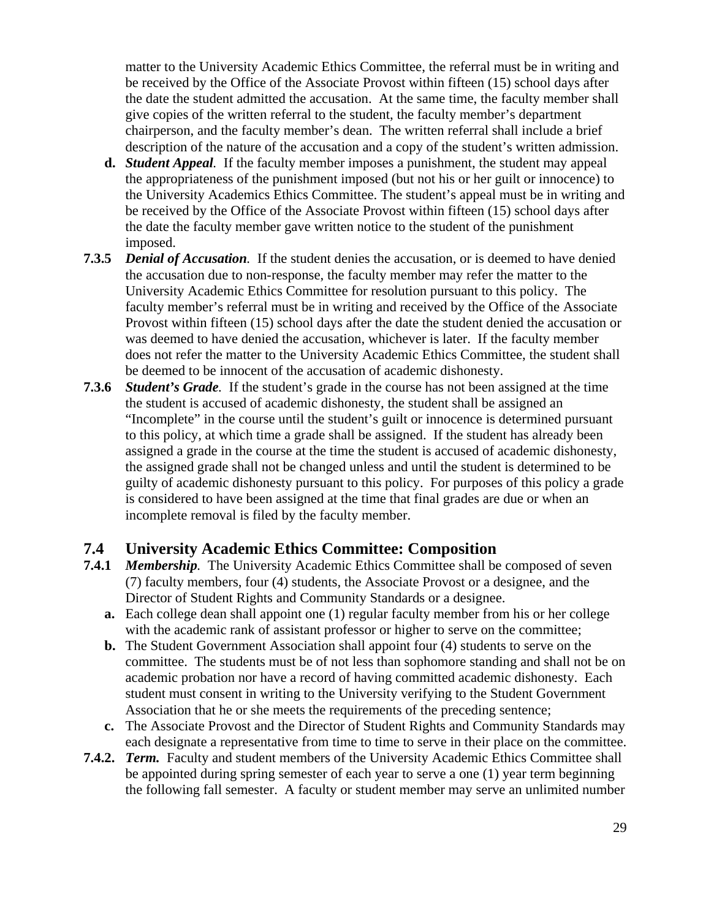matter to the University Academic Ethics Committee, the referral must be in writing and be received by the Office of the Associate Provost within fifteen (15) school days after the date the student admitted the accusation. At the same time, the faculty member shall give copies of the written referral to the student, the faculty member's department chairperson, and the faculty member's dean. The written referral shall include a brief description of the nature of the accusation and a copy of the student's written admission.

**d.** ***Student Appeal.*** If the faculty member imposes a punishment, the student may appeal the appropriateness of the punishment imposed (but not his or her guilt or innocence) to the University Academics Ethics Committee. The student's appeal must be in writing and be received by the Office of the Associate Provost within fifteen (15) school days after the date the faculty member gave written notice to the student of the punishment imposed.

**7.3.5** ***Denial of Accusation.*** If the student denies the accusation, or is deemed to have denied the accusation due to non-response, the faculty member may refer the matter to the University Academic Ethics Committee for resolution pursuant to this policy. The faculty member's referral must be in writing and received by the Office of the Associate Provost within fifteen (15) school days after the date the student denied the accusation or was deemed to have denied the accusation, whichever is later. If the faculty member does not refer the matter to the University Academic Ethics Committee, the student shall be deemed to be innocent of the accusation of academic dishonesty.

**7.3.6** ***Student's Grade.*** If the student's grade in the course has not been assigned at the time the student is accused of academic dishonesty, the student shall be assigned an "Incomplete" in the course until the student's guilt or innocence is determined pursuant to this policy, at which time a grade shall be assigned. If the student has already been assigned a grade in the course at the time the student is accused of academic dishonesty, the assigned grade shall not be changed unless and until the student is determined to be guilty of academic dishonesty pursuant to this policy. For purposes of this policy a grade is considered to have been assigned at the time that final grades are due or when an incomplete removal is filed by the faculty member.

## 7.4 University Academic Ethics Committee: Composition

**7.4.1** ***Membership.*** The University Academic Ethics Committee shall be composed of seven (7) faculty members, four (4) students, the Associate Provost or a designee, and the Director of Student Rights and Community Standards or a designee.

**a.** Each college dean shall appoint one (1) regular faculty member from his or her college with the academic rank of assistant professor or higher to serve on the committee;

**b.** The Student Government Association shall appoint four (4) students to serve on the committee. The students must be of not less than sophomore standing and shall not be on academic probation nor have a record of having committed academic dishonesty. Each student must consent in writing to the University verifying to the Student Government Association that he or she meets the requirements of the preceding sentence;

**c.** The Associate Provost and the Director of Student Rights and Community Standards may each designate a representative from time to time to serve in their place on the committee.

**7.4.2.** ***Term.*** Faculty and student members of the University Academic Ethics Committee shall be appointed during spring semester of each year to serve a one (1) year term beginning the following fall semester. A faculty or student member may serve an unlimited number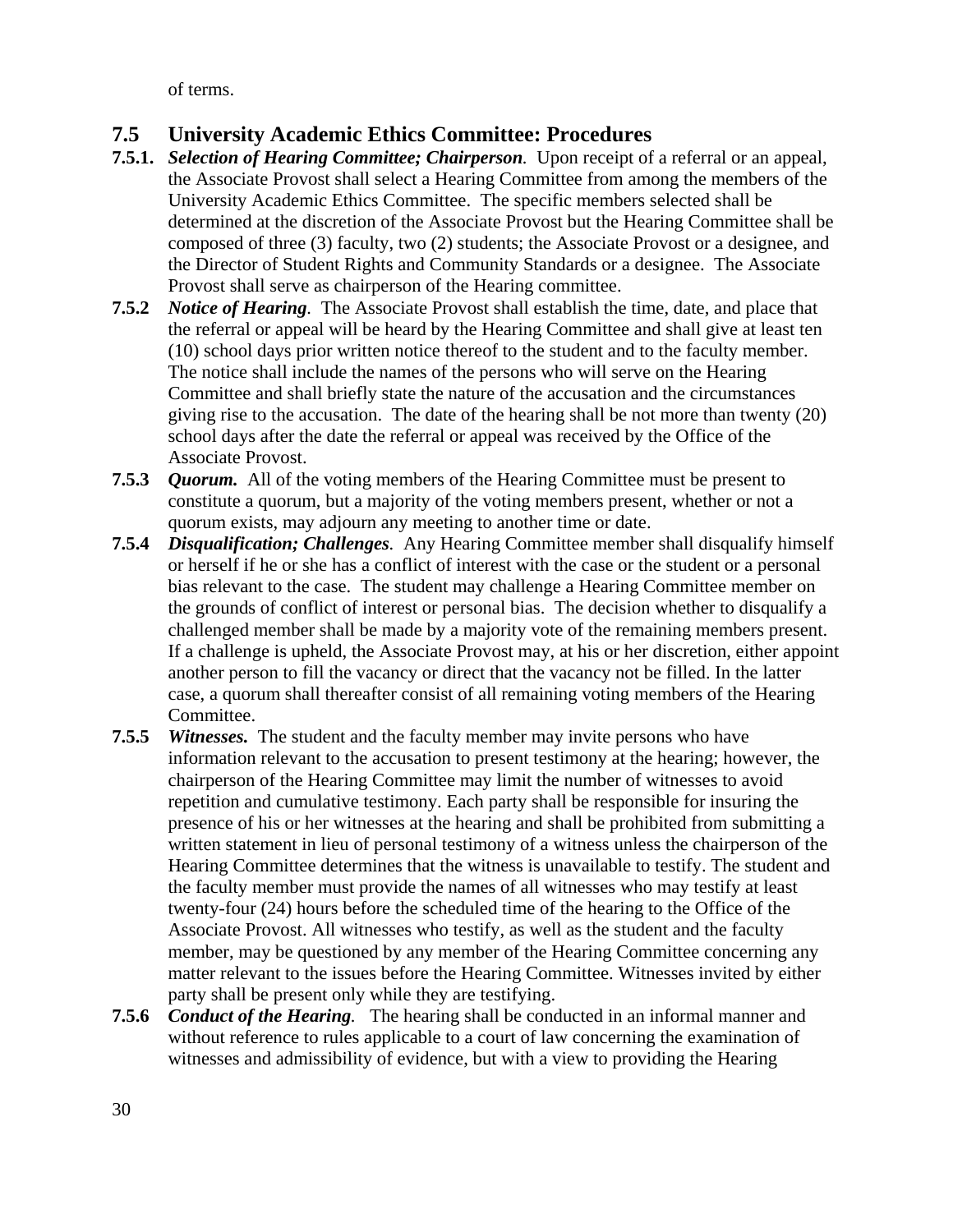of terms.

## 7.5 University Academic Ethics Committee: Procedures

**7.5.1.** ***Selection of Hearing Committee; Chairperson**.* Upon receipt of a referral or an appeal, the Associate Provost shall select a Hearing Committee from among the members of the University Academic Ethics Committee. The specific members selected shall be determined at the discretion of the Associate Provost but the Hearing Committee shall be composed of three (3) faculty, two (2) students; the Associate Provost or a designee, and the Director of Student Rights and Community Standards or a designee. The Associate Provost shall serve as chairperson of the Hearing committee.

**7.5.2** ***Notice of Hearing**.* The Associate Provost shall establish the time, date, and place that the referral or appeal will be heard by the Hearing Committee and shall give at least ten (10) school days prior written notice thereof to the student and to the faculty member. The notice shall include the names of the persons who will serve on the Hearing Committee and shall briefly state the nature of the accusation and the circumstances giving rise to the accusation. The date of the hearing shall be not more than twenty (20) school days after the date the referral or appeal was received by the Office of the Associate Provost.

**7.5.3** ***Quorum.*** All of the voting members of the Hearing Committee must be present to constitute a quorum, but a majority of the voting members present, whether or not a quorum exists, may adjourn any meeting to another time or date.

**7.5.4** ***Disqualification; Challenges**.* Any Hearing Committee member shall disqualify himself or herself if he or she has a conflict of interest with the case or the student or a personal bias relevant to the case. The student may challenge a Hearing Committee member on the grounds of conflict of interest or personal bias. The decision whether to disqualify a challenged member shall be made by a majority vote of the remaining members present. If a challenge is upheld, the Associate Provost may, at his or her discretion, either appoint another person to fill the vacancy or direct that the vacancy not be filled. In the latter case, a quorum shall thereafter consist of all remaining voting members of the Hearing Committee.

**7.5.5** ***Witnesses.*** The student and the faculty member may invite persons who have information relevant to the accusation to present testimony at the hearing; however, the chairperson of the Hearing Committee may limit the number of witnesses to avoid repetition and cumulative testimony. Each party shall be responsible for insuring the presence of his or her witnesses at the hearing and shall be prohibited from submitting a written statement in lieu of personal testimony of a witness unless the chairperson of the Hearing Committee determines that the witness is unavailable to testify. The student and the faculty member must provide the names of all witnesses who may testify at least twenty-four (24) hours before the scheduled time of the hearing to the Office of the Associate Provost. All witnesses who testify, as well as the student and the faculty member, may be questioned by any member of the Hearing Committee concerning any matter relevant to the issues before the Hearing Committee. Witnesses invited by either party shall be present only while they are testifying.

**7.5.6** ***Conduct of the Hearing**.* The hearing shall be conducted in an informal manner and without reference to rules applicable to a court of law concerning the examination of witnesses and admissibility of evidence, but with a view to providing the Hearing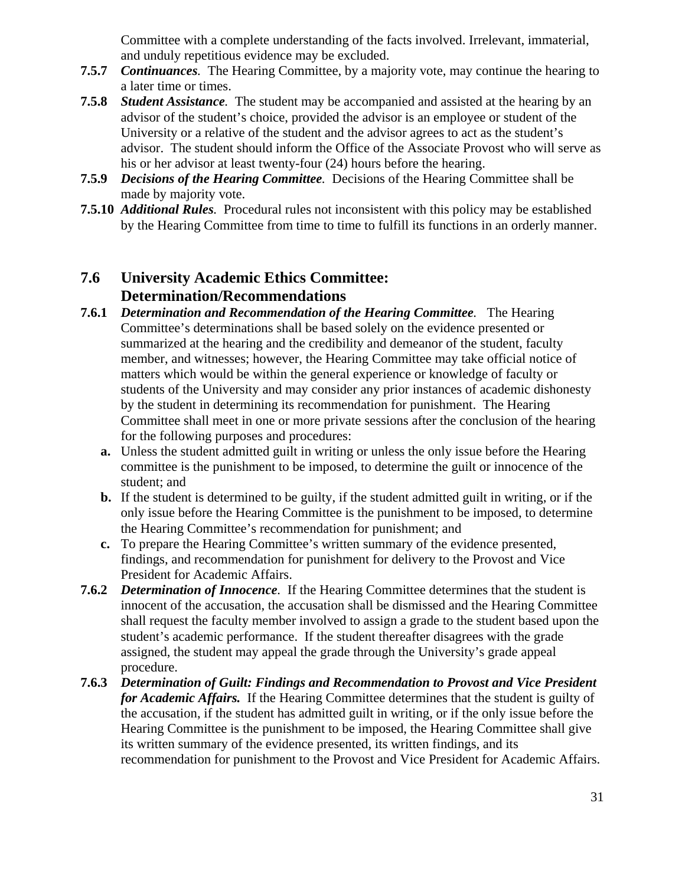Committee with a complete understanding of the facts involved. Irrelevant, immaterial, and unduly repetitious evidence may be excluded.

**7.5.7** ***Continuances***. The Hearing Committee, by a majority vote, may continue the hearing to a later time or times.

**7.5.8** ***Student Assistance***. The student may be accompanied and assisted at the hearing by an advisor of the student's choice, provided the advisor is an employee or student of the University or a relative of the student and the advisor agrees to act as the student's advisor. The student should inform the Office of the Associate Provost who will serve as his or her advisor at least twenty-four (24) hours before the hearing.

**7.5.9** ***Decisions of the Hearing Committee***. Decisions of the Hearing Committee shall be made by majority vote.

**7.5.10** ***Additional Rules***. Procedural rules not inconsistent with this policy may be established by the Hearing Committee from time to time to fulfill its functions in an orderly manner.

## 7.6 University Academic Ethics Committee: Determination/Recommendations

**7.6.1** ***Determination and Recommendation of the Hearing Committee***. The Hearing Committee's determinations shall be based solely on the evidence presented or summarized at the hearing and the credibility and demeanor of the student, faculty member, and witnesses; however, the Hearing Committee may take official notice of matters which would be within the general experience or knowledge of faculty or students of the University and may consider any prior instances of academic dishonesty by the student in determining its recommendation for punishment. The Hearing Committee shall meet in one or more private sessions after the conclusion of the hearing for the following purposes and procedures:

- **a.** Unless the student admitted guilt in writing or unless the only issue before the Hearing committee is the punishment to be imposed, to determine the guilt or innocence of the student; and
- **b.** If the student is determined to be guilty, if the student admitted guilt in writing, or if the only issue before the Hearing Committee is the punishment to be imposed, to determine the Hearing Committee's recommendation for punishment; and
- **c.** To prepare the Hearing Committee's written summary of the evidence presented, findings, and recommendation for punishment for delivery to the Provost and Vice President for Academic Affairs.

**7.6.2** ***Determination of Innocence***. If the Hearing Committee determines that the student is innocent of the accusation, the accusation shall be dismissed and the Hearing Committee shall request the faculty member involved to assign a grade to the student based upon the student's academic performance. If the student thereafter disagrees with the grade assigned, the student may appeal the grade through the University's grade appeal procedure.

**7.6.3** ***Determination of Guilt: Findings and Recommendation to Provost and Vice President for Academic Affairs.*** If the Hearing Committee determines that the student is guilty of the accusation, if the student has admitted guilt in writing, or if the only issue before the Hearing Committee is the punishment to be imposed, the Hearing Committee shall give its written summary of the evidence presented, its written findings, and its recommendation for punishment to the Provost and Vice President for Academic Affairs.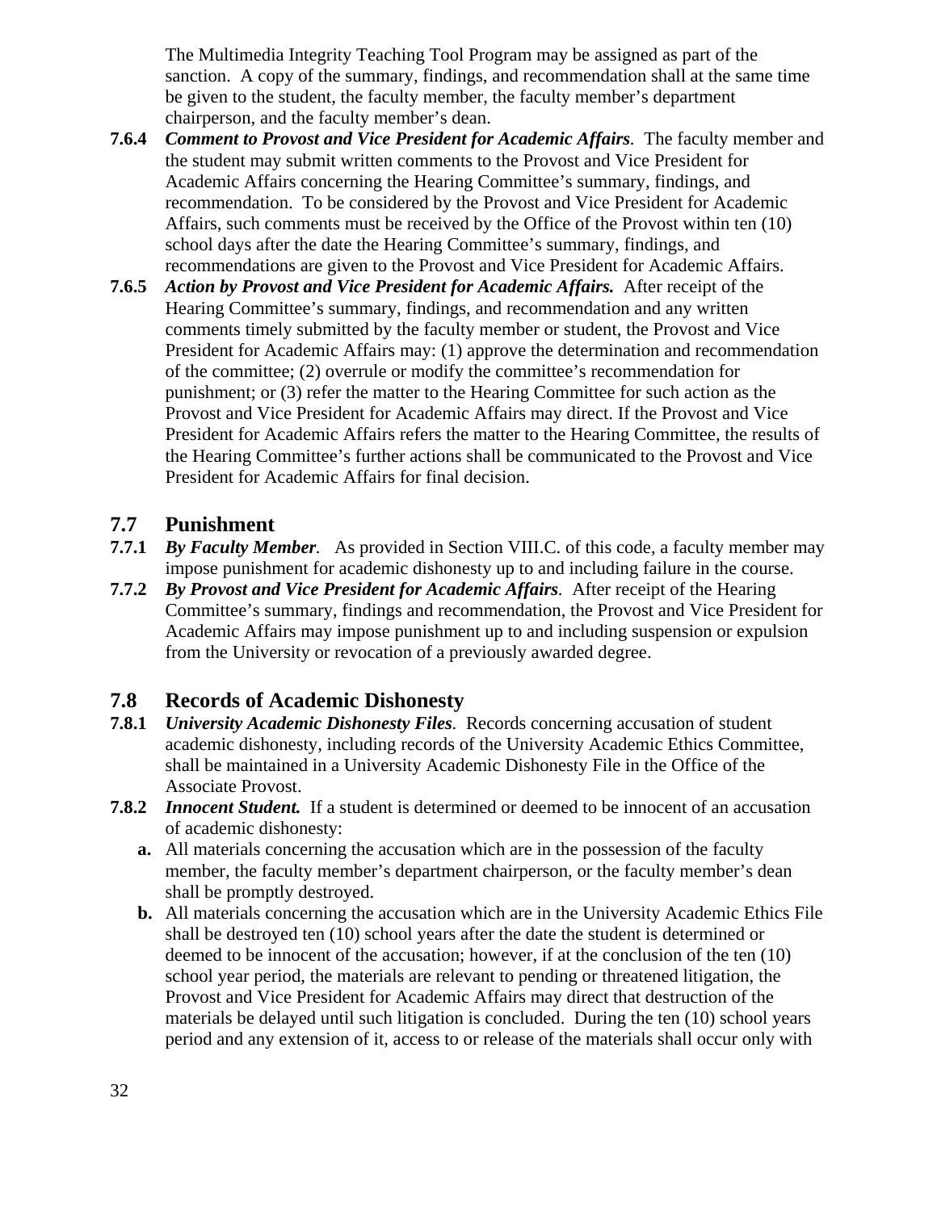The Multimedia Integrity Teaching Tool Program may be assigned as part of the sanction. A copy of the summary, findings, and recommendation shall at the same time be given to the student, the faculty member, the faculty member's department chairperson, and the faculty member's dean.

**7.6.4** ***Comment to Provost and Vice President for Academic Affairs***. The faculty member and the student may submit written comments to the Provost and Vice President for Academic Affairs concerning the Hearing Committee's summary, findings, and recommendation. To be considered by the Provost and Vice President for Academic Affairs, such comments must be received by the Office of the Provost within ten (10) school days after the date the Hearing Committee's summary, findings, and recommendations are given to the Provost and Vice President for Academic Affairs.

**7.6.5** ***Action by Provost and Vice President for Academic Affairs.*** After receipt of the Hearing Committee's summary, findings, and recommendation and any written comments timely submitted by the faculty member or student, the Provost and Vice President for Academic Affairs may: (1) approve the determination and recommendation of the committee; (2) overrule or modify the committee's recommendation for punishment; or (3) refer the matter to the Hearing Committee for such action as the Provost and Vice President for Academic Affairs may direct. If the Provost and Vice President for Academic Affairs refers the matter to the Hearing Committee, the results of the Hearing Committee's further actions shall be communicated to the Provost and Vice President for Academic Affairs for final decision.

## 7.7 Punishment

**7.7.1** ***By Faculty Member***. As provided in Section VIII.C. of this code, a faculty member may impose punishment for academic dishonesty up to and including failure in the course.

**7.7.2** ***By Provost and Vice President for Academic Affairs***. After receipt of the Hearing Committee's summary, findings and recommendation, the Provost and Vice President for Academic Affairs may impose punishment up to and including suspension or expulsion from the University or revocation of a previously awarded degree.

## 7.8 Records of Academic Dishonesty

**7.8.1** ***University Academic Dishonesty Files***. Records concerning accusation of student academic dishonesty, including records of the University Academic Ethics Committee, shall be maintained in a University Academic Dishonesty File in the Office of the Associate Provost.

**7.8.2** ***Innocent Student.*** If a student is determined or deemed to be innocent of an accusation of academic dishonesty:

- **a.** All materials concerning the accusation which are in the possession of the faculty member, the faculty member's department chairperson, or the faculty member's dean shall be promptly destroyed.
- **b.** All materials concerning the accusation which are in the University Academic Ethics File shall be destroyed ten (10) school years after the date the student is determined or deemed to be innocent of the accusation; however, if at the conclusion of the ten (10) school year period, the materials are relevant to pending or threatened litigation, the Provost and Vice President for Academic Affairs may direct that destruction of the materials be delayed until such litigation is concluded. During the ten (10) school years period and any extension of it, access to or release of the materials shall occur only with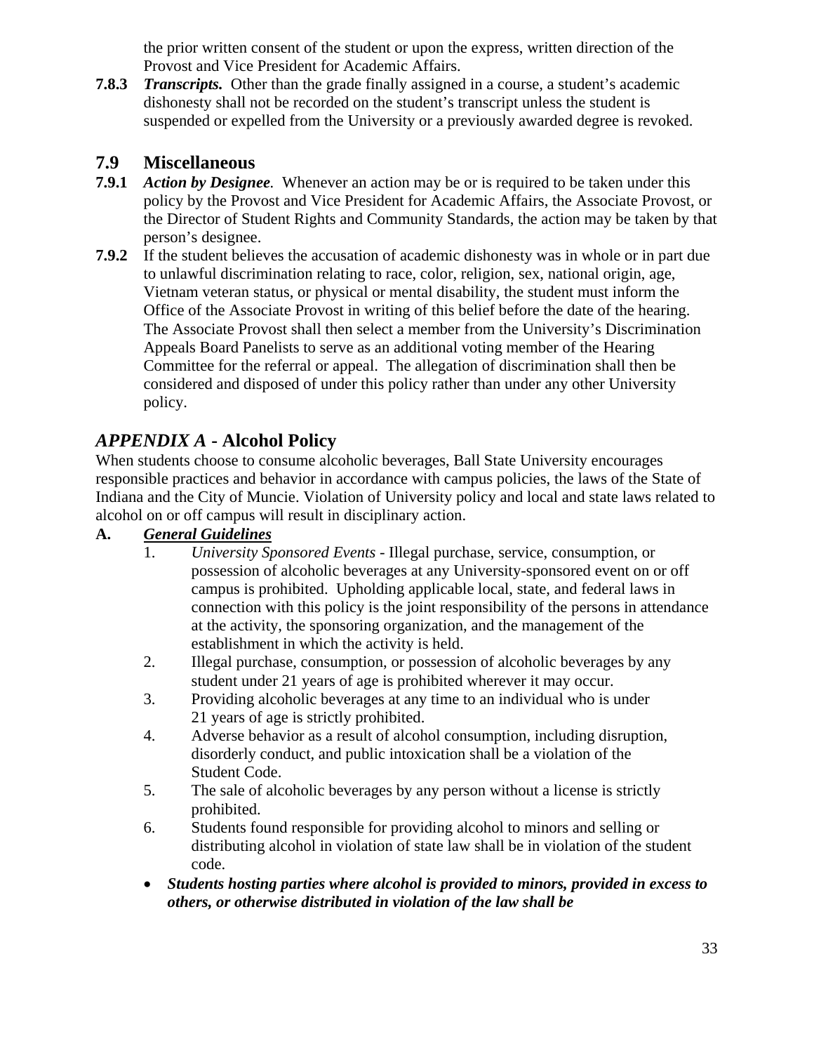the prior written consent of the student or upon the express, written direction of the Provost and Vice President for Academic Affairs.

**7.8.3** ***Transcripts.*** Other than the grade finally assigned in a course, a student's academic dishonesty shall not be recorded on the student's transcript unless the student is suspended or expelled from the University or a previously awarded degree is revoked.

## 7.9 Miscellaneous

**7.9.1** ***Action by Designee****.* Whenever an action may be or is required to be taken under this policy by the Provost and Vice President for Academic Affairs, the Associate Provost, or the Director of Student Rights and Community Standards, the action may be taken by that person's designee.

**7.9.2** If the student believes the accusation of academic dishonesty was in whole or in part due to unlawful discrimination relating to race, color, religion, sex, national origin, age, Vietnam veteran status, or physical or mental disability, the student must inform the Office of the Associate Provost in writing of this belief before the date of the hearing. The Associate Provost shall then select a member from the University's Discrimination Appeals Board Panelists to serve as an additional voting member of the Hearing Committee for the referral or appeal. The allegation of discrimination shall then be considered and disposed of under this policy rather than under any other University policy.

## *APPENDIX A* - Alcohol Policy

When students choose to consume alcoholic beverages, Ball State University encourages responsible practices and behavior in accordance with campus policies, the laws of the State of Indiana and the City of Muncie. Violation of University policy and local and state laws related to alcohol on or off campus will result in disciplinary action.

**A. *General Guidelines***

1. *University Sponsored Events* - Illegal purchase, service, consumption, or possession of alcoholic beverages at any University-sponsored event on or off campus is prohibited. Upholding applicable local, state, and federal laws in connection with this policy is the joint responsibility of the persons in attendance at the activity, the sponsoring organization, and the management of the establishment in which the activity is held.
2. Illegal purchase, consumption, or possession of alcoholic beverages by any student under 21 years of age is prohibited wherever it may occur.
3. Providing alcoholic beverages at any time to an individual who is under 21 years of age is strictly prohibited.
4. Adverse behavior as a result of alcohol consumption, including disruption, disorderly conduct, and public intoxication shall be a violation of the Student Code.
5. The sale of alcoholic beverages by any person without a license is strictly prohibited.
6. Students found responsible for providing alcohol to minors and selling or distributing alcohol in violation of state law shall be in violation of the student code.

- ***Students hosting parties where alcohol is provided to minors, provided in excess to others, or otherwise distributed in violation of the law shall be***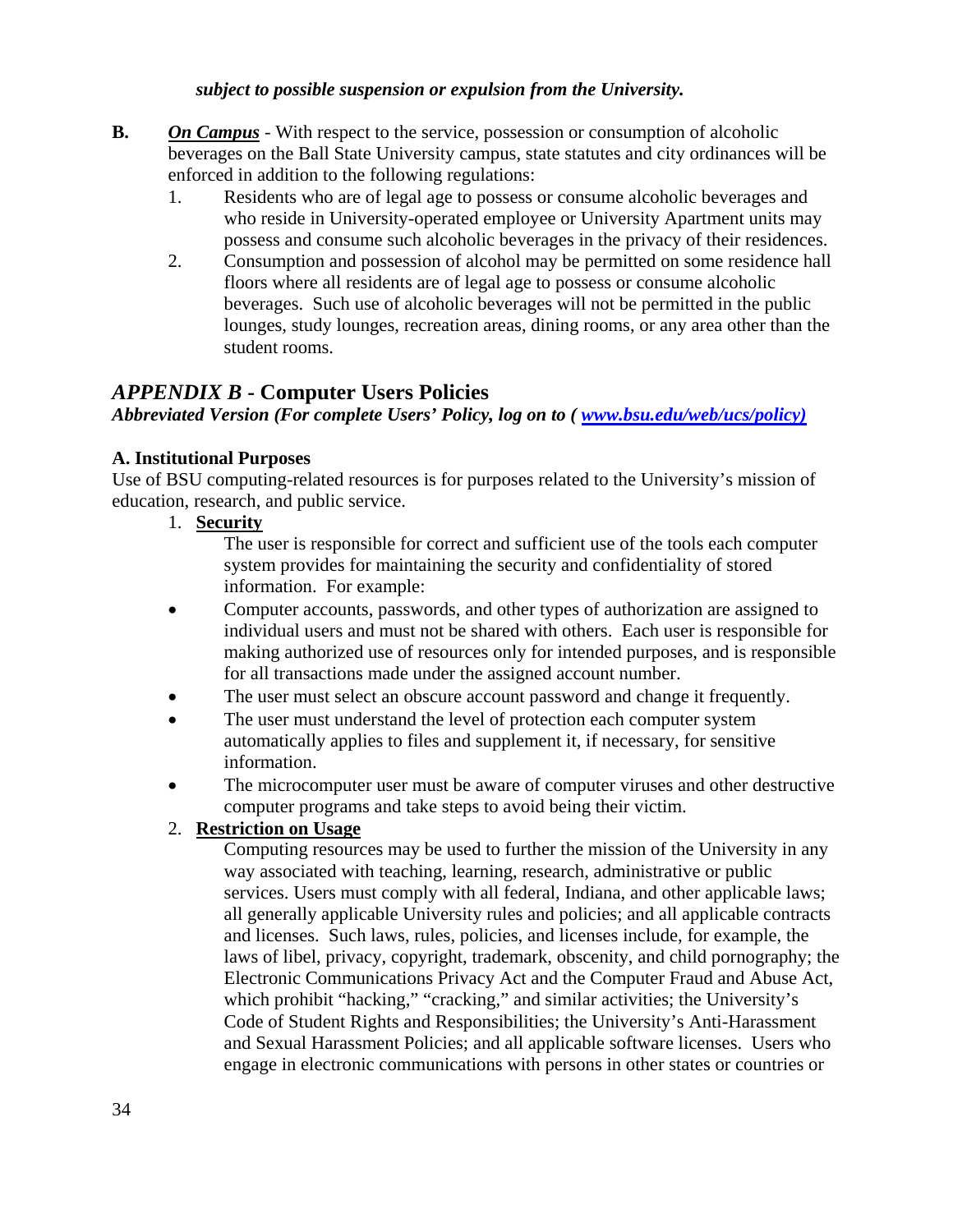***subject to possible suspension or expulsion from the University.***

**B.** ***On Campus*** - With respect to the service, possession or consumption of alcoholic beverages on the Ball State University campus, state statutes and city ordinances will be enforced in addition to the following regulations:

1. Residents who are of legal age to possess or consume alcoholic beverages and who reside in University-operated employee or University Apartment units may possess and consume such alcoholic beverages in the privacy of their residences.
2. Consumption and possession of alcohol may be permitted on some residence hall floors where all residents are of legal age to possess or consume alcoholic beverages. Such use of alcoholic beverages will not be permitted in the public lounges, study lounges, recreation areas, dining rooms, or any area other than the student rooms.

## *APPENDIX B* - Computer Users Policies

***Abbreviated Version (For complete Users' Policy, log on to ( www.bsu.edu/web/ucs/policy)***

**A. Institutional Purposes**

Use of BSU computing-related resources is for purposes related to the University's mission of education, research, and public service.

1. **Security**

   The user is responsible for correct and sufficient use of the tools each computer system provides for maintaining the security and confidentiality of stored information. For example:

   - Computer accounts, passwords, and other types of authorization are assigned to individual users and must not be shared with others. Each user is responsible for making authorized use of resources only for intended purposes, and is responsible for all transactions made under the assigned account number.
   - The user must select an obscure account password and change it frequently.
   - The user must understand the level of protection each computer system automatically applies to files and supplement it, if necessary, for sensitive information.
   - The microcomputer user must be aware of computer viruses and other destructive computer programs and take steps to avoid being their victim.

2. **Restriction on Usage**

   Computing resources may be used to further the mission of the University in any way associated with teaching, learning, research, administrative or public services. Users must comply with all federal, Indiana, and other applicable laws; all generally applicable University rules and policies; and all applicable contracts and licenses. Such laws, rules, policies, and licenses include, for example, the laws of libel, privacy, copyright, trademark, obscenity, and child pornography; the Electronic Communications Privacy Act and the Computer Fraud and Abuse Act, which prohibit "hacking," "cracking," and similar activities; the University's Code of Student Rights and Responsibilities; the University's Anti-Harassment and Sexual Harassment Policies; and all applicable software licenses. Users who engage in electronic communications with persons in other states or countries or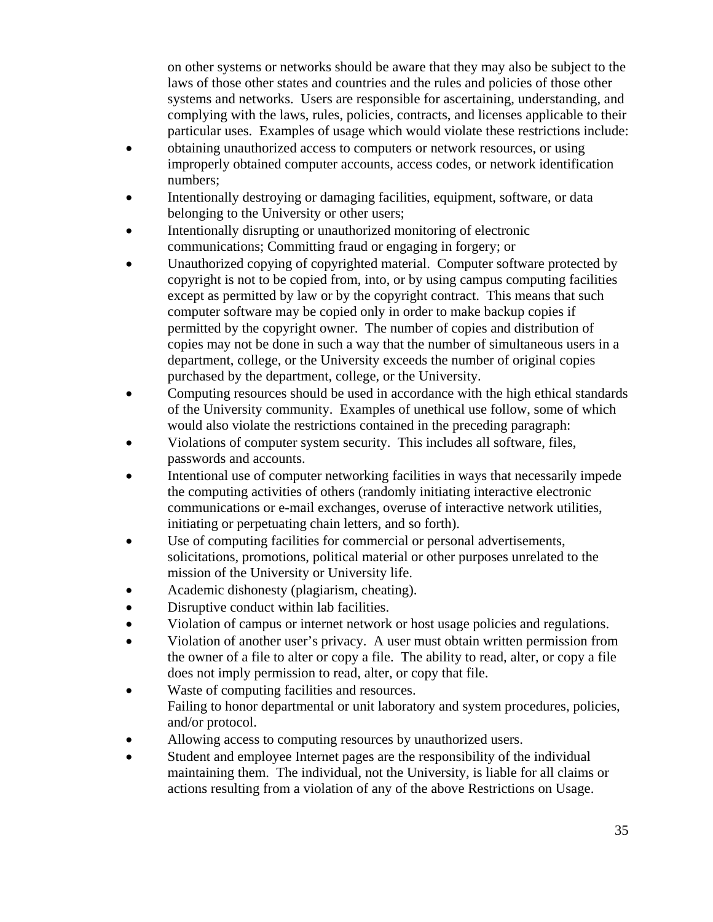on other systems or networks should be aware that they may also be subject to the laws of those other states and countries and the rules and policies of those other systems and networks. Users are responsible for ascertaining, understanding, and complying with the laws, rules, policies, contracts, and licenses applicable to their particular uses. Examples of usage which would violate these restrictions include:

- obtaining unauthorized access to computers or network resources, or using improperly obtained computer accounts, access codes, or network identification numbers;
- Intentionally destroying or damaging facilities, equipment, software, or data belonging to the University or other users;
- Intentionally disrupting or unauthorized monitoring of electronic communications; Committing fraud or engaging in forgery; or
- Unauthorized copying of copyrighted material. Computer software protected by copyright is not to be copied from, into, or by using campus computing facilities except as permitted by law or by the copyright contract. This means that such computer software may be copied only in order to make backup copies if permitted by the copyright owner. The number of copies and distribution of copies may not be done in such a way that the number of simultaneous users in a department, college, or the University exceeds the number of original copies purchased by the department, college, or the University.
- Computing resources should be used in accordance with the high ethical standards of the University community. Examples of unethical use follow, some of which would also violate the restrictions contained in the preceding paragraph:
- Violations of computer system security. This includes all software, files, passwords and accounts.
- Intentional use of computer networking facilities in ways that necessarily impede the computing activities of others (randomly initiating interactive electronic communications or e-mail exchanges, overuse of interactive network utilities, initiating or perpetuating chain letters, and so forth).
- Use of computing facilities for commercial or personal advertisements, solicitations, promotions, political material or other purposes unrelated to the mission of the University or University life.
- Academic dishonesty (plagiarism, cheating).
- Disruptive conduct within lab facilities.
- Violation of campus or internet network or host usage policies and regulations.
- Violation of another user's privacy. A user must obtain written permission from the owner of a file to alter or copy a file. The ability to read, alter, or copy a file does not imply permission to read, alter, or copy that file.
- Waste of computing facilities and resources.
  Failing to honor departmental or unit laboratory and system procedures, policies, and/or protocol.
- Allowing access to computing resources by unauthorized users.
- Student and employee Internet pages are the responsibility of the individual maintaining them. The individual, not the University, is liable for all claims or actions resulting from a violation of any of the above Restrictions on Usage.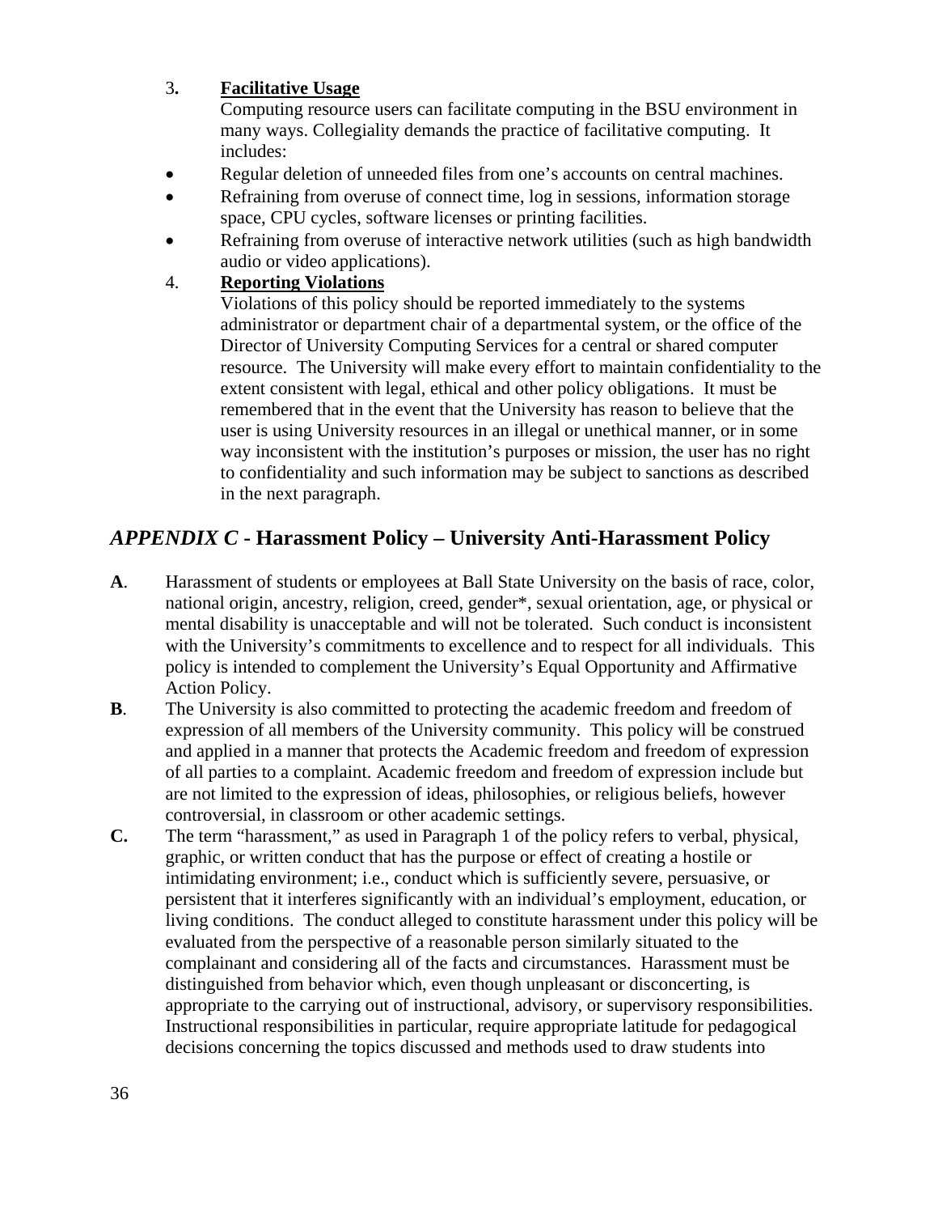3. **<u>Facilitative Usage</u>**

Computing resource users can facilitate computing in the BSU environment in many ways. Collegiality demands the practice of facilitative computing. It includes:

- Regular deletion of unneeded files from one's accounts on central machines.
- Refraining from overuse of connect time, log in sessions, information storage space, CPU cycles, software licenses or printing facilities.
- Refraining from overuse of interactive network utilities (such as high bandwidth audio or video applications).

4. **<u>Reporting Violations</u>**

Violations of this policy should be reported immediately to the systems administrator or department chair of a departmental system, or the office of the Director of University Computing Services for a central or shared computer resource. The University will make every effort to maintain confidentiality to the extent consistent with legal, ethical and other policy obligations. It must be remembered that in the event that the University has reason to believe that the user is using University resources in an illegal or unethical manner, or in some way inconsistent with the institution's purposes or mission, the user has no right to confidentiality and such information may be subject to sanctions as described in the next paragraph.

## *APPENDIX C* - Harassment Policy – University Anti-Harassment Policy

**A**. Harassment of students or employees at Ball State University on the basis of race, color, national origin, ancestry, religion, creed, gender*, sexual orientation, age, or physical or mental disability is unacceptable and will not be tolerated. Such conduct is inconsistent with the University's commitments to excellence and to respect for all individuals. This policy is intended to complement the University's Equal Opportunity and Affirmative Action Policy.

**B**. The University is also committed to protecting the academic freedom and freedom of expression of all members of the University community. This policy will be construed and applied in a manner that protects the Academic freedom and freedom of expression of all parties to a complaint. Academic freedom and freedom of expression include but are not limited to the expression of ideas, philosophies, or religious beliefs, however controversial, in classroom or other academic settings.

**C.** The term "harassment," as used in Paragraph 1 of the policy refers to verbal, physical, graphic, or written conduct that has the purpose or effect of creating a hostile or intimidating environment; i.e., conduct which is sufficiently severe, persuasive, or persistent that it interferes significantly with an individual's employment, education, or living conditions. The conduct alleged to constitute harassment under this policy will be evaluated from the perspective of a reasonable person similarly situated to the complainant and considering all of the facts and circumstances. Harassment must be distinguished from behavior which, even though unpleasant or disconcerting, is appropriate to the carrying out of instructional, advisory, or supervisory responsibilities. Instructional responsibilities in particular, require appropriate latitude for pedagogical decisions concerning the topics discussed and methods used to draw students into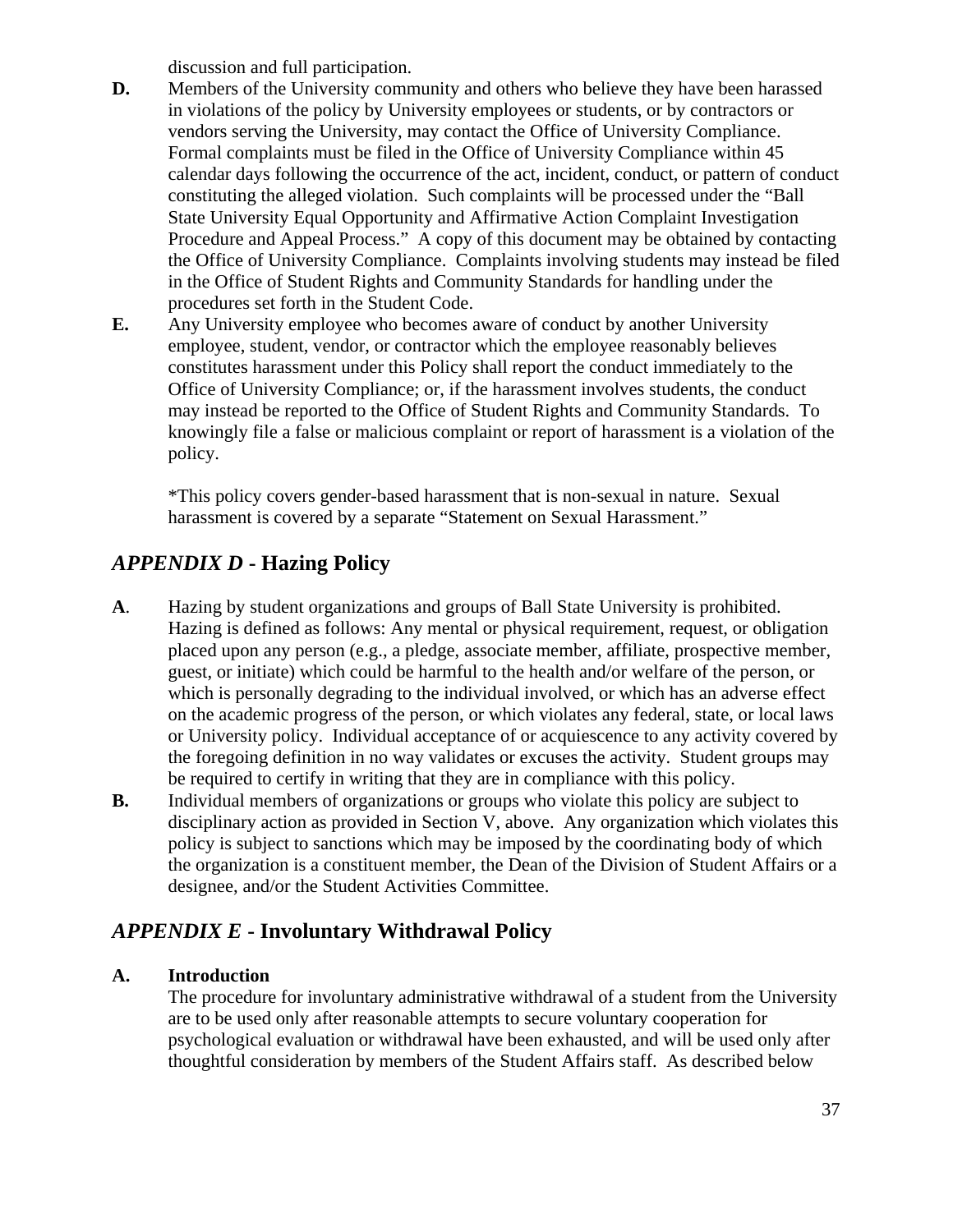discussion and full participation.

**D.** Members of the University community and others who believe they have been harassed in violations of the policy by University employees or students, or by contractors or vendors serving the University, may contact the Office of University Compliance. Formal complaints must be filed in the Office of University Compliance within 45 calendar days following the occurrence of the act, incident, conduct, or pattern of conduct constituting the alleged violation. Such complaints will be processed under the "Ball State University Equal Opportunity and Affirmative Action Complaint Investigation Procedure and Appeal Process." A copy of this document may be obtained by contacting the Office of University Compliance. Complaints involving students may instead be filed in the Office of Student Rights and Community Standards for handling under the procedures set forth in the Student Code.

**E.** Any University employee who becomes aware of conduct by another University employee, student, vendor, or contractor which the employee reasonably believes constitutes harassment under this Policy shall report the conduct immediately to the Office of University Compliance; or, if the harassment involves students, the conduct may instead be reported to the Office of Student Rights and Community Standards. To knowingly file a false or malicious complaint or report of harassment is a violation of the policy.

*This policy covers gender-based harassment that is non-sexual in nature. Sexual harassment is covered by a separate "Statement on Sexual Harassment."

## *APPENDIX D* - Hazing Policy

**A**. Hazing by student organizations and groups of Ball State University is prohibited. Hazing is defined as follows: Any mental or physical requirement, request, or obligation placed upon any person (e.g., a pledge, associate member, affiliate, prospective member, guest, or initiate) which could be harmful to the health and/or welfare of the person, or which is personally degrading to the individual involved, or which has an adverse effect on the academic progress of the person, or which violates any federal, state, or local laws or University policy. Individual acceptance of or acquiescence to any activity covered by the foregoing definition in no way validates or excuses the activity. Student groups may be required to certify in writing that they are in compliance with this policy.

**B.** Individual members of organizations or groups who violate this policy are subject to disciplinary action as provided in Section V, above. Any organization which violates this policy is subject to sanctions which may be imposed by the coordinating body of which the organization is a constituent member, the Dean of the Division of Student Affairs or a designee, and/or the Student Activities Committee.

## *APPENDIX E* - Involuntary Withdrawal Policy

**A. Introduction**

The procedure for involuntary administrative withdrawal of a student from the University are to be used only after reasonable attempts to secure voluntary cooperation for psychological evaluation or withdrawal have been exhausted, and will be used only after thoughtful consideration by members of the Student Affairs staff. As described below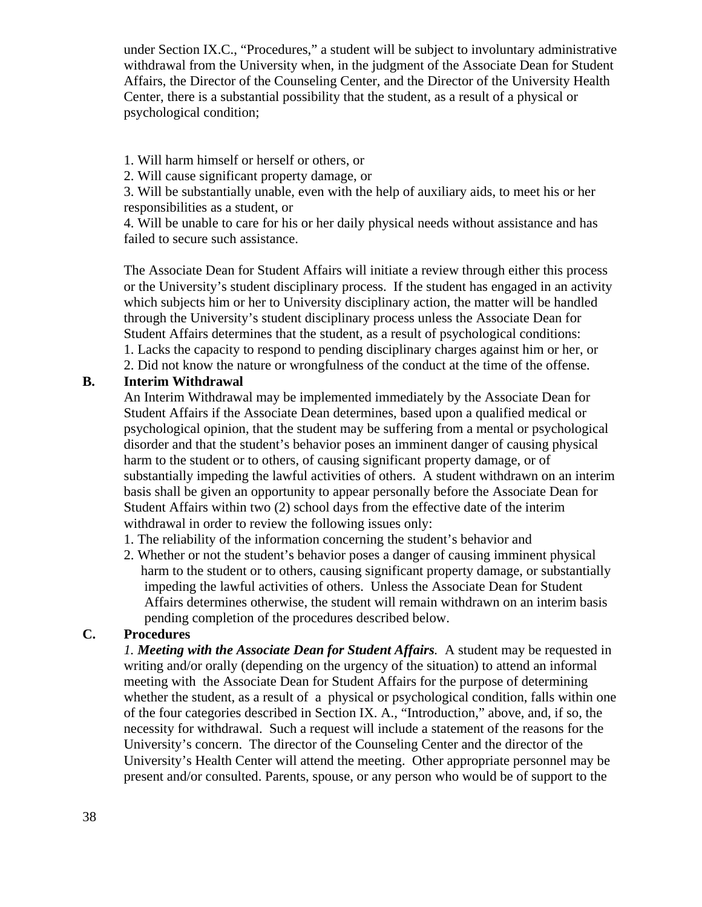under Section IX.C., "Procedures," a student will be subject to involuntary administrative withdrawal from the University when, in the judgment of the Associate Dean for Student Affairs, the Director of the Counseling Center, and the Director of the University Health Center, there is a substantial possibility that the student, as a result of a physical or psychological condition;

1. Will harm himself or herself or others, or
2. Will cause significant property damage, or
3. Will be substantially unable, even with the help of auxiliary aids, to meet his or her responsibilities as a student, or
4. Will be unable to care for his or her daily physical needs without assistance and has failed to secure such assistance.

The Associate Dean for Student Affairs will initiate a review through either this process or the University's student disciplinary process. If the student has engaged in an activity which subjects him or her to University disciplinary action, the matter will be handled through the University's student disciplinary process unless the Associate Dean for Student Affairs determines that the student, as a result of psychological conditions:

1. Lacks the capacity to respond to pending disciplinary charges against him or her, or
2. Did not know the nature or wrongfulness of the conduct at the time of the offense.

**B. Interim Withdrawal**

An Interim Withdrawal may be implemented immediately by the Associate Dean for Student Affairs if the Associate Dean determines, based upon a qualified medical or psychological opinion, that the student may be suffering from a mental or psychological disorder and that the student's behavior poses an imminent danger of causing physical harm to the student or to others, of causing significant property damage, or of substantially impeding the lawful activities of others. A student withdrawn on an interim basis shall be given an opportunity to appear personally before the Associate Dean for Student Affairs within two (2) school days from the effective date of the interim withdrawal in order to review the following issues only:

1. The reliability of the information concerning the student's behavior and
2. Whether or not the student's behavior poses a danger of causing imminent physical harm to the student or to others, causing significant property damage, or substantially impeding the lawful activities of others. Unless the Associate Dean for Student Affairs determines otherwise, the student will remain withdrawn on an interim basis pending completion of the procedures described below.

**C. Procedures**

*1.* ***Meeting with the Associate Dean for Student Affairs****.* A student may be requested in writing and/or orally (depending on the urgency of the situation) to attend an informal meeting with the Associate Dean for Student Affairs for the purpose of determining whether the student, as a result of a physical or psychological condition, falls within one of the four categories described in Section IX. A., "Introduction," above, and, if so, the necessity for withdrawal. Such a request will include a statement of the reasons for the University's concern. The director of the Counseling Center and the director of the University's Health Center will attend the meeting. Other appropriate personnel may be present and/or consulted. Parents, spouse, or any person who would be of support to the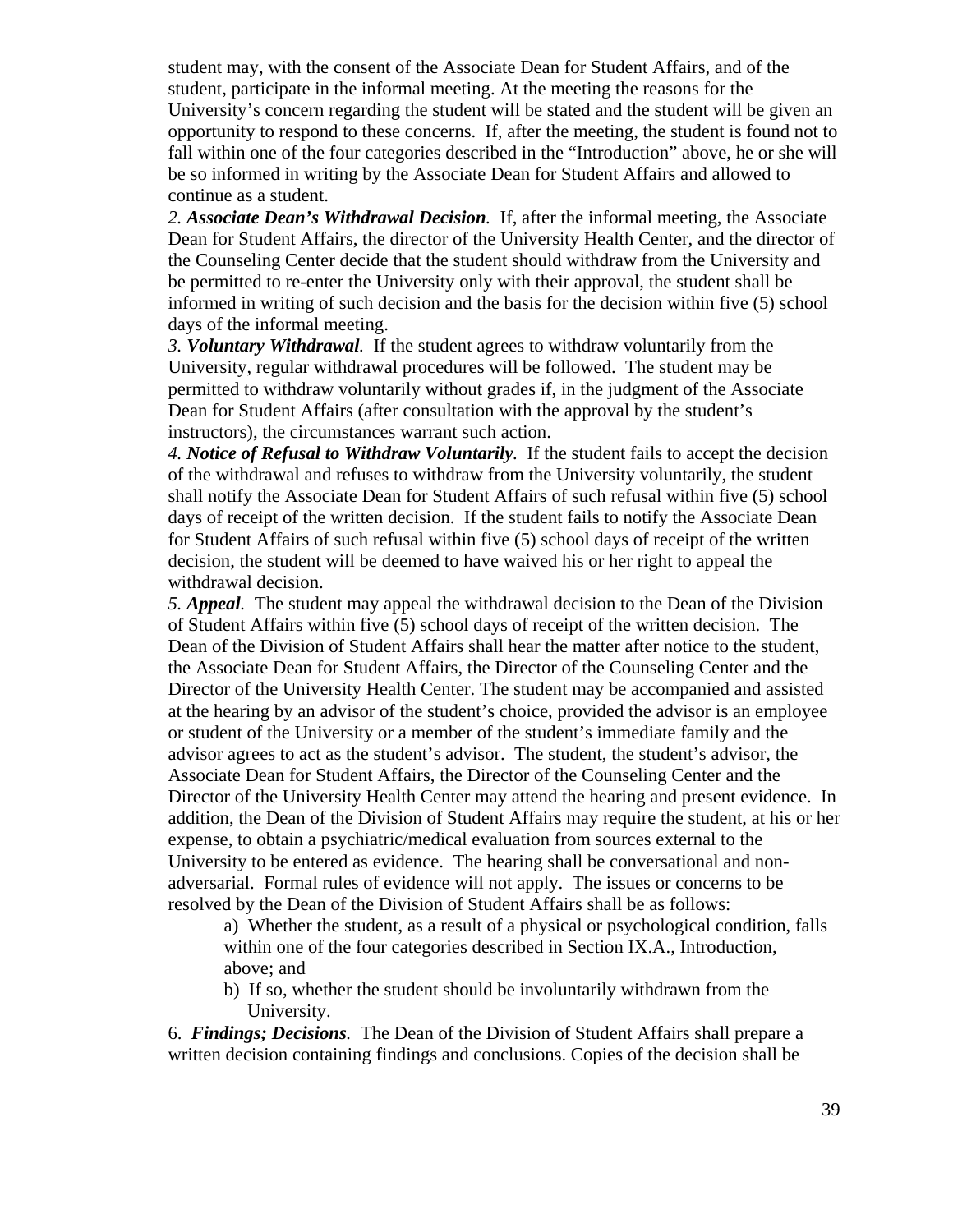student may, with the consent of the Associate Dean for Student Affairs, and of the student, participate in the informal meeting. At the meeting the reasons for the University's concern regarding the student will be stated and the student will be given an opportunity to respond to these concerns. If, after the meeting, the student is found not to fall within one of the four categories described in the "Introduction" above, he or she will be so informed in writing by the Associate Dean for Student Affairs and allowed to continue as a student.

*2. **Associate Dean's Withdrawal Decision**.* If, after the informal meeting, the Associate Dean for Student Affairs, the director of the University Health Center, and the director of the Counseling Center decide that the student should withdraw from the University and be permitted to re-enter the University only with their approval, the student shall be informed in writing of such decision and the basis for the decision within five (5) school days of the informal meeting.

*3. **Voluntary Withdrawal**.* If the student agrees to withdraw voluntarily from the University, regular withdrawal procedures will be followed. The student may be permitted to withdraw voluntarily without grades if, in the judgment of the Associate Dean for Student Affairs (after consultation with the approval by the student's instructors), the circumstances warrant such action.

*4. **Notice of Refusal to Withdraw Voluntarily**.* If the student fails to accept the decision of the withdrawal and refuses to withdraw from the University voluntarily, the student shall notify the Associate Dean for Student Affairs of such refusal within five (5) school days of receipt of the written decision. If the student fails to notify the Associate Dean for Student Affairs of such refusal within five (5) school days of receipt of the written decision, the student will be deemed to have waived his or her right to appeal the withdrawal decision.

*5. **Appeal**.* The student may appeal the withdrawal decision to the Dean of the Division of Student Affairs within five (5) school days of receipt of the written decision. The Dean of the Division of Student Affairs shall hear the matter after notice to the student, the Associate Dean for Student Affairs, the Director of the Counseling Center and the Director of the University Health Center. The student may be accompanied and assisted at the hearing by an advisor of the student's choice, provided the advisor is an employee or student of the University or a member of the student's immediate family and the advisor agrees to act as the student's advisor. The student, the student's advisor, the Associate Dean for Student Affairs, the Director of the Counseling Center and the Director of the University Health Center may attend the hearing and present evidence. In addition, the Dean of the Division of Student Affairs may require the student, at his or her expense, to obtain a psychiatric/medical evaluation from sources external to the University to be entered as evidence. The hearing shall be conversational and non-adversarial. Formal rules of evidence will not apply. The issues or concerns to be resolved by the Dean of the Division of Student Affairs shall be as follows:

a) Whether the student, as a result of a physical or psychological condition, falls within one of the four categories described in Section IX.A., Introduction, above; and

b) If so, whether the student should be involuntarily withdrawn from the University.

6. ***Findings; Decisions**.* The Dean of the Division of Student Affairs shall prepare a written decision containing findings and conclusions. Copies of the decision shall be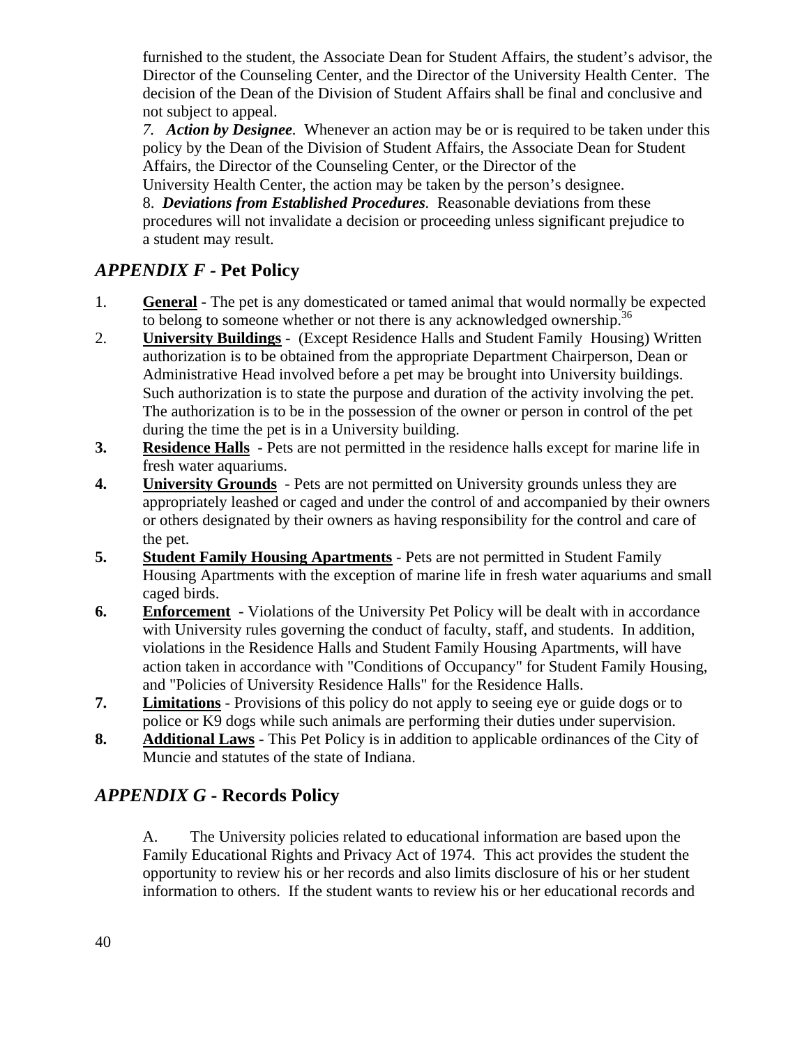furnished to the student, the Associate Dean for Student Affairs, the student's advisor, the Director of the Counseling Center, and the Director of the University Health Center. The decision of the Dean of the Division of Student Affairs shall be final and conclusive and not subject to appeal.

*7. **Action by Designee***. Whenever an action may be or is required to be taken under this policy by the Dean of the Division of Student Affairs, the Associate Dean for Student Affairs, the Director of the Counseling Center, or the Director of the University Health Center, the action may be taken by the person's designee.

8. ***Deviations from Established Procedures***. Reasonable deviations from these procedures will not invalidate a decision or proceeding unless significant prejudice to a student may result.

## *APPENDIX F* - Pet Policy

1. **General** - The pet is any domesticated or tamed animal that would normally be expected to belong to someone whether or not there is any acknowledged ownership.[36]
2. **University Buildings** - (Except Residence Halls and Student Family Housing) Written authorization is to be obtained from the appropriate Department Chairperson, Dean or Administrative Head involved before a pet may be brought into University buildings. Such authorization is to state the purpose and duration of the activity involving the pet. The authorization is to be in the possession of the owner or person in control of the pet during the time the pet is in a University building.
3. **Residence Halls** - Pets are not permitted in the residence halls except for marine life in fresh water aquariums.
4. **University Grounds** - Pets are not permitted on University grounds unless they are appropriately leashed or caged and under the control of and accompanied by their owners or others designated by their owners as having responsibility for the control and care of the pet.
5. **Student Family Housing Apartments** - Pets are not permitted in Student Family Housing Apartments with the exception of marine life in fresh water aquariums and small caged birds.
6. **Enforcement** - Violations of the University Pet Policy will be dealt with in accordance with University rules governing the conduct of faculty, staff, and students. In addition, violations in the Residence Halls and Student Family Housing Apartments, will have action taken in accordance with "Conditions of Occupancy" for Student Family Housing, and "Policies of University Residence Halls" for the Residence Halls.
7. **Limitations** - Provisions of this policy do not apply to seeing eye or guide dogs or to police or K9 dogs while such animals are performing their duties under supervision.
8. **Additional Laws** - This Pet Policy is in addition to applicable ordinances of the City of Muncie and statutes of the state of Indiana.

## *APPENDIX G* - Records Policy

A. The University policies related to educational information are based upon the Family Educational Rights and Privacy Act of 1974. This act provides the student the opportunity to review his or her records and also limits disclosure of his or her student information to others. If the student wants to review his or her educational records and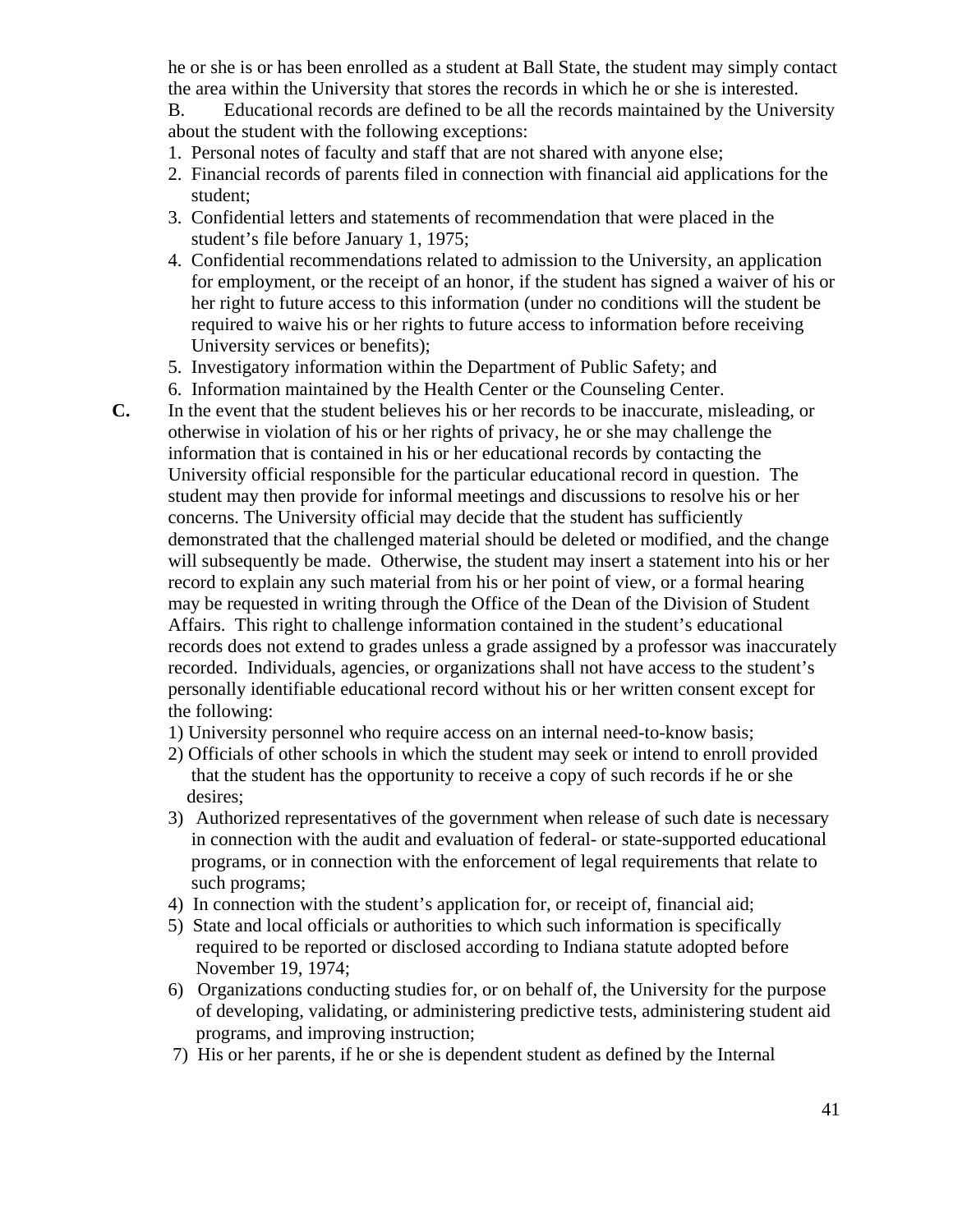he or she is or has been enrolled as a student at Ball State, the student may simply contact the area within the University that stores the records in which he or she is interested.

B. Educational records are defined to be all the records maintained by the University about the student with the following exceptions:

1. Personal notes of faculty and staff that are not shared with anyone else;
2. Financial records of parents filed in connection with financial aid applications for the student;
3. Confidential letters and statements of recommendation that were placed in the student's file before January 1, 1975;
4. Confidential recommendations related to admission to the University, an application for employment, or the receipt of an honor, if the student has signed a waiver of his or her right to future access to this information (under no conditions will the student be required to waive his or her rights to future access to information before receiving University services or benefits);
5. Investigatory information within the Department of Public Safety; and
6. Information maintained by the Health Center or the Counseling Center.

**C.** In the event that the student believes his or her records to be inaccurate, misleading, or otherwise in violation of his or her rights of privacy, he or she may challenge the information that is contained in his or her educational records by contacting the University official responsible for the particular educational record in question. The student may then provide for informal meetings and discussions to resolve his or her concerns. The University official may decide that the student has sufficiently demonstrated that the challenged material should be deleted or modified, and the change will subsequently be made. Otherwise, the student may insert a statement into his or her record to explain any such material from his or her point of view, or a formal hearing may be requested in writing through the Office of the Dean of the Division of Student Affairs. This right to challenge information contained in the student's educational records does not extend to grades unless a grade assigned by a professor was inaccurately recorded. Individuals, agencies, or organizations shall not have access to the student's personally identifiable educational record without his or her written consent except for the following:

1) University personnel who require access on an internal need-to-know basis;
2) Officials of other schools in which the student may seek or intend to enroll provided that the student has the opportunity to receive a copy of such records if he or she desires;
3) Authorized representatives of the government when release of such date is necessary in connection with the audit and evaluation of federal- or state-supported educational programs, or in connection with the enforcement of legal requirements that relate to such programs;
4) In connection with the student's application for, or receipt of, financial aid;
5) State and local officials or authorities to which such information is specifically required to be reported or disclosed according to Indiana statute adopted before November 19, 1974;
6) Organizations conducting studies for, or on behalf of, the University for the purpose of developing, validating, or administering predictive tests, administering student aid programs, and improving instruction;
7) His or her parents, if he or she is dependent student as defined by the Internal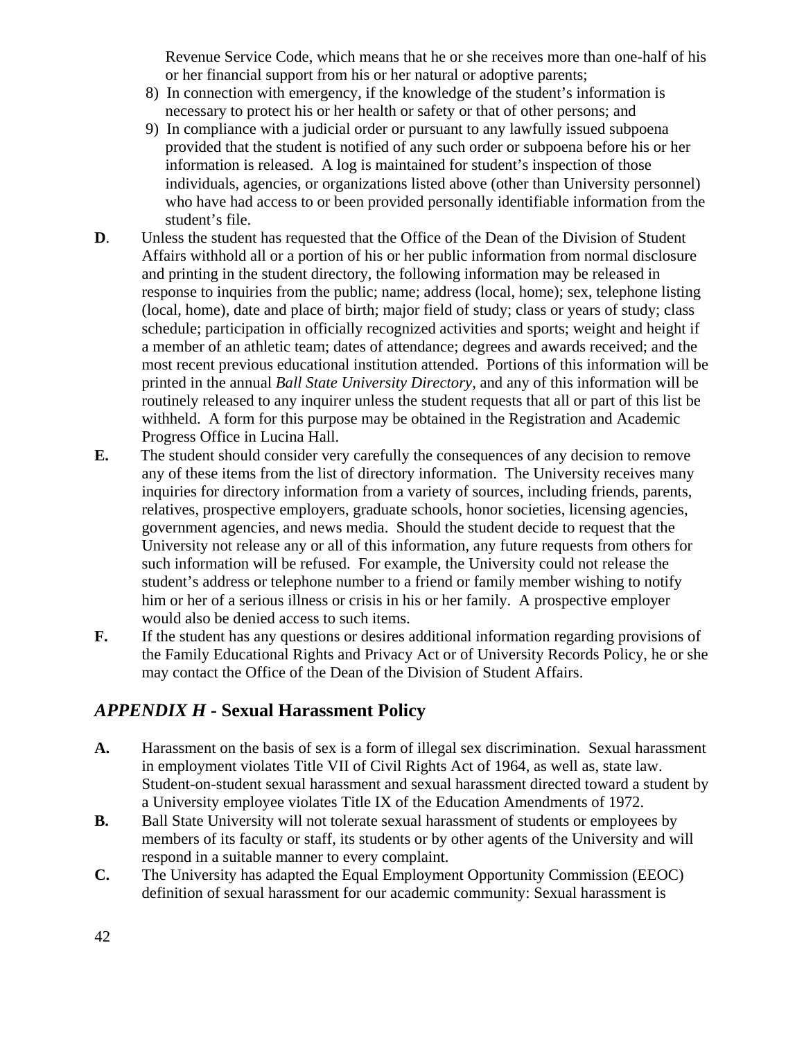Revenue Service Code, which means that he or she receives more than one-half of his or her financial support from his or her natural or adoptive parents;

8) In connection with emergency, if the knowledge of the student's information is necessary to protect his or her health or safety or that of other persons; and

9) In compliance with a judicial order or pursuant to any lawfully issued subpoena provided that the student is notified of any such order or subpoena before his or her information is released. A log is maintained for student's inspection of those individuals, agencies, or organizations listed above (other than University personnel) who have had access to or been provided personally identifiable information from the student's file.

**D**. Unless the student has requested that the Office of the Dean of the Division of Student Affairs withhold all or a portion of his or her public information from normal disclosure and printing in the student directory, the following information may be released in response to inquiries from the public; name; address (local, home); sex, telephone listing (local, home), date and place of birth; major field of study; class or years of study; class schedule; participation in officially recognized activities and sports; weight and height if a member of an athletic team; dates of attendance; degrees and awards received; and the most recent previous educational institution attended. Portions of this information will be printed in the annual *Ball State University Directory*, and any of this information will be routinely released to any inquirer unless the student requests that all or part of this list be withheld. A form for this purpose may be obtained in the Registration and Academic Progress Office in Lucina Hall.

**E.** The student should consider very carefully the consequences of any decision to remove any of these items from the list of directory information. The University receives many inquiries for directory information from a variety of sources, including friends, parents, relatives, prospective employers, graduate schools, honor societies, licensing agencies, government agencies, and news media. Should the student decide to request that the University not release any or all of this information, any future requests from others for such information will be refused. For example, the University could not release the student's address or telephone number to a friend or family member wishing to notify him or her of a serious illness or crisis in his or her family. A prospective employer would also be denied access to such items.

**F.** If the student has any questions or desires additional information regarding provisions of the Family Educational Rights and Privacy Act or of University Records Policy, he or she may contact the Office of the Dean of the Division of Student Affairs.

## *APPENDIX H* - Sexual Harassment Policy

**A.** Harassment on the basis of sex is a form of illegal sex discrimination. Sexual harassment in employment violates Title VII of Civil Rights Act of 1964, as well as, state law. Student-on-student sexual harassment and sexual harassment directed toward a student by a University employee violates Title IX of the Education Amendments of 1972.

**B.** Ball State University will not tolerate sexual harassment of students or employees by members of its faculty or staff, its students or by other agents of the University and will respond in a suitable manner to every complaint.

**C.** The University has adapted the Equal Employment Opportunity Commission (EEOC) definition of sexual harassment for our academic community: Sexual harassment is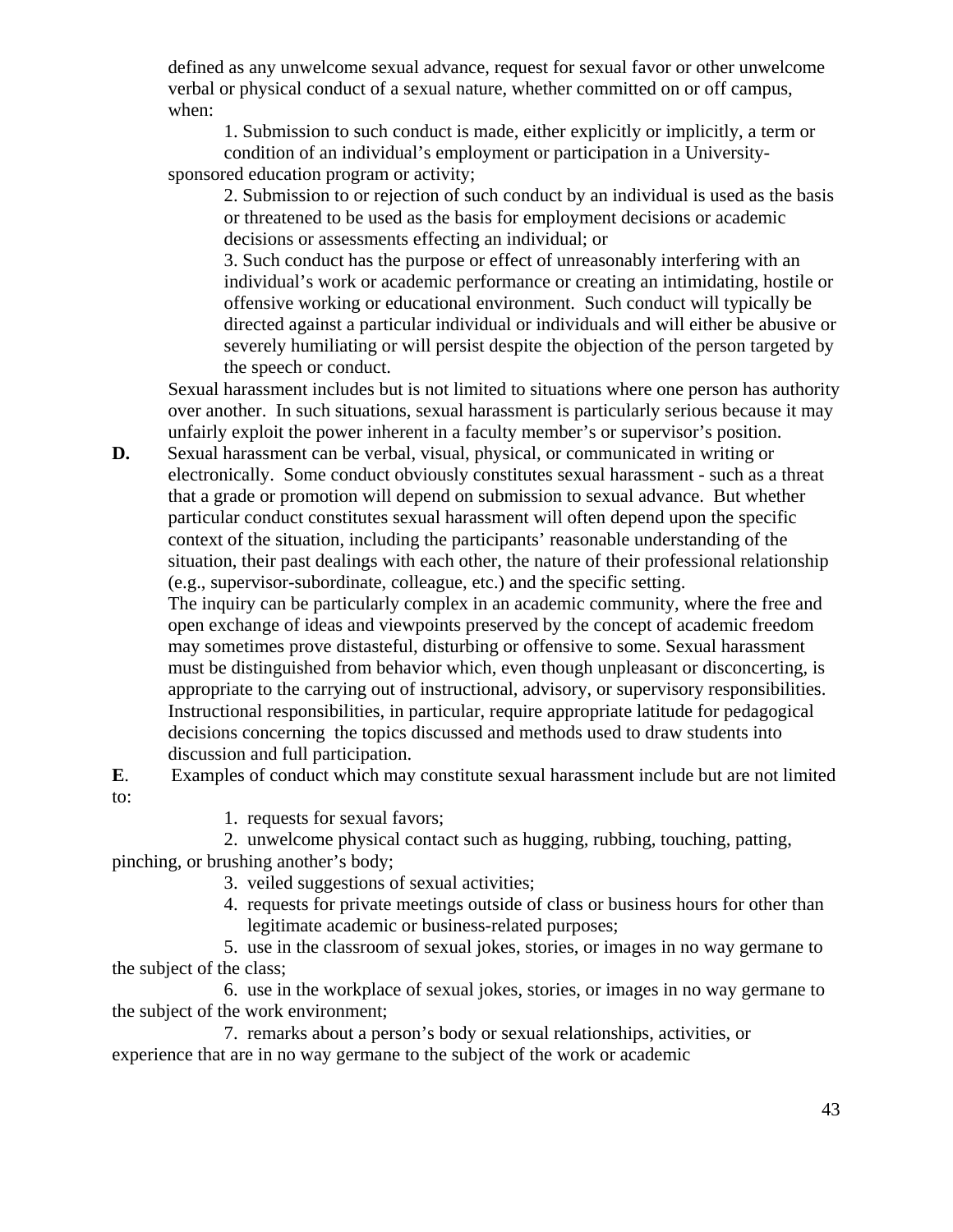defined as any unwelcome sexual advance, request for sexual favor or other unwelcome verbal or physical conduct of a sexual nature, whether committed on or off campus, when:

1. Submission to such conduct is made, either explicitly or implicitly, a term or condition of an individual's employment or participation in a University-sponsored education program or activity;
2. Submission to or rejection of such conduct by an individual is used as the basis or threatened to be used as the basis for employment decisions or academic decisions or assessments effecting an individual; or
3. Such conduct has the purpose or effect of unreasonably interfering with an individual's work or academic performance or creating an intimidating, hostile or offensive working or educational environment. Such conduct will typically be directed against a particular individual or individuals and will either be abusive or severely humiliating or will persist despite the objection of the person targeted by the speech or conduct.

Sexual harassment includes but is not limited to situations where one person has authority over another. In such situations, sexual harassment is particularly serious because it may unfairly exploit the power inherent in a faculty member's or supervisor's position.

**D.** Sexual harassment can be verbal, visual, physical, or communicated in writing or electronically. Some conduct obviously constitutes sexual harassment - such as a threat that a grade or promotion will depend on submission to sexual advance. But whether particular conduct constitutes sexual harassment will often depend upon the specific context of the situation, including the participants' reasonable understanding of the situation, their past dealings with each other, the nature of their professional relationship (e.g., supervisor-subordinate, colleague, etc.) and the specific setting.

The inquiry can be particularly complex in an academic community, where the free and open exchange of ideas and viewpoints preserved by the concept of academic freedom may sometimes prove distasteful, disturbing or offensive to some. Sexual harassment must be distinguished from behavior which, even though unpleasant or disconcerting, is appropriate to the carrying out of instructional, advisory, or supervisory responsibilities. Instructional responsibilities, in particular, require appropriate latitude for pedagogical decisions concerning the topics discussed and methods used to draw students into discussion and full participation.

**E**. Examples of conduct which may constitute sexual harassment include but are not limited to:

1. requests for sexual favors;
2. unwelcome physical contact such as hugging, rubbing, touching, patting, pinching, or brushing another's body;
3. veiled suggestions of sexual activities;
4. requests for private meetings outside of class or business hours for other than legitimate academic or business-related purposes;
5. use in the classroom of sexual jokes, stories, or images in no way germane to the subject of the class;
6. use in the workplace of sexual jokes, stories, or images in no way germane to the subject of the work environment;
7. remarks about a person's body or sexual relationships, activities, or experience that are in no way germane to the subject of the work or academic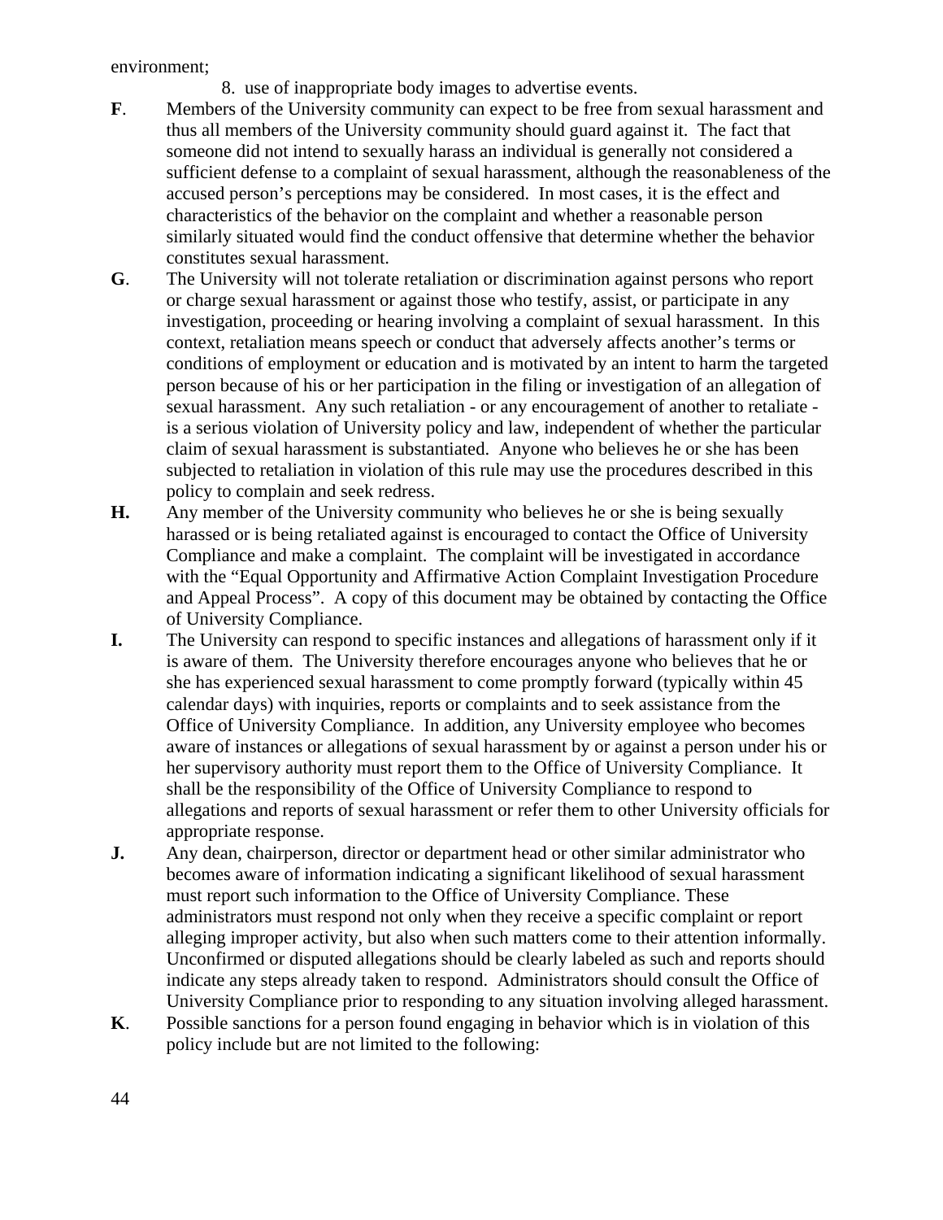environment;

8. use of inappropriate body images to advertise events.

**F**. Members of the University community can expect to be free from sexual harassment and thus all members of the University community should guard against it. The fact that someone did not intend to sexually harass an individual is generally not considered a sufficient defense to a complaint of sexual harassment, although the reasonableness of the accused person's perceptions may be considered. In most cases, it is the effect and characteristics of the behavior on the complaint and whether a reasonable person similarly situated would find the conduct offensive that determine whether the behavior constitutes sexual harassment.

**G**. The University will not tolerate retaliation or discrimination against persons who report or charge sexual harassment or against those who testify, assist, or participate in any investigation, proceeding or hearing involving a complaint of sexual harassment. In this context, retaliation means speech or conduct that adversely affects another's terms or conditions of employment or education and is motivated by an intent to harm the targeted person because of his or her participation in the filing or investigation of an allegation of sexual harassment. Any such retaliation - or any encouragement of another to retaliate - is a serious violation of University policy and law, independent of whether the particular claim of sexual harassment is substantiated. Anyone who believes he or she has been subjected to retaliation in violation of this rule may use the procedures described in this policy to complain and seek redress.

**H.** Any member of the University community who believes he or she is being sexually harassed or is being retaliated against is encouraged to contact the Office of University Compliance and make a complaint. The complaint will be investigated in accordance with the "Equal Opportunity and Affirmative Action Complaint Investigation Procedure and Appeal Process". A copy of this document may be obtained by contacting the Office of University Compliance.

**I.** The University can respond to specific instances and allegations of harassment only if it is aware of them. The University therefore encourages anyone who believes that he or she has experienced sexual harassment to come promptly forward (typically within 45 calendar days) with inquiries, reports or complaints and to seek assistance from the Office of University Compliance. In addition, any University employee who becomes aware of instances or allegations of sexual harassment by or against a person under his or her supervisory authority must report them to the Office of University Compliance. It shall be the responsibility of the Office of University Compliance to respond to allegations and reports of sexual harassment or refer them to other University officials for appropriate response.

**J.** Any dean, chairperson, director or department head or other similar administrator who becomes aware of information indicating a significant likelihood of sexual harassment must report such information to the Office of University Compliance. These administrators must respond not only when they receive a specific complaint or report alleging improper activity, but also when such matters come to their attention informally. Unconfirmed or disputed allegations should be clearly labeled as such and reports should indicate any steps already taken to respond. Administrators should consult the Office of University Compliance prior to responding to any situation involving alleged harassment.

**K**. Possible sanctions for a person found engaging in behavior which is in violation of this policy include but are not limited to the following: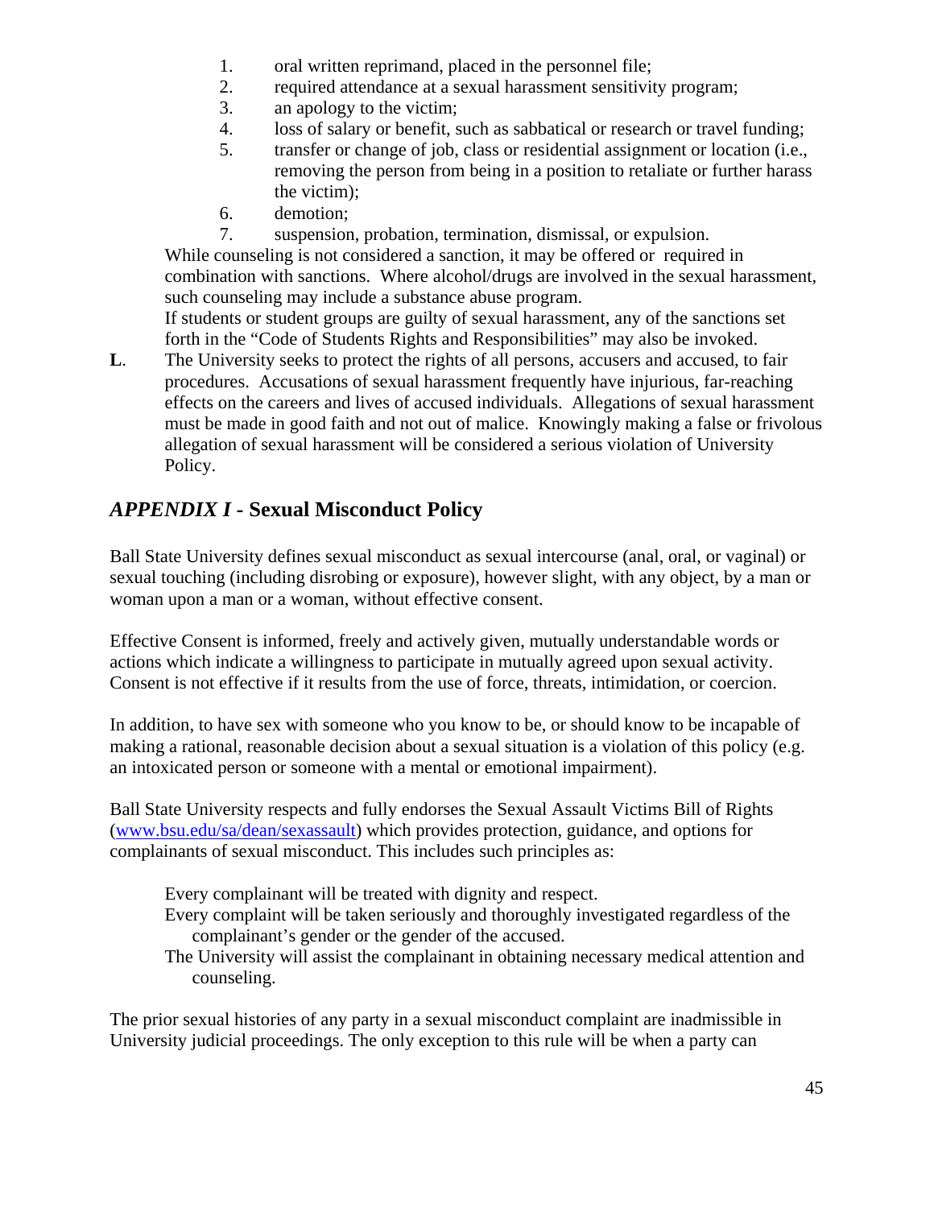1. oral written reprimand, placed in the personnel file;
2. required attendance at a sexual harassment sensitivity program;
3. an apology to the victim;
4. loss of salary or benefit, such as sabbatical or research or travel funding;
5. transfer or change of job, class or residential assignment or location (i.e., removing the person from being in a position to retaliate or further harass the victim);
6. demotion;
7. suspension, probation, termination, dismissal, or expulsion.

While counseling is not considered a sanction, it may be offered or required in combination with sanctions. Where alcohol/drugs are involved in the sexual harassment, such counseling may include a substance abuse program.

If students or student groups are guilty of sexual harassment, any of the sanctions set forth in the "Code of Students Rights and Responsibilities" may also be invoked.

**L**. The University seeks to protect the rights of all persons, accusers and accused, to fair procedures. Accusations of sexual harassment frequently have injurious, far-reaching effects on the careers and lives of accused individuals. Allegations of sexual harassment must be made in good faith and not out of malice. Knowingly making a false or frivolous allegation of sexual harassment will be considered a serious violation of University Policy.

## *APPENDIX I* - Sexual Misconduct Policy

Ball State University defines sexual misconduct as sexual intercourse (anal, oral, or vaginal) or sexual touching (including disrobing or exposure), however slight, with any object, by a man or woman upon a man or a woman, without effective consent.

Effective Consent is informed, freely and actively given, mutually understandable words or actions which indicate a willingness to participate in mutually agreed upon sexual activity. Consent is not effective if it results from the use of force, threats, intimidation, or coercion.

In addition, to have sex with someone who you know to be, or should know to be incapable of making a rational, reasonable decision about a sexual situation is a violation of this policy (e.g. an intoxicated person or someone with a mental or emotional impairment).

Ball State University respects and fully endorses the Sexual Assault Victims Bill of Rights (www.bsu.edu/sa/dean/sexassault) which provides protection, guidance, and options for complainants of sexual misconduct. This includes such principles as:

Every complainant will be treated with dignity and respect.

Every complaint will be taken seriously and thoroughly investigated regardless of the complainant's gender or the gender of the accused.

The University will assist the complainant in obtaining necessary medical attention and counseling.

The prior sexual histories of any party in a sexual misconduct complaint are inadmissible in University judicial proceedings. The only exception to this rule will be when a party can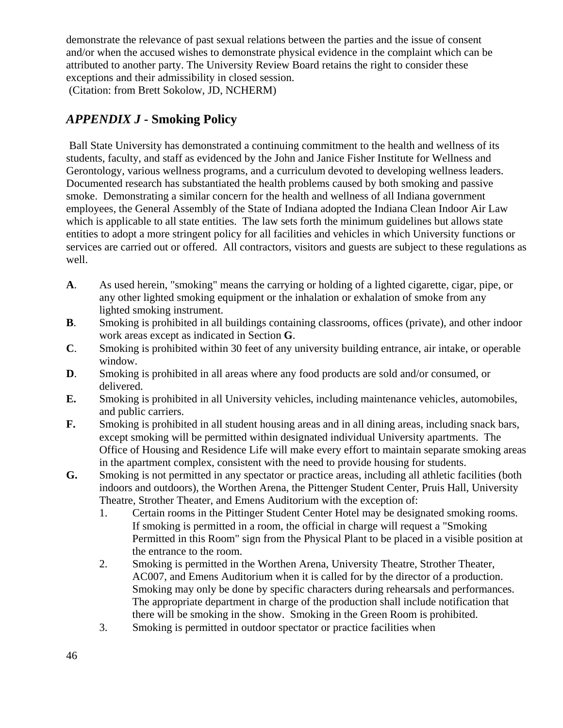demonstrate the relevance of past sexual relations between the parties and the issue of consent and/or when the accused wishes to demonstrate physical evidence in the complaint which can be attributed to another party. The University Review Board retains the right to consider these exceptions and their admissibility in closed session.
(Citation: from Brett Sokolow, JD, NCHERM)

## *APPENDIX J* - Smoking Policy

Ball State University has demonstrated a continuing commitment to the health and wellness of its students, faculty, and staff as evidenced by the John and Janice Fisher Institute for Wellness and Gerontology, various wellness programs, and a curriculum devoted to developing wellness leaders. Documented research has substantiated the health problems caused by both smoking and passive smoke. Demonstrating a similar concern for the health and wellness of all Indiana government employees, the General Assembly of the State of Indiana adopted the Indiana Clean Indoor Air Law which is applicable to all state entities. The law sets forth the minimum guidelines but allows state entities to adopt a more stringent policy for all facilities and vehicles in which University functions or services are carried out or offered. All contractors, visitors and guests are subject to these regulations as well.

**A**. As used herein, "smoking" means the carrying or holding of a lighted cigarette, cigar, pipe, or any other lighted smoking equipment or the inhalation or exhalation of smoke from any lighted smoking instrument.

**B**. Smoking is prohibited in all buildings containing classrooms, offices (private), and other indoor work areas except as indicated in Section **G**.

**C**. Smoking is prohibited within 30 feet of any university building entrance, air intake, or operable window.

**D**. Smoking is prohibited in all areas where any food products are sold and/or consumed, or delivered.

**E.** Smoking is prohibited in all University vehicles, including maintenance vehicles, automobiles, and public carriers.

**F.** Smoking is prohibited in all student housing areas and in all dining areas, including snack bars, except smoking will be permitted within designated individual University apartments. The Office of Housing and Residence Life will make every effort to maintain separate smoking areas in the apartment complex, consistent with the need to provide housing for students.

**G.** Smoking is not permitted in any spectator or practice areas, including all athletic facilities (both indoors and outdoors), the Worthen Arena, the Pittenger Student Center, Pruis Hall, University Theatre, Strother Theater, and Emens Auditorium with the exception of:

1. Certain rooms in the Pittinger Student Center Hotel may be designated smoking rooms. If smoking is permitted in a room, the official in charge will request a "Smoking Permitted in this Room" sign from the Physical Plant to be placed in a visible position at the entrance to the room.
2. Smoking is permitted in the Worthen Arena, University Theatre, Strother Theater, AC007, and Emens Auditorium when it is called for by the director of a production. Smoking may only be done by specific characters during rehearsals and performances. The appropriate department in charge of the production shall include notification that there will be smoking in the show. Smoking in the Green Room is prohibited.
3. Smoking is permitted in outdoor spectator or practice facilities when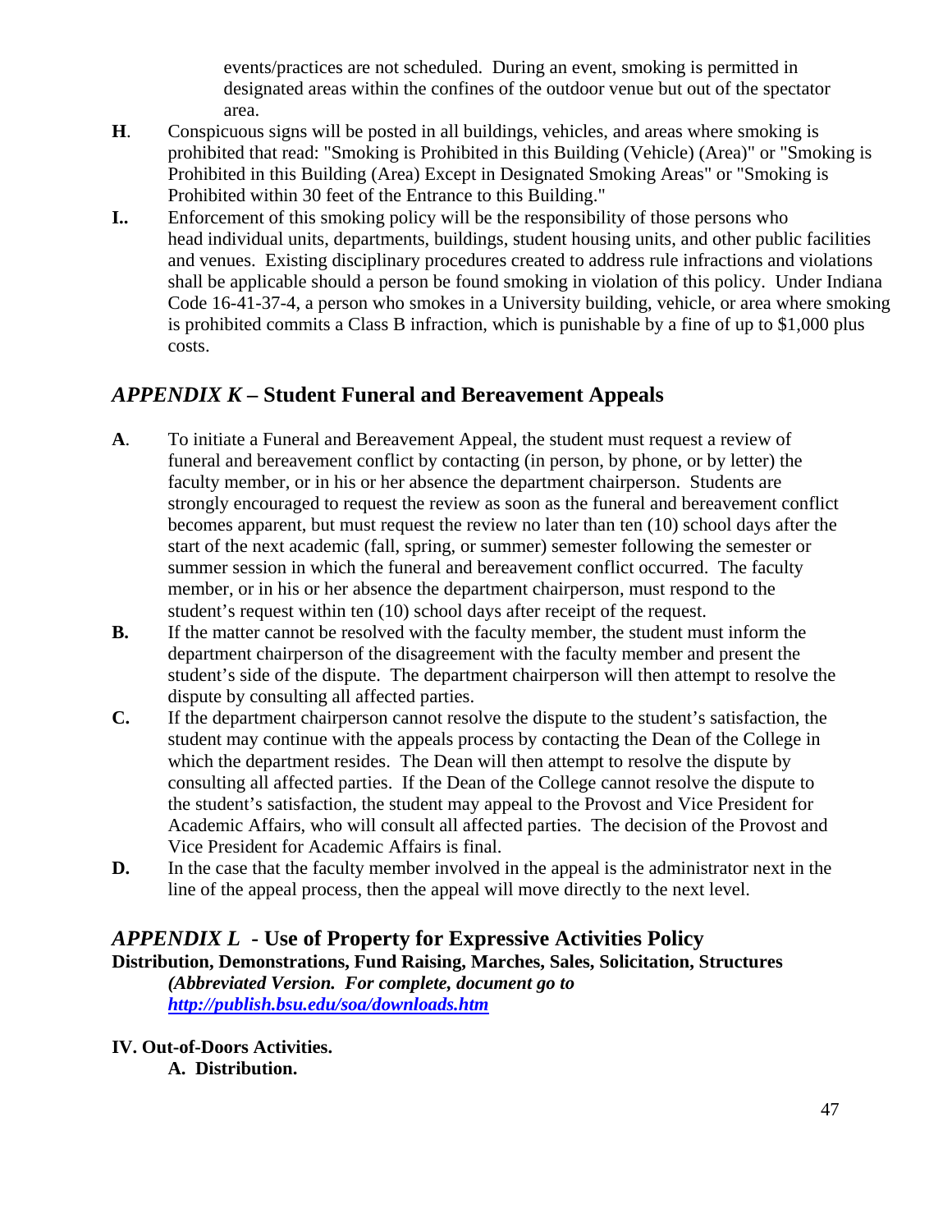events/practices are not scheduled. During an event, smoking is permitted in designated areas within the confines of the outdoor venue but out of the spectator area.

**H**. Conspicuous signs will be posted in all buildings, vehicles, and areas where smoking is prohibited that read: "Smoking is Prohibited in this Building (Vehicle) (Area)" or "Smoking is Prohibited in this Building (Area) Except in Designated Smoking Areas" or "Smoking is Prohibited within 30 feet of the Entrance to this Building."

**I..** Enforcement of this smoking policy will be the responsibility of those persons who head individual units, departments, buildings, student housing units, and other public facilities and venues. Existing disciplinary procedures created to address rule infractions and violations shall be applicable should a person be found smoking in violation of this policy. Under Indiana Code 16-41-37-4, a person who smokes in a University building, vehicle, or area where smoking is prohibited commits a Class B infraction, which is punishable by a fine of up to $1,000 plus costs.

## *APPENDIX K* – Student Funeral and Bereavement Appeals

**A**. To initiate a Funeral and Bereavement Appeal, the student must request a review of funeral and bereavement conflict by contacting (in person, by phone, or by letter) the faculty member, or in his or her absence the department chairperson. Students are strongly encouraged to request the review as soon as the funeral and bereavement conflict becomes apparent, but must request the review no later than ten (10) school days after the start of the next academic (fall, spring, or summer) semester following the semester or summer session in which the funeral and bereavement conflict occurred. The faculty member, or in his or her absence the department chairperson, must respond to the student's request within ten (10) school days after receipt of the request.

**B.** If the matter cannot be resolved with the faculty member, the student must inform the department chairperson of the disagreement with the faculty member and present the student's side of the dispute. The department chairperson will then attempt to resolve the dispute by consulting all affected parties.

**C.** If the department chairperson cannot resolve the dispute to the student's satisfaction, the student may continue with the appeals process by contacting the Dean of the College in which the department resides. The Dean will then attempt to resolve the dispute by consulting all affected parties. If the Dean of the College cannot resolve the dispute to the student's satisfaction, the student may appeal to the Provost and Vice President for Academic Affairs, who will consult all affected parties. The decision of the Provost and Vice President for Academic Affairs is final.

**D.** In the case that the faculty member involved in the appeal is the administrator next in the line of the appeal process, then the appeal will move directly to the next level.

## *APPENDIX L* - Use of Property for Expressive Activities Policy

**Distribution, Demonstrations, Fund Raising, Marches, Sales, Solicitation, Structures**

***(Abbreviated Version. For complete, document go to [http://publish.bsu.edu/soa/downloads.htm](http://publish.bsu.edu/soa/downloads.htm)***

**IV. Out-of-Doors Activities.**

**A. Distribution.**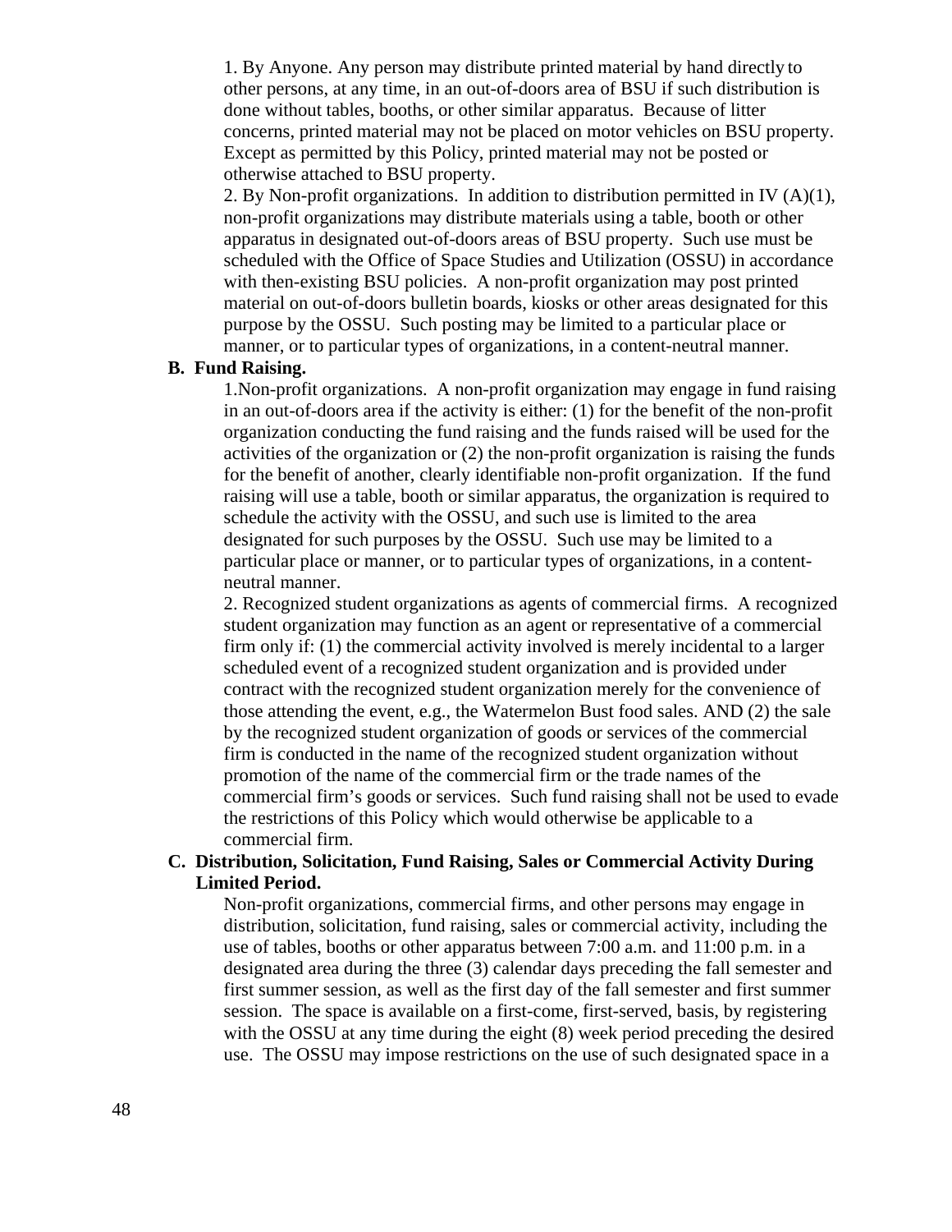1. By Anyone. Any person may distribute printed material by hand directly to other persons, at any time, in an out-of-doors area of BSU if such distribution is done without tables, booths, or other similar apparatus. Because of litter concerns, printed material may not be placed on motor vehicles on BSU property. Except as permitted by this Policy, printed material may not be posted or otherwise attached to BSU property.

2. By Non-profit organizations. In addition to distribution permitted in IV (A)(1), non-profit organizations may distribute materials using a table, booth or other apparatus in designated out-of-doors areas of BSU property. Such use must be scheduled with the Office of Space Studies and Utilization (OSSU) in accordance with then-existing BSU policies. A non-profit organization may post printed material on out-of-doors bulletin boards, kiosks or other areas designated for this purpose by the OSSU. Such posting may be limited to a particular place or manner, or to particular types of organizations, in a content-neutral manner.

**B. Fund Raising.**

1.Non-profit organizations. A non-profit organization may engage in fund raising in an out-of-doors area if the activity is either: (1) for the benefit of the non-profit organization conducting the fund raising and the funds raised will be used for the activities of the organization or (2) the non-profit organization is raising the funds for the benefit of another, clearly identifiable non-profit organization. If the fund raising will use a table, booth or similar apparatus, the organization is required to schedule the activity with the OSSU, and such use is limited to the area designated for such purposes by the OSSU. Such use may be limited to a particular place or manner, or to particular types of organizations, in a content-neutral manner.

2. Recognized student organizations as agents of commercial firms. A recognized student organization may function as an agent or representative of a commercial firm only if: (1) the commercial activity involved is merely incidental to a larger scheduled event of a recognized student organization and is provided under contract with the recognized student organization merely for the convenience of those attending the event, e.g., the Watermelon Bust food sales. AND (2) the sale by the recognized student organization of goods or services of the commercial firm is conducted in the name of the recognized student organization without promotion of the name of the commercial firm or the trade names of the commercial firm's goods or services. Such fund raising shall not be used to evade the restrictions of this Policy which would otherwise be applicable to a commercial firm.

**C. Distribution, Solicitation, Fund Raising, Sales or Commercial Activity During Limited Period.**

Non-profit organizations, commercial firms, and other persons may engage in distribution, solicitation, fund raising, sales or commercial activity, including the use of tables, booths or other apparatus between 7:00 a.m. and 11:00 p.m. in a designated area during the three (3) calendar days preceding the fall semester and first summer session, as well as the first day of the fall semester and first summer session. The space is available on a first-come, first-served, basis, by registering with the OSSU at any time during the eight (8) week period preceding the desired use. The OSSU may impose restrictions on the use of such designated space in a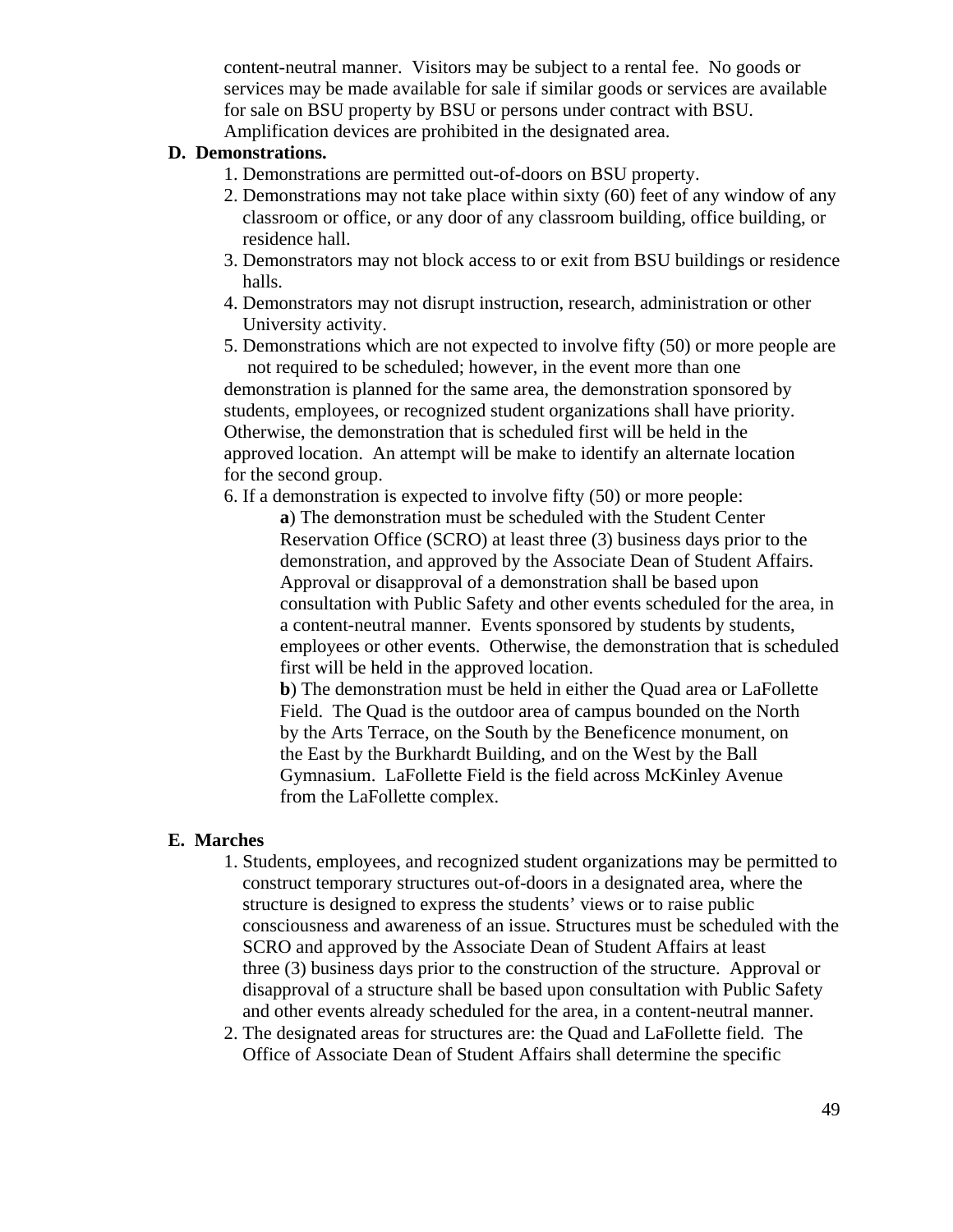content-neutral manner. Visitors may be subject to a rental fee. No goods or services may be made available for sale if similar goods or services are available for sale on BSU property by BSU or persons under contract with BSU. Amplification devices are prohibited in the designated area.

**D. Demonstrations.**

1. Demonstrations are permitted out-of-doors on BSU property.
2. Demonstrations may not take place within sixty (60) feet of any window of any classroom or office, or any door of any classroom building, office building, or residence hall.
3. Demonstrators may not block access to or exit from BSU buildings or residence halls.
4. Demonstrators may not disrupt instruction, research, administration or other University activity.
5. Demonstrations which are not expected to involve fifty (50) or more people are not required to be scheduled; however, in the event more than one demonstration is planned for the same area, the demonstration sponsored by students, employees, or recognized student organizations shall have priority. Otherwise, the demonstration that is scheduled first will be held in the approved location. An attempt will be make to identify an alternate location for the second group.
6. If a demonstration is expected to involve fifty (50) or more people:

   **a**) The demonstration must be scheduled with the Student Center Reservation Office (SCRO) at least three (3) business days prior to the demonstration, and approved by the Associate Dean of Student Affairs. Approval or disapproval of a demonstration shall be based upon consultation with Public Safety and other events scheduled for the area, in a content-neutral manner. Events sponsored by students by students, employees or other events. Otherwise, the demonstration that is scheduled first will be held in the approved location.

   **b**) The demonstration must be held in either the Quad area or LaFollette Field. The Quad is the outdoor area of campus bounded on the North by the Arts Terrace, on the South by the Beneficence monument, on the East by the Burkhardt Building, and on the West by the Ball Gymnasium. LaFollette Field is the field across McKinley Avenue from the LaFollette complex.

**E. Marches**

1. Students, employees, and recognized student organizations may be permitted to construct temporary structures out-of-doors in a designated area, where the structure is designed to express the students' views or to raise public consciousness and awareness of an issue. Structures must be scheduled with the SCRO and approved by the Associate Dean of Student Affairs at least three (3) business days prior to the construction of the structure. Approval or disapproval of a structure shall be based upon consultation with Public Safety and other events already scheduled for the area, in a content-neutral manner.
2. The designated areas for structures are: the Quad and LaFollette field. The Office of Associate Dean of Student Affairs shall determine the specific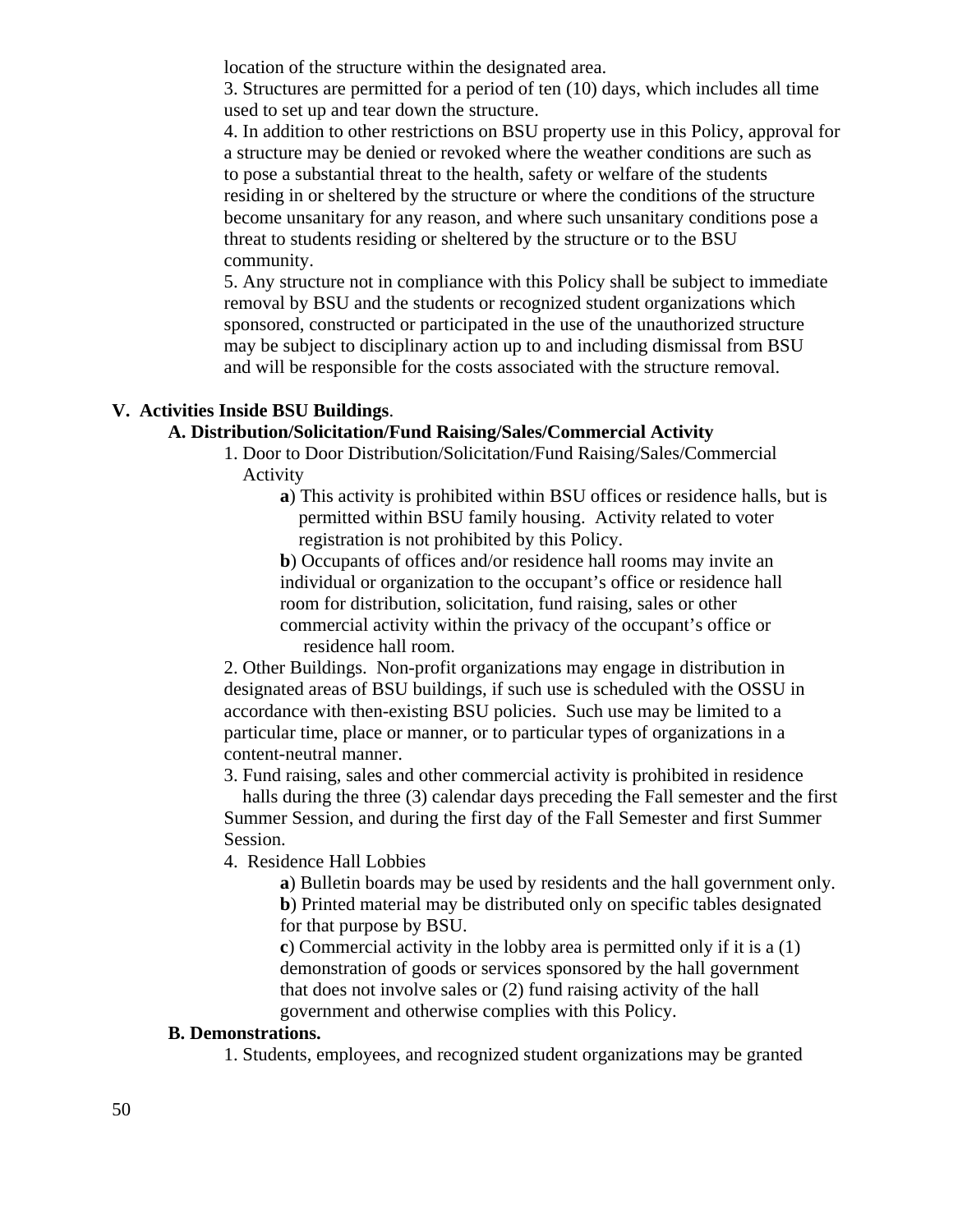location of the structure within the designated area.

3. Structures are permitted for a period of ten (10) days, which includes all time used to set up and tear down the structure.

4. In addition to other restrictions on BSU property use in this Policy, approval for a structure may be denied or revoked where the weather conditions are such as to pose a substantial threat to the health, safety or welfare of the students residing in or sheltered by the structure or where the conditions of the structure become unsanitary for any reason, and where such unsanitary conditions pose a threat to students residing or sheltered by the structure or to the BSU community.

5. Any structure not in compliance with this Policy shall be subject to immediate removal by BSU and the students or recognized student organizations which sponsored, constructed or participated in the use of the unauthorized structure may be subject to disciplinary action up to and including dismissal from BSU and will be responsible for the costs associated with the structure removal.

## V. Activities Inside BSU Buildings.

### A. Distribution/Solicitation/Fund Raising/Sales/Commercial Activity

1. Door to Door Distribution/Solicitation/Fund Raising/Sales/Commercial Activity

   **a**) This activity is prohibited within BSU offices or residence halls, but is permitted within BSU family housing. Activity related to voter registration is not prohibited by this Policy.

   **b**) Occupants of offices and/or residence hall rooms may invite an individual or organization to the occupant's office or residence hall room for distribution, solicitation, fund raising, sales or other commercial activity within the privacy of the occupant's office or residence hall room.

2. Other Buildings. Non-profit organizations may engage in distribution in designated areas of BSU buildings, if such use is scheduled with the OSSU in accordance with then-existing BSU policies. Such use may be limited to a particular time, place or manner, or to particular types of organizations in a content-neutral manner.

3. Fund raising, sales and other commercial activity is prohibited in residence halls during the three (3) calendar days preceding the Fall semester and the first Summer Session, and during the first day of the Fall Semester and first Summer Session.

4. Residence Hall Lobbies

   **a**) Bulletin boards may be used by residents and the hall government only.

   **b**) Printed material may be distributed only on specific tables designated for that purpose by BSU.

   **c**) Commercial activity in the lobby area is permitted only if it is a (1) demonstration of goods or services sponsored by the hall government that does not involve sales or (2) fund raising activity of the hall government and otherwise complies with this Policy.

### B. Demonstrations.

1. Students, employees, and recognized student organizations may be granted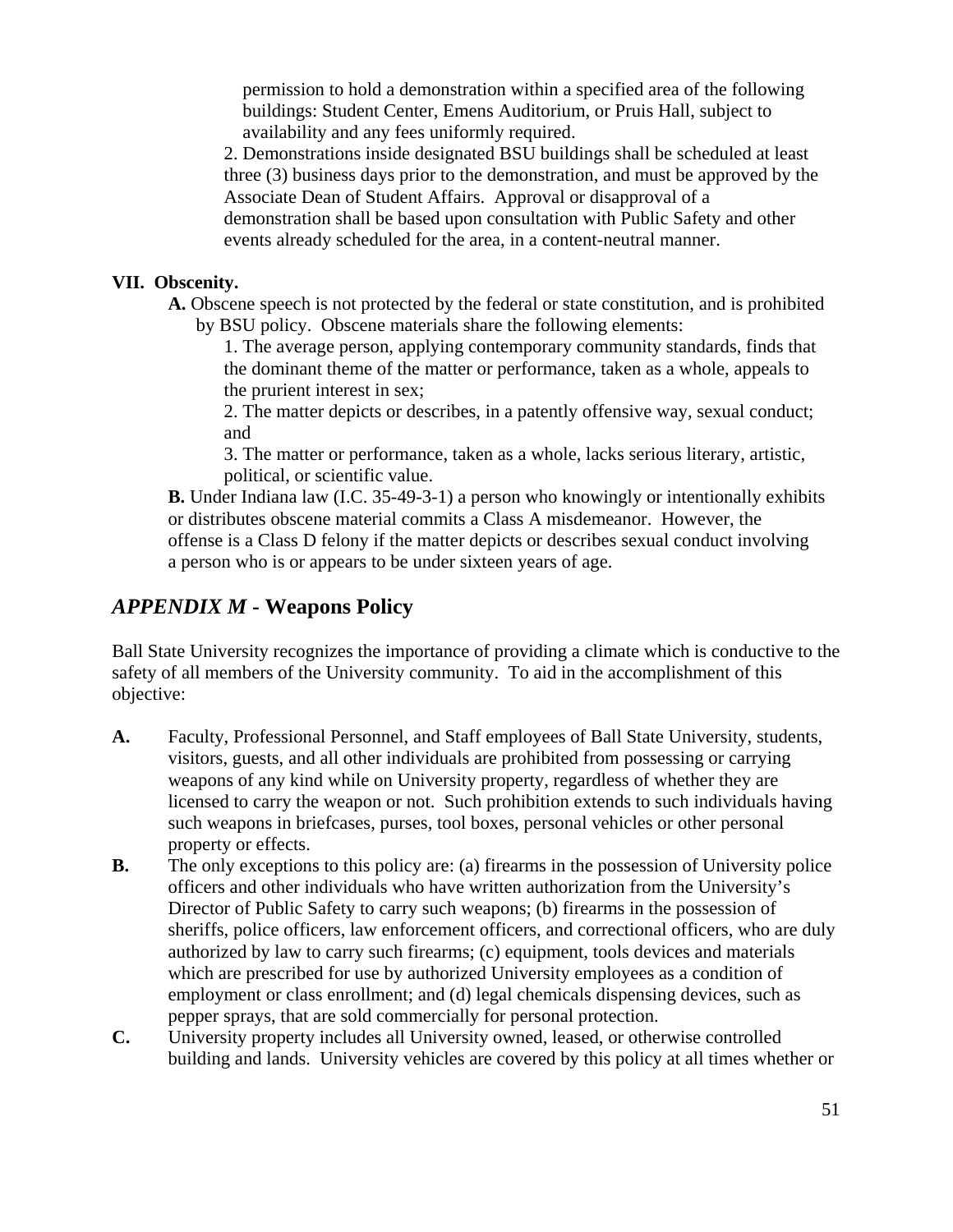permission to hold a demonstration within a specified area of the following buildings: Student Center, Emens Auditorium, or Pruis Hall, subject to availability and any fees uniformly required.

2. Demonstrations inside designated BSU buildings shall be scheduled at least three (3) business days prior to the demonstration, and must be approved by the Associate Dean of Student Affairs. Approval or disapproval of a demonstration shall be based upon consultation with Public Safety and other events already scheduled for the area, in a content-neutral manner.

**VII. Obscenity.**

**A.** Obscene speech is not protected by the federal or state constitution, and is prohibited by BSU policy. Obscene materials share the following elements:

1. The average person, applying contemporary community standards, finds that the dominant theme of the matter or performance, taken as a whole, appeals to the prurient interest in sex;
2. The matter depicts or describes, in a patently offensive way, sexual conduct; and
3. The matter or performance, taken as a whole, lacks serious literary, artistic, political, or scientific value.

**B.** Under Indiana law (I.C. 35-49-3-1) a person who knowingly or intentionally exhibits or distributes obscene material commits a Class A misdemeanor. However, the offense is a Class D felony if the matter depicts or describes sexual conduct involving a person who is or appears to be under sixteen years of age.

## *APPENDIX M* - Weapons Policy

Ball State University recognizes the importance of providing a climate which is conductive to the safety of all members of the University community. To aid in the accomplishment of this objective:

**A.** Faculty, Professional Personnel, and Staff employees of Ball State University, students, visitors, guests, and all other individuals are prohibited from possessing or carrying weapons of any kind while on University property, regardless of whether they are licensed to carry the weapon or not. Such prohibition extends to such individuals having such weapons in briefcases, purses, tool boxes, personal vehicles or other personal property or effects.

**B.** The only exceptions to this policy are: (a) firearms in the possession of University police officers and other individuals who have written authorization from the University's Director of Public Safety to carry such weapons; (b) firearms in the possession of sheriffs, police officers, law enforcement officers, and correctional officers, who are duly authorized by law to carry such firearms; (c) equipment, tools devices and materials which are prescribed for use by authorized University employees as a condition of employment or class enrollment; and (d) legal chemicals dispensing devices, such as pepper sprays, that are sold commercially for personal protection.

**C.** University property includes all University owned, leased, or otherwise controlled building and lands. University vehicles are covered by this policy at all times whether or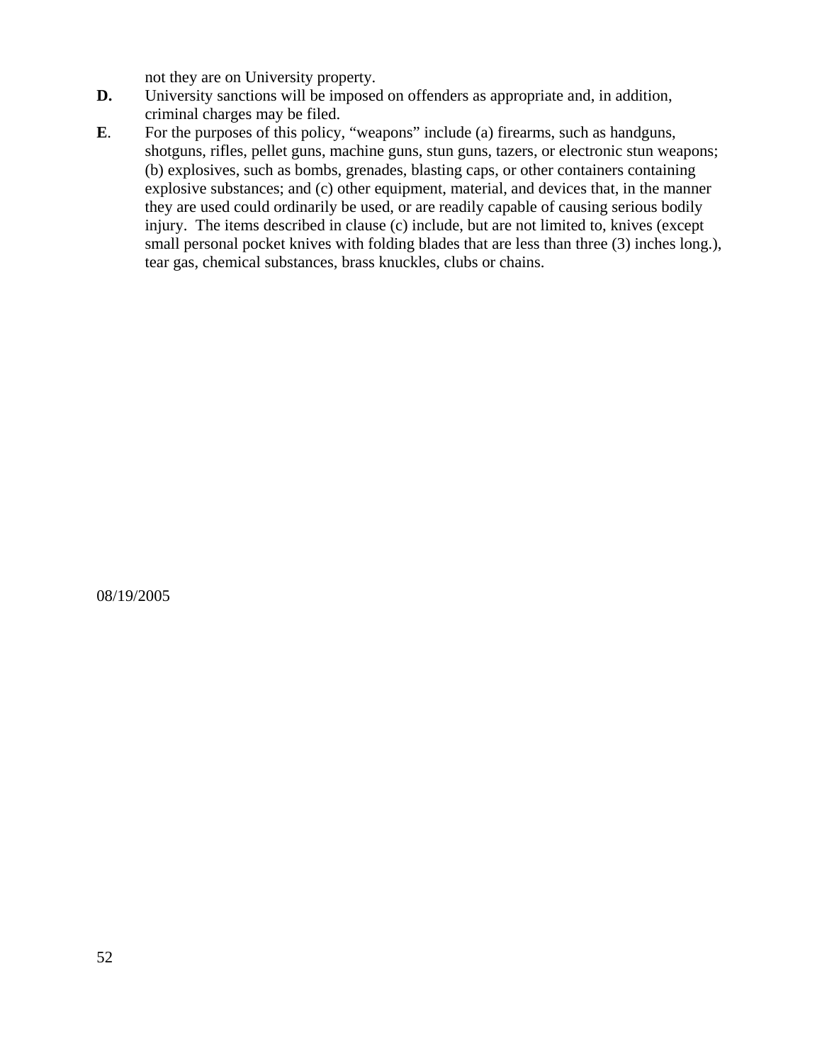not they are on University property.

**D.** University sanctions will be imposed on offenders as appropriate and, in addition, criminal charges may be filed.

**E**. For the purposes of this policy, "weapons" include (a) firearms, such as handguns, shotguns, rifles, pellet guns, machine guns, stun guns, tazers, or electronic stun weapons; (b) explosives, such as bombs, grenades, blasting caps, or other containers containing explosive substances; and (c) other equipment, material, and devices that, in the manner they are used could ordinarily be used, or are readily capable of causing serious bodily injury. The items described in clause (c) include, but are not limited to, knives (except small personal pocket knives with folding blades that are less than three (3) inches long.), tear gas, chemical substances, brass knuckles, clubs or chains.

08/19/2005